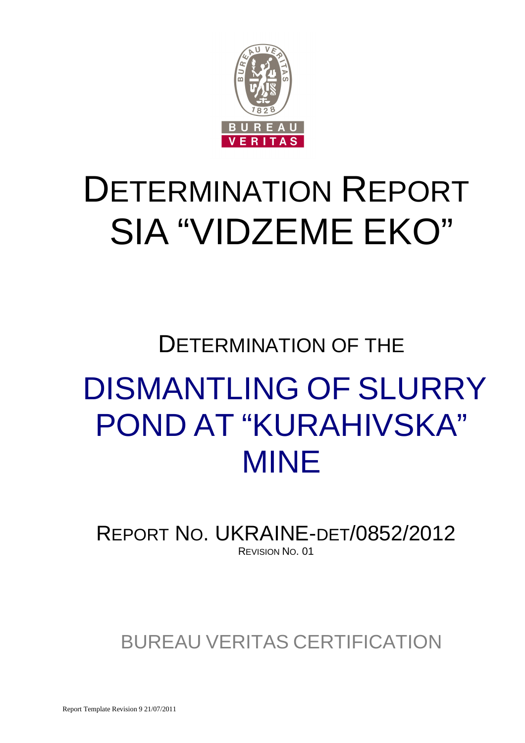# DETERMINATION REPORT SIA "VIDZEME EKO"

## DETERMINATION OF THE

# DISMANTLING OF SLURRY POND AT "KURAHIVSKA" MINE

REPORT NO. UKRAINE-DET/0852/2012

REVISION NO. 01

BUREAU VERITAS CERTIFICATION

Report Template Revision 9 21/07/2011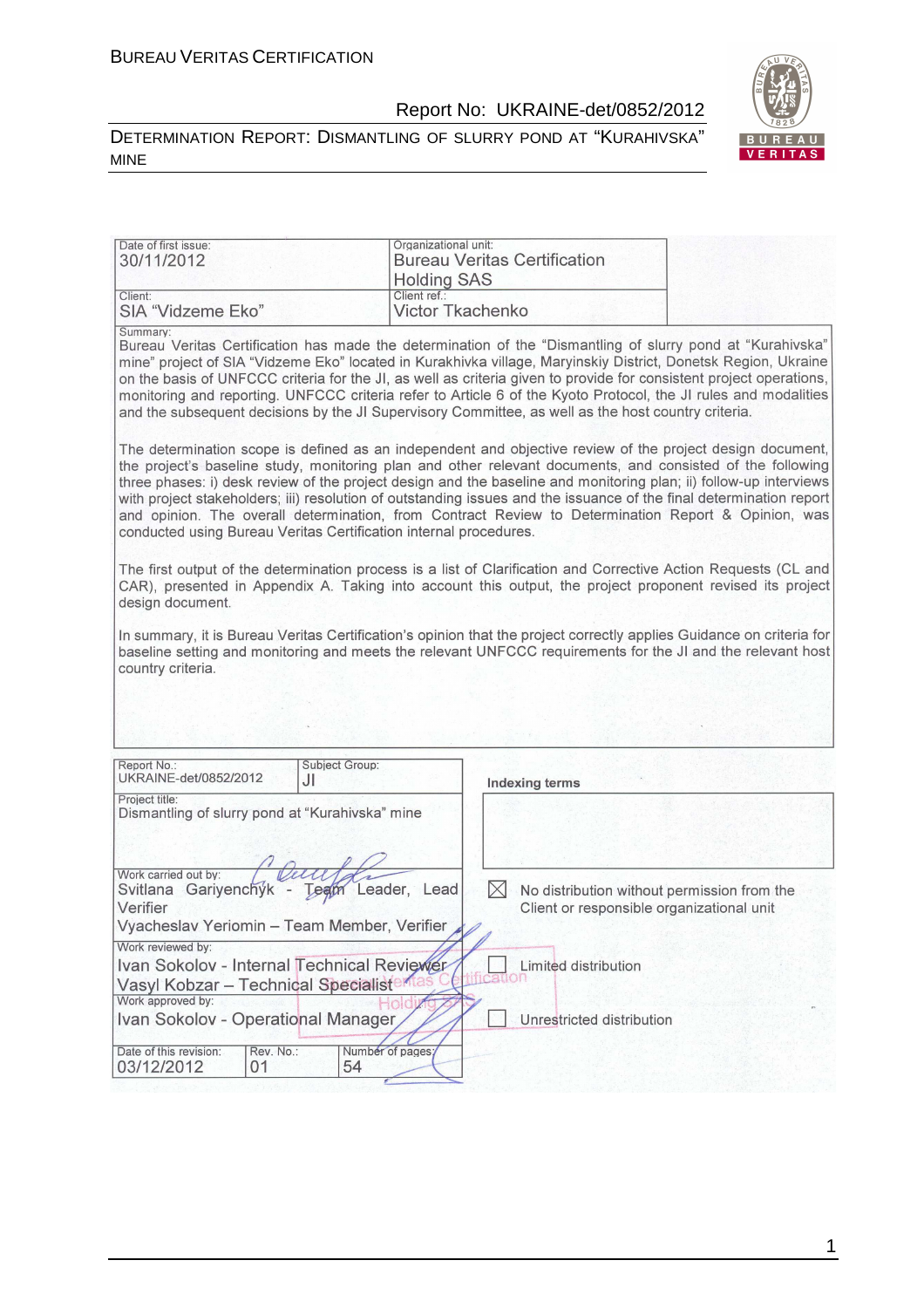| Date of first issue: 30/11/2012 | Organizational unit: Bureau Veritas Certification Holding SAS |
|---|---|
| Client: SIA "Vidzeme Eko" | Client ref.: Victor Tkachenko |

Summary:

Bureau Veritas Certification has made the determination of the "Dismantling of slurry pond at "Kurahivska" mine" project of SIA "Vidzeme Eko" located in Kurakhivka village, Maryinskiy District, Donetsk Region, Ukraine on the basis of UNFCCC criteria for the JI, as well as criteria given to provide for consistent project operations, monitoring and reporting. UNFCCC criteria refer to Article 6 of the Kyoto Protocol, the JI rules and modalities and the subsequent decisions by the JI Supervisory Committee, as well as the host country criteria.

The determination scope is defined as an independent and objective review of the project design document, the project's baseline study, monitoring plan and other relevant documents, and consisted of the following three phases: i) desk review of the project design and the baseline and monitoring plan; ii) follow-up interviews with project stakeholders; iii) resolution of outstanding issues and the issuance of the final determination report and opinion. The overall determination, from Contract Review to Determination Report & Opinion, was conducted using Bureau Veritas Certification internal procedures.

The first output of the determination process is a list of Clarification and Corrective Action Requests (CL and CAR), presented in Appendix A. Taking into account this output, the project proponent revised its project design document.

In summary, it is Bureau Veritas Certification's opinion that the project correctly applies Guidance on criteria for baseline setting and monitoring and meets the relevant UNFCCC requirements for the JI and the relevant host country criteria.

| Report No.: UKRAINE-det/0852/2012 | Subject Group: JI | Indexing terms |
|---|---|---|
| Project title: Dismantling of slurry pond at "Kurahivska" mine | | |
| Work carried out by: Svitlana Gariyenchyk - Team Leader, Lead Verifier; Vyacheslav Yeriomin – Team Member, Verifier | | ☒ No distribution without permission from the Client or responsible organizational unit |
| Work reviewed by: Ivan Sokolov - Internal Technical Reviewer; Vasyl Kobzar – Technical Specialist | | ☐ Limited distribution |
| Work approved by: Ivan Sokolov - Operational Manager | | ☐ Unrestricted distribution |
| Date of this revision: 03/12/2012 | Rev. No.: 01 | Number of pages: 54 |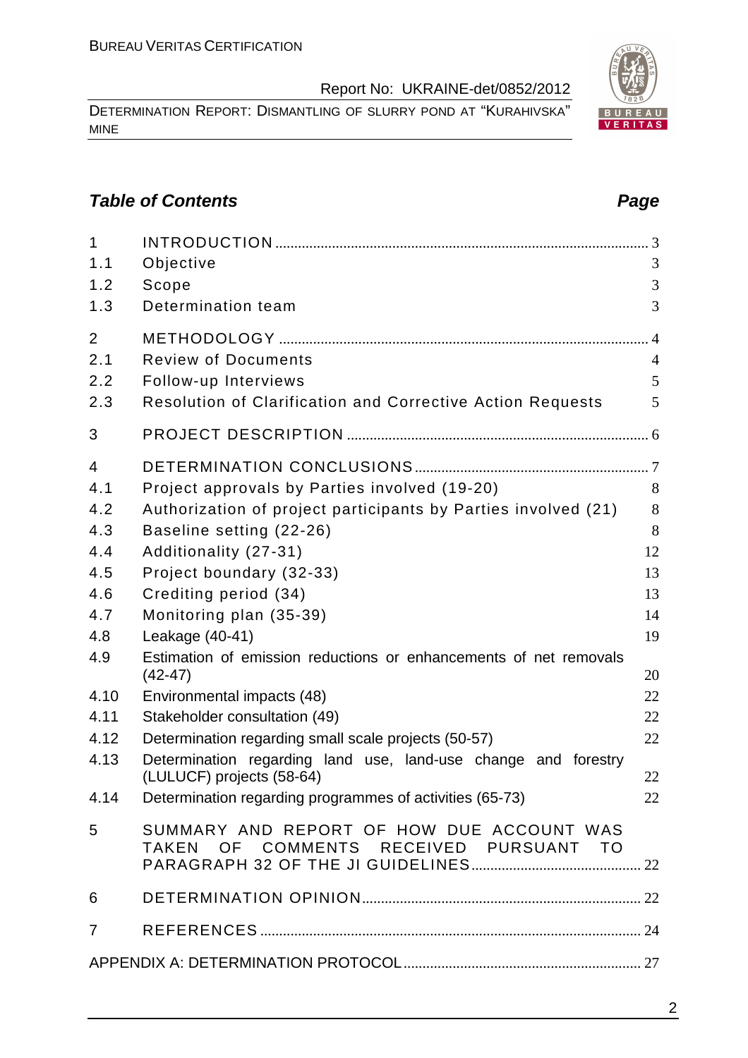## Table of Contents

| | | Page |
|---|---|---|
| 1 | INTRODUCTION | 3 |
| 1.1 | Objective | 3 |
| 1.2 | Scope | 3 |
| 1.3 | Determination team | 3 |
| 2 | METHODOLOGY | 4 |
| 2.1 | Review of Documents | 4 |
| 2.2 | Follow-up Interviews | 5 |
| 2.3 | Resolution of Clarification and Corrective Action Requests | 5 |
| 3 | PROJECT DESCRIPTION | 6 |
| 4 | DETERMINATION CONCLUSIONS | 7 |
| 4.1 | Project approvals by Parties involved (19-20) | 8 |
| 4.2 | Authorization of project participants by Parties involved (21) | 8 |
| 4.3 | Baseline setting (22-26) | 8 |
| 4.4 | Additionality (27-31) | 12 |
| 4.5 | Project boundary (32-33) | 13 |
| 4.6 | Crediting period (34) | 13 |
| 4.7 | Monitoring plan (35-39) | 14 |
| 4.8 | Leakage (40-41) | 19 |
| 4.9 | Estimation of emission reductions or enhancements of net removals (42-47) | 20 |
| 4.10 | Environmental impacts (48) | 22 |
| 4.11 | Stakeholder consultation (49) | 22 |
| 4.12 | Determination regarding small scale projects (50-57) | 22 |
| 4.13 | Determination regarding land use, land-use change and forestry (LULUCF) projects (58-64) | 22 |
| 4.14 | Determination regarding programmes of activities (65-73) | 22 |
| 5 | SUMMARY AND REPORT OF HOW DUE ACCOUNT WAS TAKEN OF COMMENTS RECEIVED PURSUANT TO PARAGRAPH 32 OF THE JI GUIDELINES | 22 |
| 6 | DETERMINATION OPINION | 22 |
| 7 | REFERENCES | 24 |
| | APPENDIX A: DETERMINATION PROTOCOL | 27 |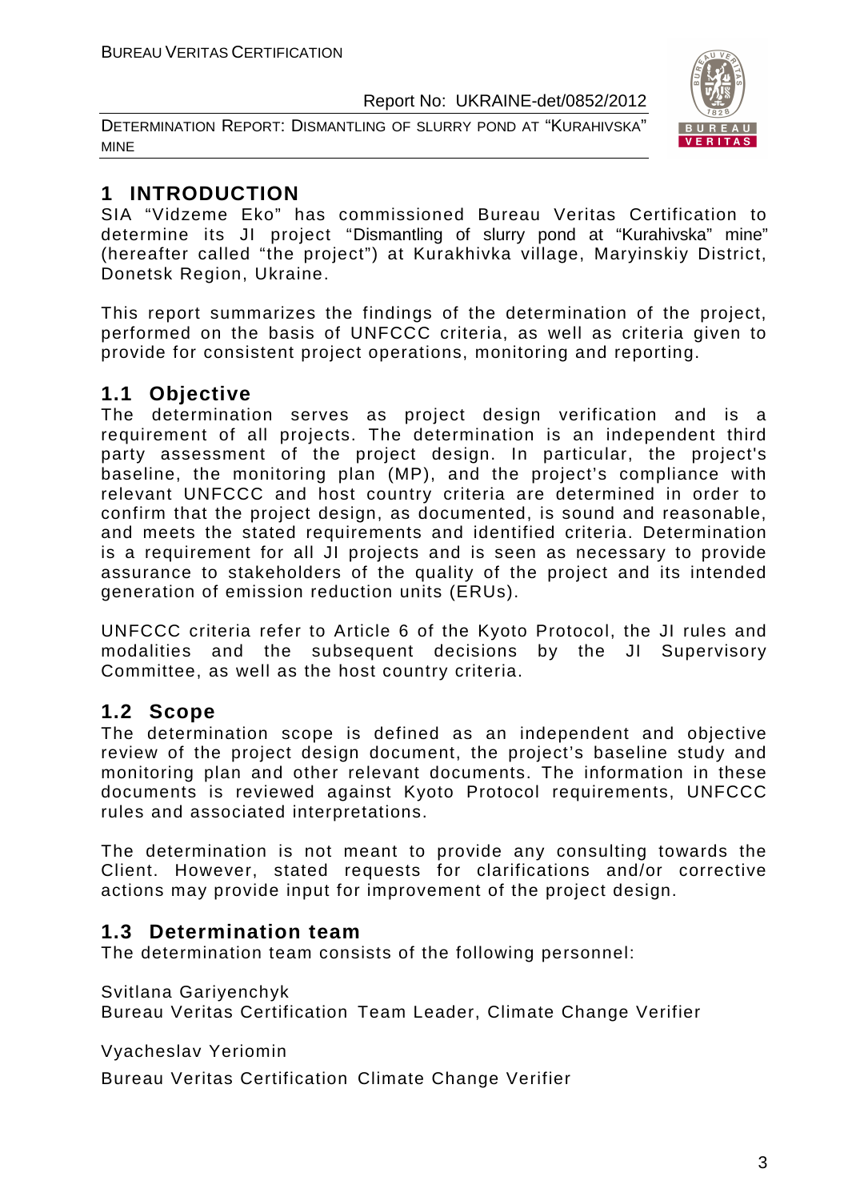# 1 INTRODUCTION

SIA "Vidzeme Eko" has commissioned Bureau Veritas Certification to determine its JI project "Dismantling of slurry pond at "Kurahivska" mine" (hereafter called "the project") at Kurakhivka village, Maryinskiy District, Donetsk Region, Ukraine.

This report summarizes the findings of the determination of the project, performed on the basis of UNFCCC criteria, as well as criteria given to provide for consistent project operations, monitoring and reporting.

## 1.1 Objective

The determination serves as project design verification and is a requirement of all projects. The determination is an independent third party assessment of the project design. In particular, the project's baseline, the monitoring plan (MP), and the project's compliance with relevant UNFCCC and host country criteria are determined in order to confirm that the project design, as documented, is sound and reasonable, and meets the stated requirements and identified criteria. Determination is a requirement for all JI projects and is seen as necessary to provide assurance to stakeholders of the quality of the project and its intended generation of emission reduction units (ERUs).

UNFCCC criteria refer to Article 6 of the Kyoto Protocol, the JI rules and modalities and the subsequent decisions by the JI Supervisory Committee, as well as the host country criteria.

## 1.2 Scope

The determination scope is defined as an independent and objective review of the project design document, the project's baseline study and monitoring plan and other relevant documents. The information in these documents is reviewed against Kyoto Protocol requirements, UNFCCC rules and associated interpretations.

The determination is not meant to provide any consulting towards the Client. However, stated requests for clarifications and/or corrective actions may provide input for improvement of the project design.

## 1.3 Determination team

The determination team consists of the following personnel:

Svitlana Gariyenchyk
Bureau Veritas Certification Team Leader, Climate Change Verifier

Vyacheslav Yeriomin
Bureau Veritas Certification Climate Change Verifier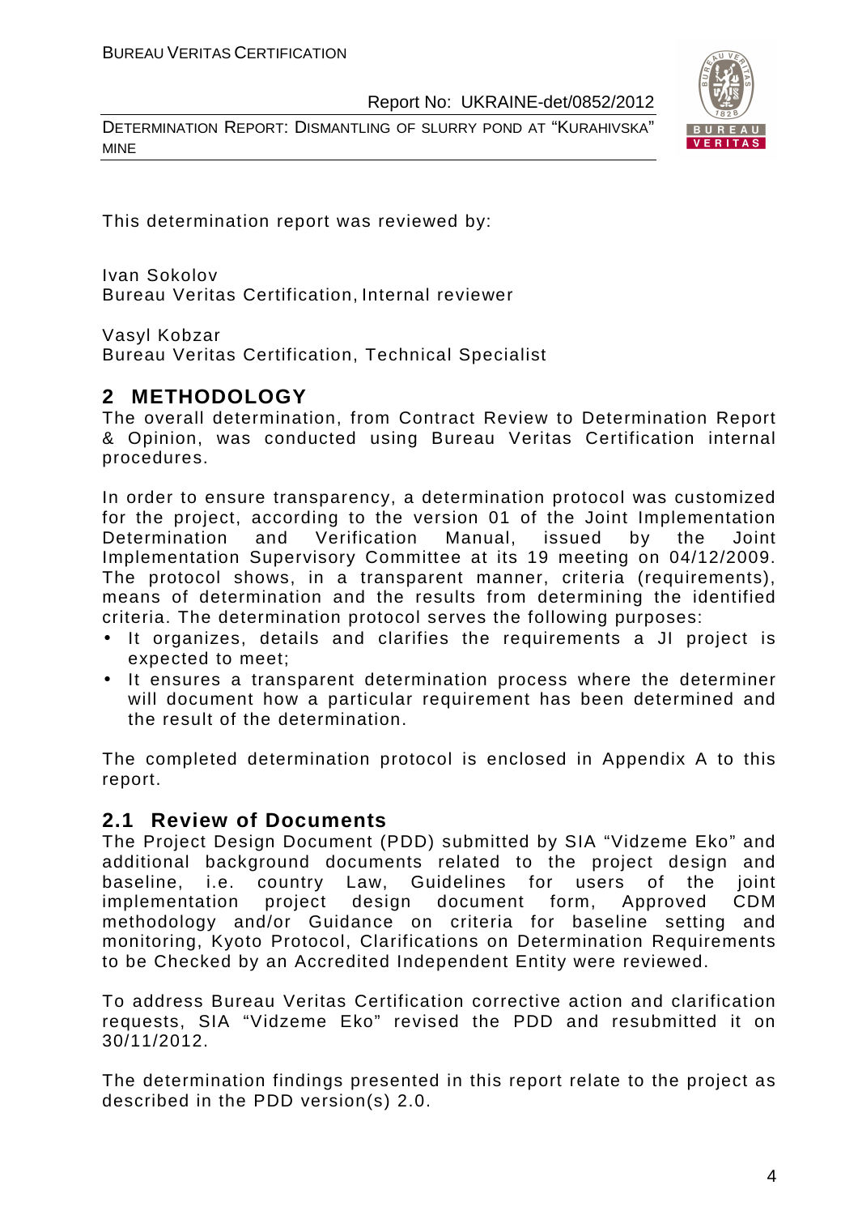This determination report was reviewed by:

Ivan Sokolov
Bureau Veritas Certification, Internal reviewer

Vasyl Kobzar
Bureau Veritas Certification, Technical Specialist

## 2 METHODOLOGY

The overall determination, from Contract Review to Determination Report & Opinion, was conducted using Bureau Veritas Certification internal procedures.

In order to ensure transparency, a determination protocol was customized for the project, according to the version 01 of the Joint Implementation Determination and Verification Manual, issued by the Joint Implementation Supervisory Committee at its 19 meeting on 04/12/2009. The protocol shows, in a transparent manner, criteria (requirements), means of determination and the results from determining the identified criteria. The determination protocol serves the following purposes:

- It organizes, details and clarifies the requirements a JI project is expected to meet;
- It ensures a transparent determination process where the determiner will document how a particular requirement has been determined and the result of the determination.

The completed determination protocol is enclosed in Appendix A to this report.

### 2.1 Review of Documents

The Project Design Document (PDD) submitted by SIA "Vidzeme Eko" and additional background documents related to the project design and baseline, i.e. country Law, Guidelines for users of the joint implementation project design document form, Approved CDM methodology and/or Guidance on criteria for baseline setting and monitoring, Kyoto Protocol, Clarifications on Determination Requirements to be Checked by an Accredited Independent Entity were reviewed.

To address Bureau Veritas Certification corrective action and clarification requests, SIA "Vidzeme Eko" revised the PDD and resubmitted it on 30/11/2012.

The determination findings presented in this report relate to the project as described in the PDD version(s) 2.0.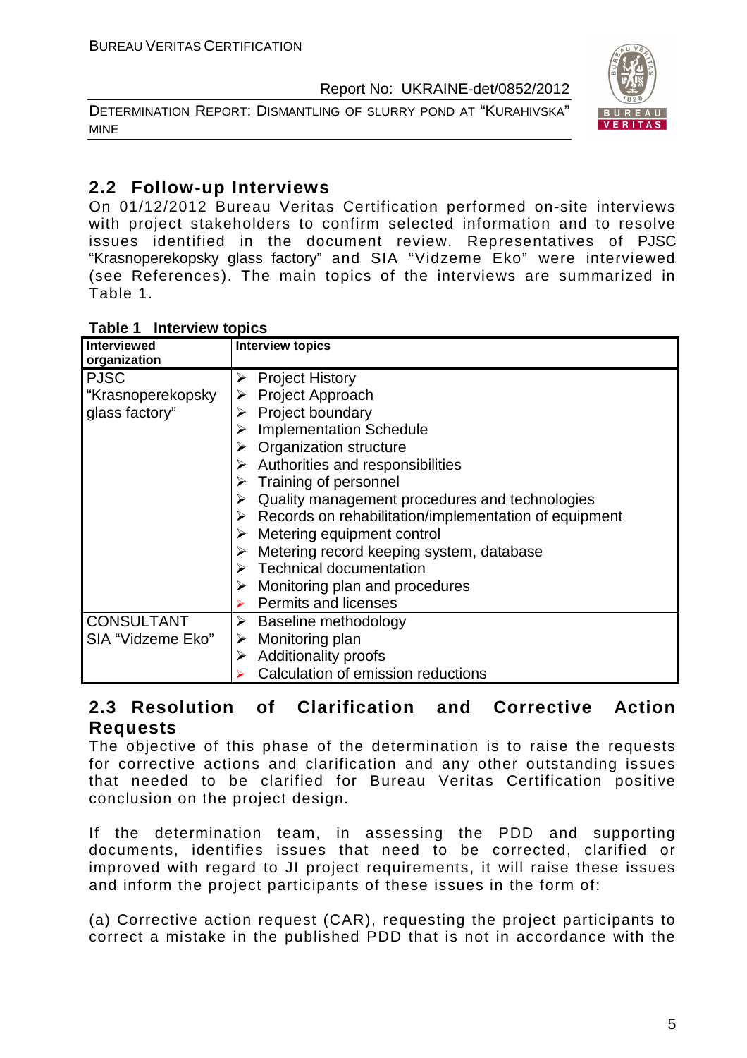## 2.2 Follow-up Interviews

On 01/12/2012 Bureau Veritas Certification performed on-site interviews with project stakeholders to confirm selected information and to resolve issues identified in the document review. Representatives of PJSC "Krasnoperekopsky glass factory" and SIA "Vidzeme Eko" were interviewed (see References). The main topics of the interviews are summarized in Table 1.

**Table 1 Interview topics**

| Interviewed organization | Interview topics |
|---|---|
| PJSC "Krasnoperekopsky glass factory" | ➢ Project History<br>➢ Project Approach<br>➢ Project boundary<br>➢ Implementation Schedule<br>➢ Organization structure<br>➢ Authorities and responsibilities<br>➢ Training of personnel<br>➢ Quality management procedures and technologies<br>➢ Records on rehabilitation/implementation of equipment<br>➢ Metering equipment control<br>➢ Metering record keeping system, database<br>➢ Technical documentation<br>➢ Monitoring plan and procedures<br>➢ Permits and licenses |
| CONSULTANT SIA "Vidzeme Eko" | ➢ Baseline methodology<br>➢ Monitoring plan<br>➢ Additionality proofs<br>➢ Calculation of emission reductions |

## 2.3 Resolution of Clarification and Corrective Action Requests

The objective of this phase of the determination is to raise the requests for corrective actions and clarification and any other outstanding issues that needed to be clarified for Bureau Veritas Certification positive conclusion on the project design.

If the determination team, in assessing the PDD and supporting documents, identifies issues that need to be corrected, clarified or improved with regard to JI project requirements, it will raise these issues and inform the project participants of these issues in the form of:

(a) Corrective action request (CAR), requesting the project participants to correct a mistake in the published PDD that is not in accordance with the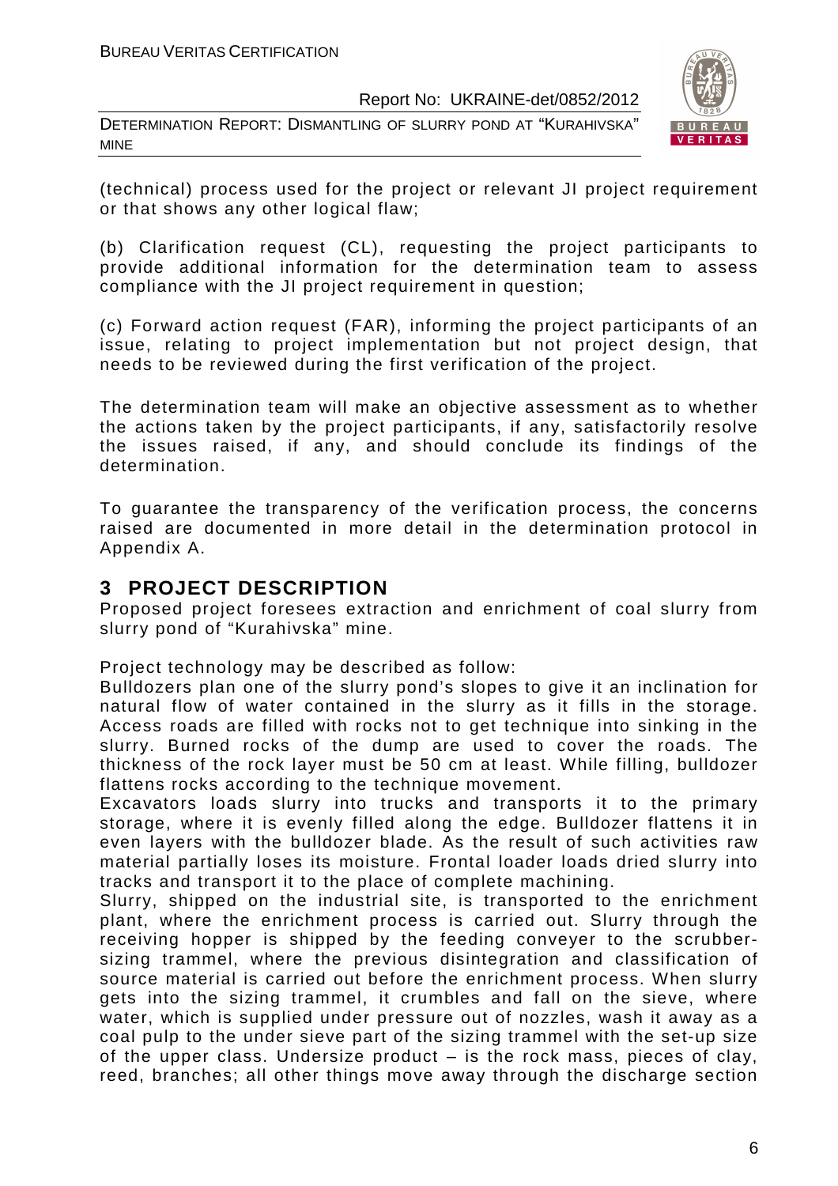(technical) process used for the project or relevant JI project requirement or that shows any other logical flaw;

(b) Clarification request (CL), requesting the project participants to provide additional information for the determination team to assess compliance with the JI project requirement in question;

(c) Forward action request (FAR), informing the project participants of an issue, relating to project implementation but not project design, that needs to be reviewed during the first verification of the project.

The determination team will make an objective assessment as to whether the actions taken by the project participants, if any, satisfactorily resolve the issues raised, if any, and should conclude its findings of the determination.

To guarantee the transparency of the verification process, the concerns raised are documented in more detail in the determination protocol in Appendix A.

# 3 PROJECT DESCRIPTION

Proposed project foresees extraction and enrichment of coal slurry from slurry pond of "Kurahivska" mine.

Project technology may be described as follow:

Bulldozers plan one of the slurry pond's slopes to give it an inclination for natural flow of water contained in the slurry as it fills in the storage. Access roads are filled with rocks not to get technique into sinking in the slurry. Burned rocks of the dump are used to cover the roads. The thickness of the rock layer must be 50 cm at least. While filling, bulldozer flattens rocks according to the technique movement.

Excavators loads slurry into trucks and transports it to the primary storage, where it is evenly filled along the edge. Bulldozer flattens it in even layers with the bulldozer blade. As the result of such activities raw material partially loses its moisture. Frontal loader loads dried slurry into tracks and transport it to the place of complete machining.

Slurry, shipped on the industrial site, is transported to the enrichment plant, where the enrichment process is carried out. Slurry through the receiving hopper is shipped by the feeding conveyer to the scrubber-sizing trammel, where the previous disintegration and classification of source material is carried out before the enrichment process. When slurry gets into the sizing trammel, it crumbles and fall on the sieve, where water, which is supplied under pressure out of nozzles, wash it away as a coal pulp to the under sieve part of the sizing trammel with the set-up size of the upper class. Undersize product – is the rock mass, pieces of clay, reed, branches; all other things move away through the discharge section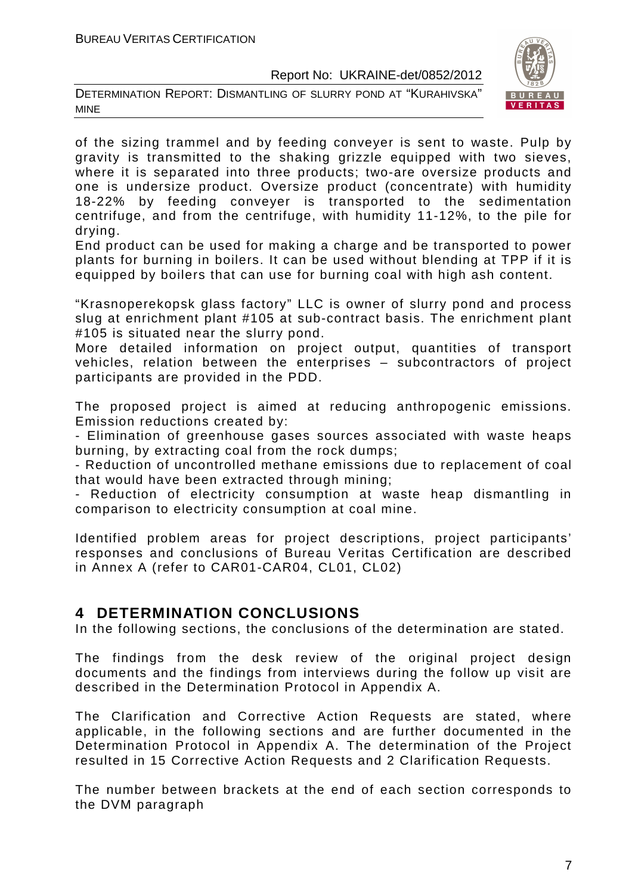of the sizing trammel and by feeding conveyer is sent to waste. Pulp by gravity is transmitted to the shaking grizzle equipped with two sieves, where it is separated into three products; two-are oversize products and one is undersize product. Oversize product (concentrate) with humidity 18-22% by feeding conveyer is transported to the sedimentation centrifuge, and from the centrifuge, with humidity 11-12%, to the pile for drying.

End product can be used for making a charge and be transported to power plants for burning in boilers. It can be used without blending at TPP if it is equipped by boilers that can use for burning coal with high ash content.

"Krasnoperekopsk glass factory" LLC is owner of slurry pond and process slug at enrichment plant #105 at sub-contract basis. The enrichment plant #105 is situated near the slurry pond.

More detailed information on project output, quantities of transport vehicles, relation between the enterprises – subcontractors of project participants are provided in the PDD.

The proposed project is aimed at reducing anthropogenic emissions. Emission reductions created by:

- Elimination of greenhouse gases sources associated with waste heaps burning, by extracting coal from the rock dumps;
- Reduction of uncontrolled methane emissions due to replacement of coal that would have been extracted through mining;
- Reduction of electricity consumption at waste heap dismantling in comparison to electricity consumption at coal mine.

Identified problem areas for project descriptions, project participants' responses and conclusions of Bureau Veritas Certification are described in Annex A (refer to CAR01-CAR04, CL01, CL02)

# 4 DETERMINATION CONCLUSIONS

In the following sections, the conclusions of the determination are stated.

The findings from the desk review of the original project design documents and the findings from interviews during the follow up visit are described in the Determination Protocol in Appendix A.

The Clarification and Corrective Action Requests are stated, where applicable, in the following sections and are further documented in the Determination Protocol in Appendix A. The determination of the Project resulted in 15 Corrective Action Requests and 2 Clarification Requests.

The number between brackets at the end of each section corresponds to the DVM paragraph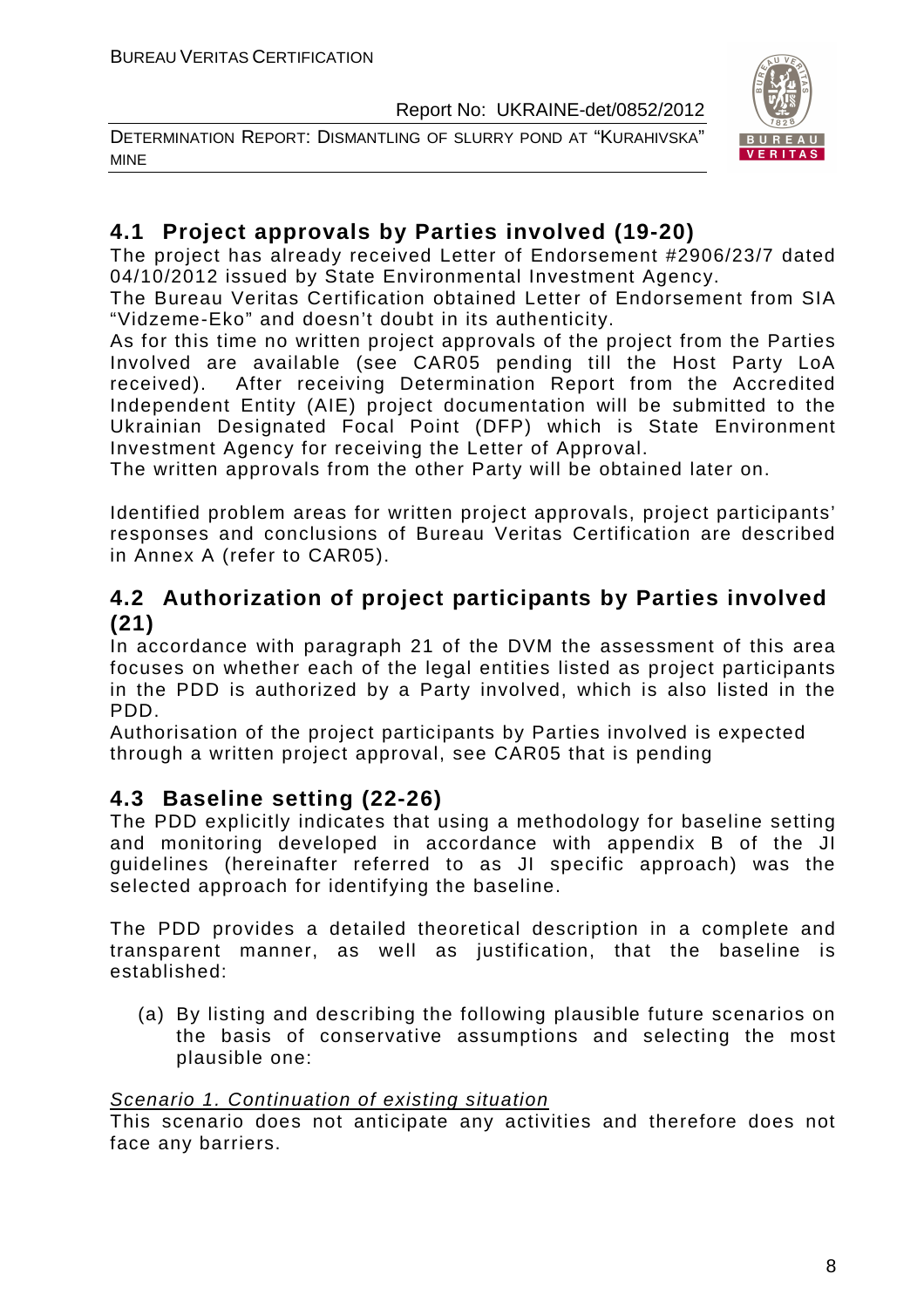## 4.1 Project approvals by Parties involved (19-20)

The project has already received Letter of Endorsement #2906/23/7 dated 04/10/2012 issued by State Environmental Investment Agency.

The Bureau Veritas Certification obtained Letter of Endorsement from SIA "Vidzeme-Eko" and doesn't doubt in its authenticity.

As for this time no written project approvals of the project from the Parties Involved are available (see CAR05 pending till the Host Party LoA received). After receiving Determination Report from the Accredited Independent Entity (AIE) project documentation will be submitted to the Ukrainian Designated Focal Point (DFP) which is State Environment Investment Agency for receiving the Letter of Approval.

The written approvals from the other Party will be obtained later on.

Identified problem areas for written project approvals, project participants' responses and conclusions of Bureau Veritas Certification are described in Annex A (refer to CAR05).

## 4.2 Authorization of project participants by Parties involved (21)

In accordance with paragraph 21 of the DVM the assessment of this area focuses on whether each of the legal entities listed as project participants in the PDD is authorized by a Party involved, which is also listed in the PDD.

Authorisation of the project participants by Parties involved is expected through a written project approval, see CAR05 that is pending

## 4.3 Baseline setting (22-26)

The PDD explicitly indicates that using a methodology for baseline setting and monitoring developed in accordance with appendix B of the JI guidelines (hereinafter referred to as JI specific approach) was the selected approach for identifying the baseline.

The PDD provides a detailed theoretical description in a complete and transparent manner, as well as justification, that the baseline is established:

(a) By listing and describing the following plausible future scenarios on the basis of conservative assumptions and selecting the most plausible one:

*Scenario 1. Continuation of existing situation*

This scenario does not anticipate any activities and therefore does not face any barriers.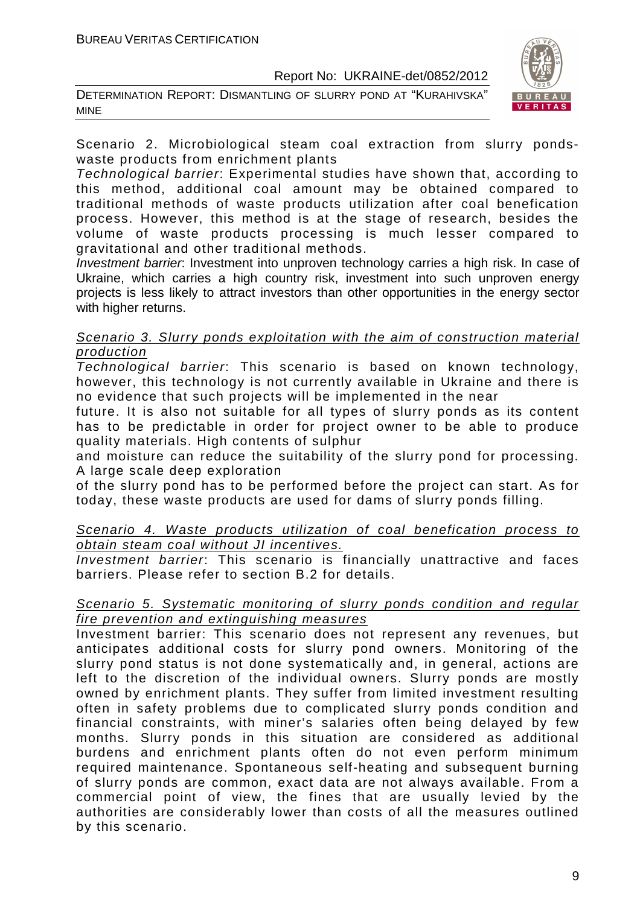Scenario 2. Microbiological steam coal extraction from slurry ponds-waste products from enrichment plants

*Technological barrier*: Experimental studies have shown that, according to this method, additional coal amount may be obtained compared to traditional methods of waste products utilization after coal benefication process. However, this method is at the stage of research, besides the volume of waste products processing is much lesser compared to gravitational and other traditional methods.

*Investment barrier*: Investment into unproven technology carries a high risk. In case of Ukraine, which carries a high country risk, investment into such unproven energy projects is less likely to attract investors than other opportunities in the energy sector with higher returns.

Scenario 3. Slurry ponds exploitation with the aim of construction material production

*Technological barrier*: This scenario is based on known technology, however, this technology is not currently available in Ukraine and there is no evidence that such projects will be implemented in the near future. It is also not suitable for all types of slurry ponds as its content has to be predictable in order for project owner to be able to produce quality materials. High contents of sulphur and moisture can reduce the suitability of the slurry pond for processing. A large scale deep exploration of the slurry pond has to be performed before the project can start. As for today, these waste products are used for dams of slurry ponds filling.

*Scenario 4. Waste products utilization of coal benefication process to obtain steam coal without JI incentives.*

*Investment barrier*: This scenario is financially unattractive and faces barriers. Please refer to section B.2 for details.

*Scenario 5. Systematic monitoring of slurry ponds condition and regular fire prevention and extinguishing measures*

Investment barrier: This scenario does not represent any revenues, but anticipates additional costs for slurry pond owners. Monitoring of the slurry pond status is not done systematically and, in general, actions are left to the discretion of the individual owners. Slurry ponds are mostly owned by enrichment plants. They suffer from limited investment resulting often in safety problems due to complicated slurry ponds condition and financial constraints, with miner's salaries often being delayed by few months. Slurry ponds in this situation are considered as additional burdens and enrichment plants often do not even perform minimum required maintenance. Spontaneous self-heating and subsequent burning of slurry ponds are common, exact data are not always available. From a commercial point of view, the fines that are usually levied by the authorities are considerably lower than costs of all the measures outlined by this scenario.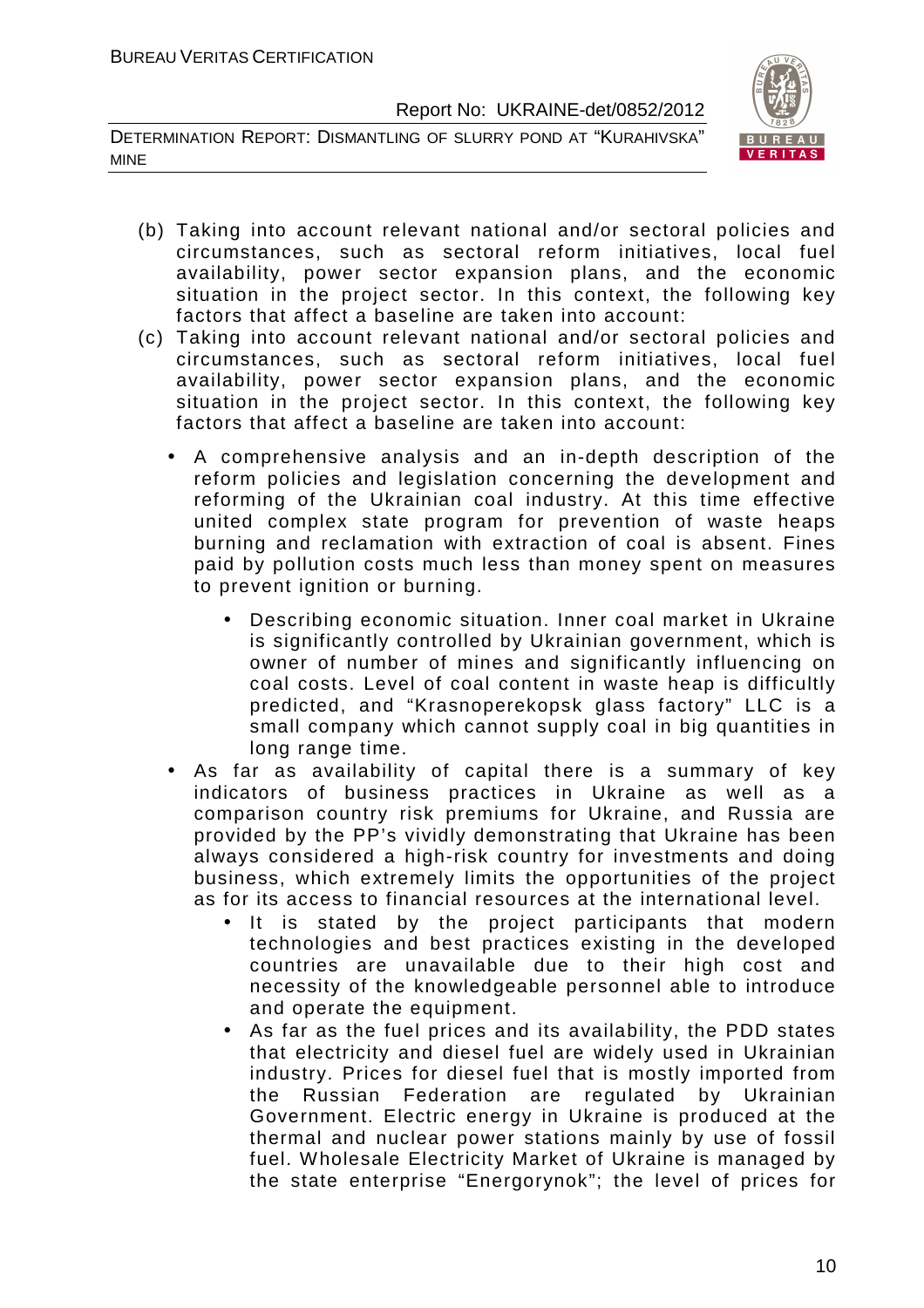(b) Taking into account relevant national and/or sectoral policies and circumstances, such as sectoral reform initiatives, local fuel availability, power sector expansion plans, and the economic situation in the project sector. In this context, the following key factors that affect a baseline are taken into account:

(c) Taking into account relevant national and/or sectoral policies and circumstances, such as sectoral reform initiatives, local fuel availability, power sector expansion plans, and the economic situation in the project sector. In this context, the following key factors that affect a baseline are taken into account:

- A comprehensive analysis and an in-depth description of the reform policies and legislation concerning the development and reforming of the Ukrainian coal industry. At this time effective united complex state program for prevention of waste heaps burning and reclamation with extraction of coal is absent. Fines paid by pollution costs much less than money spent on measures to prevent ignition or burning.
  - Describing economic situation. Inner coal market in Ukraine is significantly controlled by Ukrainian government, which is owner of number of mines and significantly influencing on coal costs. Level of coal content in waste heap is difficultly predicted, and "Krasnoperekopsk glass factory" LLC is a small company which cannot supply coal in big quantities in long range time.
- As far as availability of capital there is a summary of key indicators of business practices in Ukraine as well as a comparison country risk premiums for Ukraine, and Russia are provided by the PP's vividly demonstrating that Ukraine has been always considered a high-risk country for investments and doing business, which extremely limits the opportunities of the project as for its access to financial resources at the international level.
  - It is stated by the project participants that modern technologies and best practices existing in the developed countries are unavailable due to their high cost and necessity of the knowledgeable personnel able to introduce and operate the equipment.
  - As far as the fuel prices and its availability, the PDD states that electricity and diesel fuel are widely used in Ukrainian industry. Prices for diesel fuel that is mostly imported from the Russian Federation are regulated by Ukrainian Government. Electric energy in Ukraine is produced at the thermal and nuclear power stations mainly by use of fossil fuel. Wholesale Electricity Market of Ukraine is managed by the state enterprise "Energorynok"; the level of prices for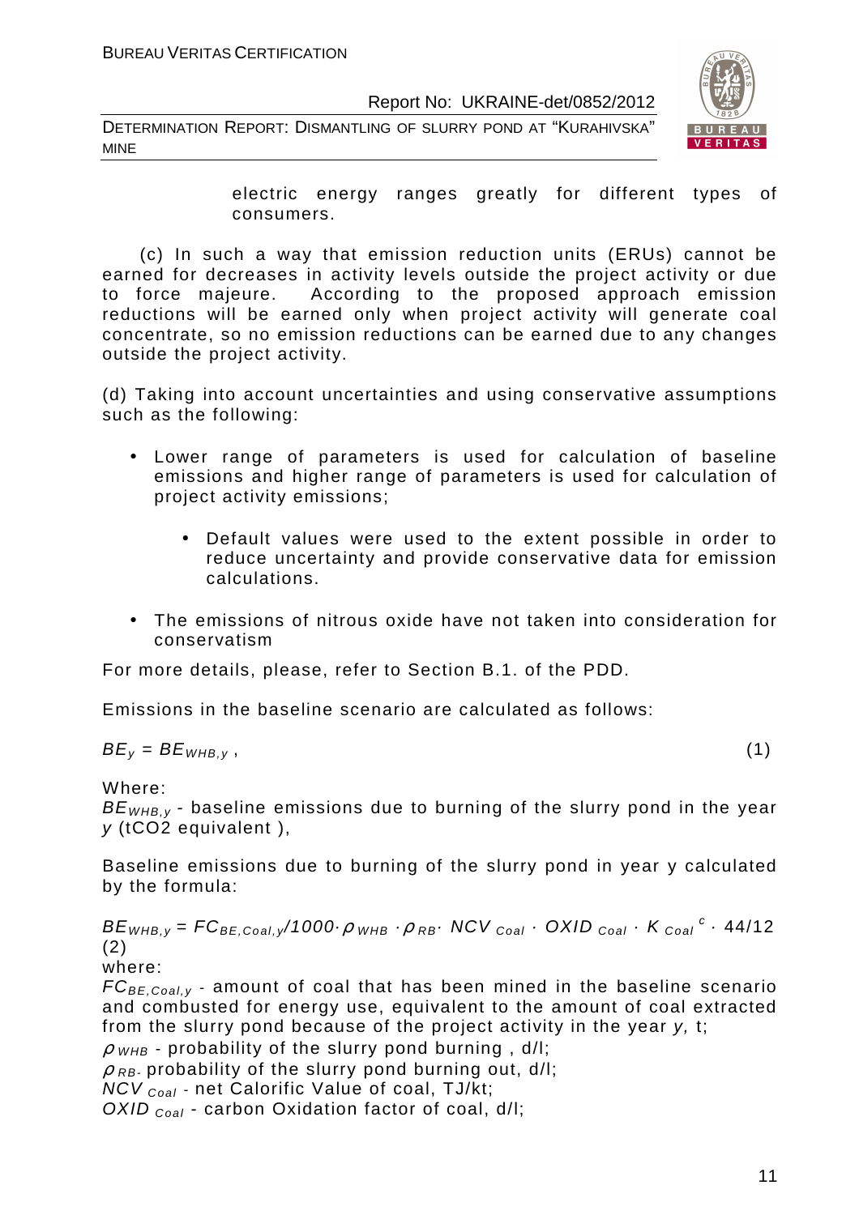electric energy ranges greatly for different types of consumers.

(c) In such a way that emission reduction units (ERUs) cannot be earned for decreases in activity levels outside the project activity or due to force majeure. According to the proposed approach emission reductions will be earned only when project activity will generate coal concentrate, so no emission reductions can be earned due to any changes outside the project activity.

(d) Taking into account uncertainties and using conservative assumptions such as the following:

- Lower range of parameters is used for calculation of baseline emissions and higher range of parameters is used for calculation of project activity emissions;
    - Default values were used to the extent possible in order to reduce uncertainty and provide conservative data for emission calculations.
- The emissions of nitrous oxide have not taken into consideration for conservatism

For more details, please, refer to Section B.1. of the PDD.

Emissions in the baseline scenario are calculated as follows:

$$BE_y = BE_{WHB,y}\ , \quad (1)$$

Where:

$BE_{WHB,y}$ - baseline emissions due to burning of the slurry pond in the year $y$ (tCO2 equivalent ),

Baseline emissions due to burning of the slurry pond in year y calculated by the formula:

$$BE_{WHB,y} = FC_{BE,Coal,y}/1000 \cdot \rho_{WHB} \cdot \rho_{RB} \cdot NCV_{Coal} \cdot OXID_{Coal} \cdot K_{Coal}^{\ c} \cdot 44/12 \quad (2)$$

where:

$FC_{BE,Coal,y}$ - amount of coal that has been mined in the baseline scenario and combusted for energy use, equivalent to the amount of coal extracted from the slurry pond because of the project activity in the year $y$, t;

$\rho_{WHB}$ - probability of the slurry pond burning , d/l;

$\rho_{RB}$- probability of the slurry pond burning out, d/l;

$NCV_{Coal}$ - net Calorific Value of coal, TJ/kt;

$OXID_{Coal}$ - carbon Oxidation factor of coal, d/l;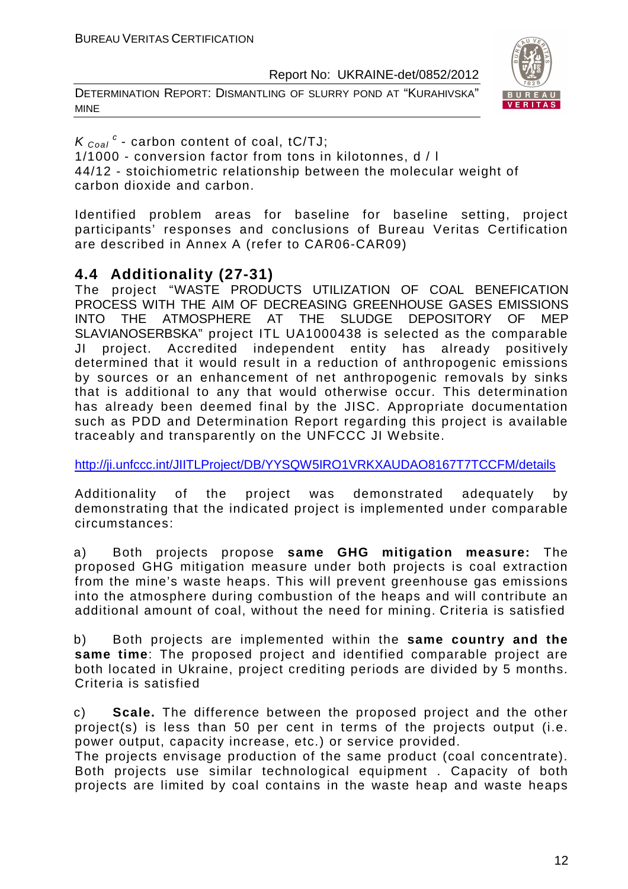$K_{Coal}^{c}$ - carbon content of coal, tC/TJ;
1/1000 - conversion factor from tons in kilotonnes, d / l
44/12 - stoichiometric relationship between the molecular weight of carbon dioxide and carbon.

Identified problem areas for baseline for baseline setting, project participants' responses and conclusions of Bureau Veritas Certification are described in Annex A (refer to CAR06-CAR09)

## 4.4 Additionality (27-31)

The project "WASTE PRODUCTS UTILIZATION OF COAL BENEFICATION PROCESS WITH THE AIM OF DECREASING GREENHOUSE GASES EMISSIONS INTO THE ATMOSPHERE AT THE SLUDGE DEPOSITORY OF MEP SLAVIANOSERBSKA" project ITL UA1000438 is selected as the comparable JI project. Accredited independent entity has already positively determined that it would result in a reduction of anthropogenic emissions by sources or an enhancement of net anthropogenic removals by sinks that is additional to any that would otherwise occur. This determination has already been deemed final by the JISC. Appropriate documentation such as PDD and Determination Report regarding this project is available traceably and transparently on the UNFCCC JI Website.

http://ji.unfccc.int/JIITLProject/DB/YYSQW5IRO1VRKXAUDAO8167T7TCCFM/details

Additionality of the project was demonstrated adequately by demonstrating that the indicated project is implemented under comparable circumstances:

a) Both projects propose **same GHG mitigation measure:** The proposed GHG mitigation measure under both projects is coal extraction from the mine's waste heaps. This will prevent greenhouse gas emissions into the atmosphere during combustion of the heaps and will contribute an additional amount of coal, without the need for mining. Criteria is satisfied

b) Both projects are implemented within the **same country and the same time**: The proposed project and identified comparable project are both located in Ukraine, project crediting periods are divided by 5 months. Criteria is satisfied

c) **Scale.** The difference between the proposed project and the other project(s) is less than 50 per cent in terms of the projects output (i.e. power output, capacity increase, etc.) or service provided.
The projects envisage production of the same product (coal concentrate). Both projects use similar technological equipment . Capacity of both projects are limited by coal contains in the waste heap and waste heaps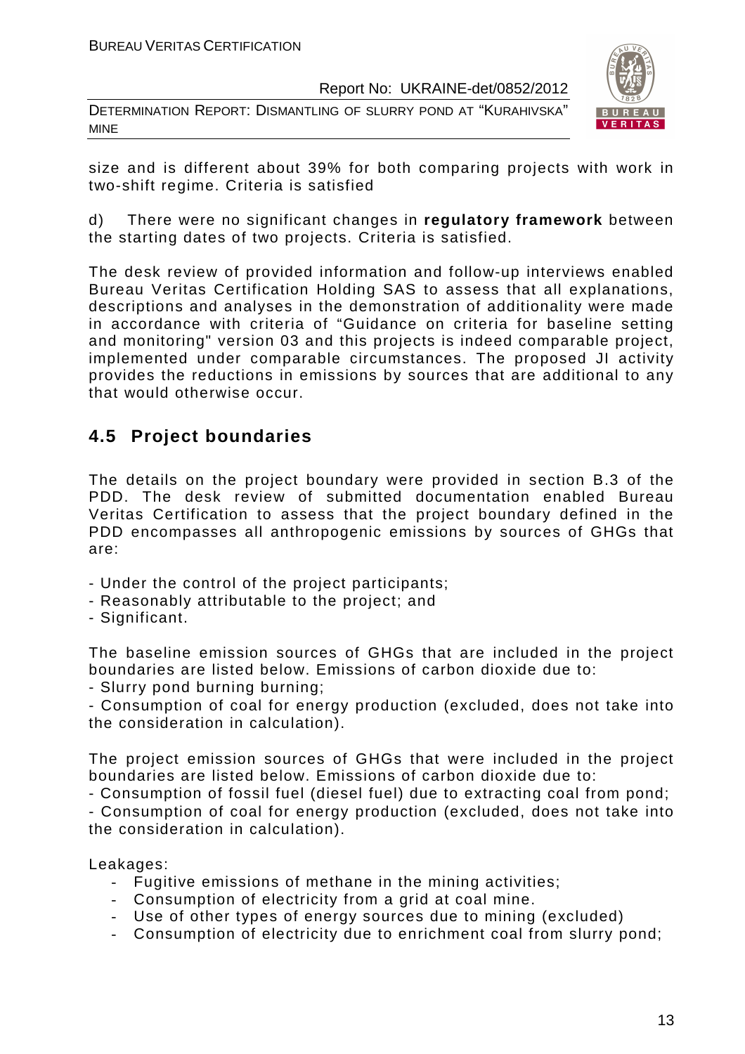size and is different about 39% for both comparing projects with work in two-shift regime. Criteria is satisfied

d) There were no significant changes in **regulatory framework** between the starting dates of two projects. Criteria is satisfied.

The desk review of provided information and follow-up interviews enabled Bureau Veritas Certification Holding SAS to assess that all explanations, descriptions and analyses in the demonstration of additionality were made in accordance with criteria of "Guidance on criteria for baseline setting and monitoring" version 03 and this projects is indeed comparable project, implemented under comparable circumstances. The proposed JI activity provides the reductions in emissions by sources that are additional to any that would otherwise occur.

## 4.5 Project boundaries

The details on the project boundary were provided in section B.3 of the PDD. The desk review of submitted documentation enabled Bureau Veritas Certification to assess that the project boundary defined in the PDD encompasses all anthropogenic emissions by sources of GHGs that are:

- Under the control of the project participants;
- Reasonably attributable to the project; and
- Significant.

The baseline emission sources of GHGs that are included in the project boundaries are listed below. Emissions of carbon dioxide due to:
- Slurry pond burning burning;
- Consumption of coal for energy production (excluded, does not take into the consideration in calculation).

The project emission sources of GHGs that were included in the project boundaries are listed below. Emissions of carbon dioxide due to:
- Consumption of fossil fuel (diesel fuel) due to extracting coal from pond;
- Consumption of coal for energy production (excluded, does not take into the consideration in calculation).

Leakages:
- Fugitive emissions of methane in the mining activities;
- Consumption of electricity from a grid at coal mine.
- Use of other types of energy sources due to mining (excluded)
- Consumption of electricity due to enrichment coal from slurry pond;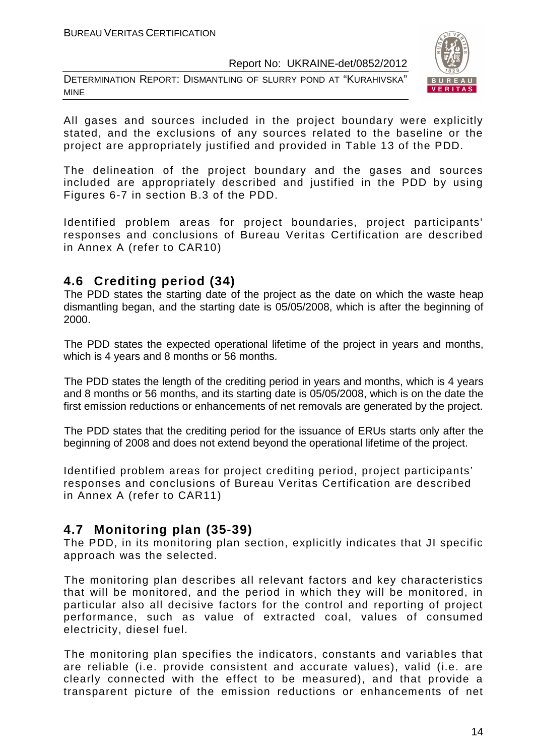All gases and sources included in the project boundary were explicitly stated, and the exclusions of any sources related to the baseline or the project are appropriately justified and provided in Table 13 of the PDD.

The delineation of the project boundary and the gases and sources included are appropriately described and justified in the PDD by using Figures 6-7 in section B.3 of the PDD.

Identified problem areas for project boundaries, project participants' responses and conclusions of Bureau Veritas Certification are described in Annex A (refer to CAR10)

## 4.6 Crediting period (34)

The PDD states the starting date of the project as the date on which the waste heap dismantling began, and the starting date is 05/05/2008, which is after the beginning of 2000.

The PDD states the expected operational lifetime of the project in years and months, which is 4 years and 8 months or 56 months.

The PDD states the length of the crediting period in years and months, which is 4 years and 8 months or 56 months, and its starting date is 05/05/2008, which is on the date the first emission reductions or enhancements of net removals are generated by the project.

The PDD states that the crediting period for the issuance of ERUs starts only after the beginning of 2008 and does not extend beyond the operational lifetime of the project.

Identified problem areas for project crediting period, project participants' responses and conclusions of Bureau Veritas Certification are described in Annex A (refer to CAR11)

## 4.7 Monitoring plan (35-39)

The PDD, in its monitoring plan section, explicitly indicates that JI specific approach was the selected.

The monitoring plan describes all relevant factors and key characteristics that will be monitored, and the period in which they will be monitored, in particular also all decisive factors for the control and reporting of project performance, such as value of extracted coal, values of consumed electricity, diesel fuel.

The monitoring plan specifies the indicators, constants and variables that are reliable (i.e. provide consistent and accurate values), valid (i.e. are clearly connected with the effect to be measured), and that provide a transparent picture of the emission reductions or enhancements of net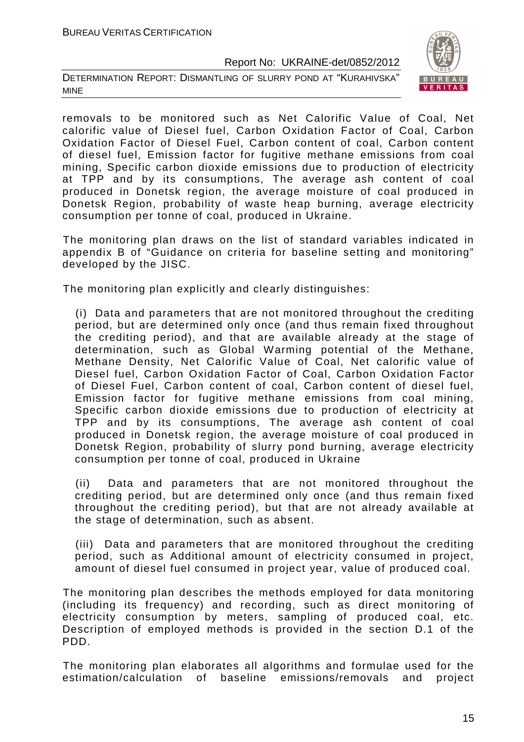removals to be monitored such as Net Calorific Value of Coal, Net calorific value of Diesel fuel, Carbon Oxidation Factor of Coal, Carbon Oxidation Factor of Diesel Fuel, Carbon content of coal, Carbon content of diesel fuel, Emission factor for fugitive methane emissions from coal mining, Specific carbon dioxide emissions due to production of electricity at TPP and by its consumptions, The average ash content of coal produced in Donetsk region, the average moisture of coal produced in Donetsk Region, probability of waste heap burning, average electricity consumption per tonne of coal, produced in Ukraine.

The monitoring plan draws on the list of standard variables indicated in appendix B of "Guidance on criteria for baseline setting and monitoring" developed by the JISC.

The monitoring plan explicitly and clearly distinguishes:

(i) Data and parameters that are not monitored throughout the crediting period, but are determined only once (and thus remain fixed throughout the crediting period), and that are available already at the stage of determination, such as Global Warming potential of the Methane, Methane Density, Net Calorific Value of Coal, Net calorific value of Diesel fuel, Carbon Oxidation Factor of Coal, Carbon Oxidation Factor of Diesel Fuel, Carbon content of coal, Carbon content of diesel fuel, Emission factor for fugitive methane emissions from coal mining, Specific carbon dioxide emissions due to production of electricity at TPP and by its consumptions, The average ash content of coal produced in Donetsk region, the average moisture of coal produced in Donetsk Region, probability of slurry pond burning, average electricity consumption per tonne of coal, produced in Ukraine

(ii) Data and parameters that are not monitored throughout the crediting period, but are determined only once (and thus remain fixed throughout the crediting period), but that are not already available at the stage of determination, such as absent.

(iii) Data and parameters that are monitored throughout the crediting period, such as Additional amount of electricity consumed in project, amount of diesel fuel consumed in project year, value of produced coal.

The monitoring plan describes the methods employed for data monitoring (including its frequency) and recording, such as direct monitoring of electricity consumption by meters, sampling of produced coal, etc. Description of employed methods is provided in the section D.1 of the PDD.

The monitoring plan elaborates all algorithms and formulae used for the estimation/calculation of baseline emissions/removals and project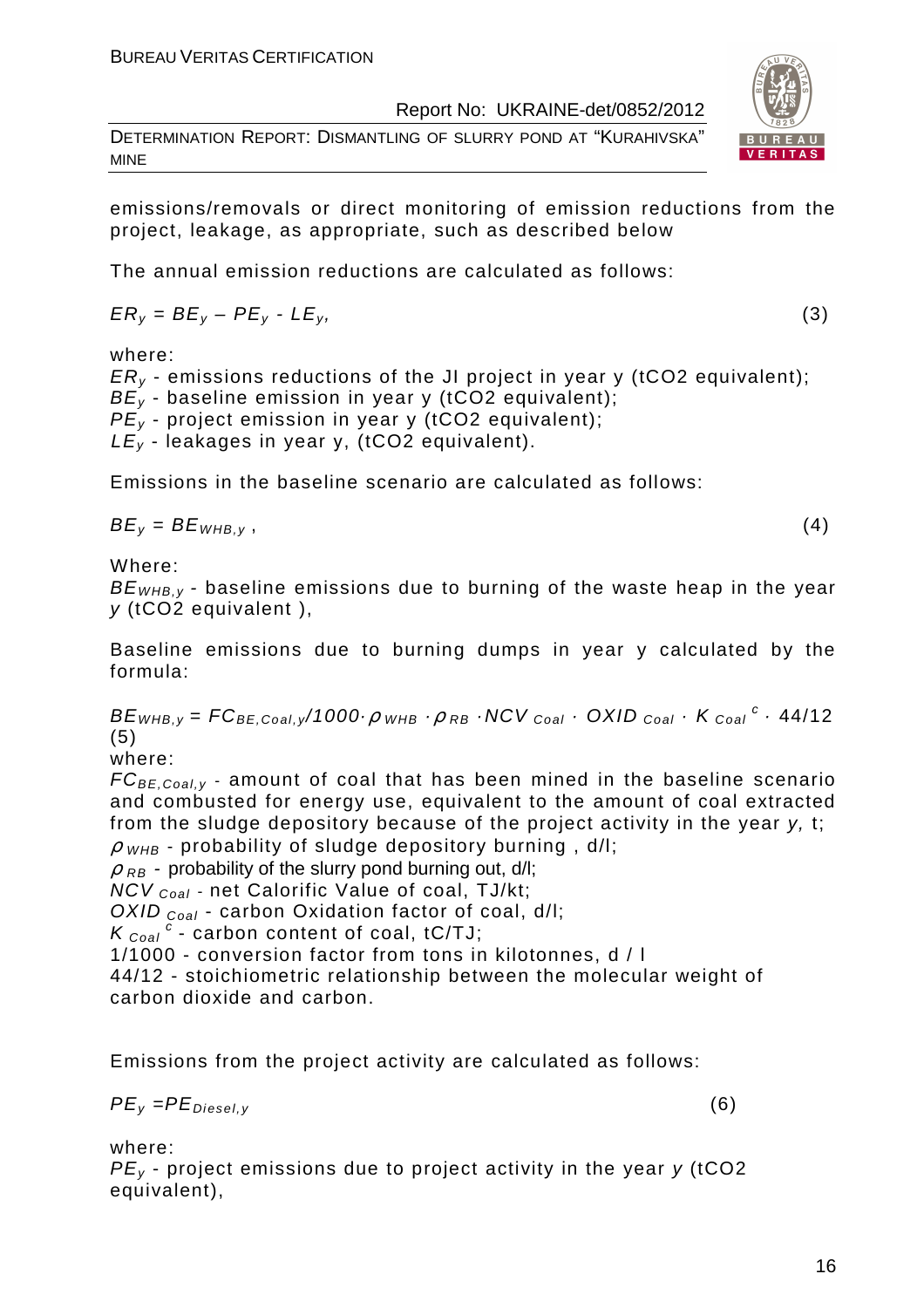emissions/removals or direct monitoring of emission reductions from the project, leakage, as appropriate, such as described below

The annual emission reductions are calculated as follows:

$$ER_y = BE_y – PE_y - LE_y, \quad (3)$$

where:
$ER_y$ - emissions reductions of the JI project in year y (tCO2 equivalent);
$BE_y$ - baseline emission in year y (tCO2 equivalent);
$PE_y$ - project emission in year y (tCO2 equivalent);
$LE_y$ - leakages in year y, (tCO2 equivalent).

Emissions in the baseline scenario are calculated as follows:

$$BE_y = BE_{WHB,y}, \quad (4)$$

Where:
$BE_{WHB,y}$ - baseline emissions due to burning of the waste heap in the year $y$ (tCO2 equivalent ),

Baseline emissions due to burning dumps in year y calculated by the formula:

$$BE_{WHB,y} = FC_{BE,Coal,y}/1000 \cdot \rho_{WHB} \cdot \rho_{RB} \cdot NCV_{Coal} \cdot OXID_{Coal} \cdot K_{Coal}^{c} \cdot 44/12 \quad (5)$$

where:
$FC_{BE,Coal,y}$ - amount of coal that has been mined in the baseline scenario and combusted for energy use, equivalent to the amount of coal extracted from the sludge depository because of the project activity in the year $y$, t;
$\rho_{WHB}$ - probability of sludge depository burning , d/l;
$\rho_{RB}$ - probability of the slurry pond burning out, d/l;
$NCV_{Coal}$ - net Calorific Value of coal, TJ/kt;
$OXID_{Coal}$ - carbon Oxidation factor of coal, d/l;
$K_{Coal}^{c}$ - carbon content of coal, tC/TJ;
1/1000 - conversion factor from tons in kilotonnes, d / l
44/12 - stoichiometric relationship between the molecular weight of carbon dioxide and carbon.

Emissions from the project activity are calculated as follows:

$$PE_y = PE_{Diesel,y} \quad (6)$$

where:
$PE_y$ - project emissions due to project activity in the year $y$ (tCO2 equivalent),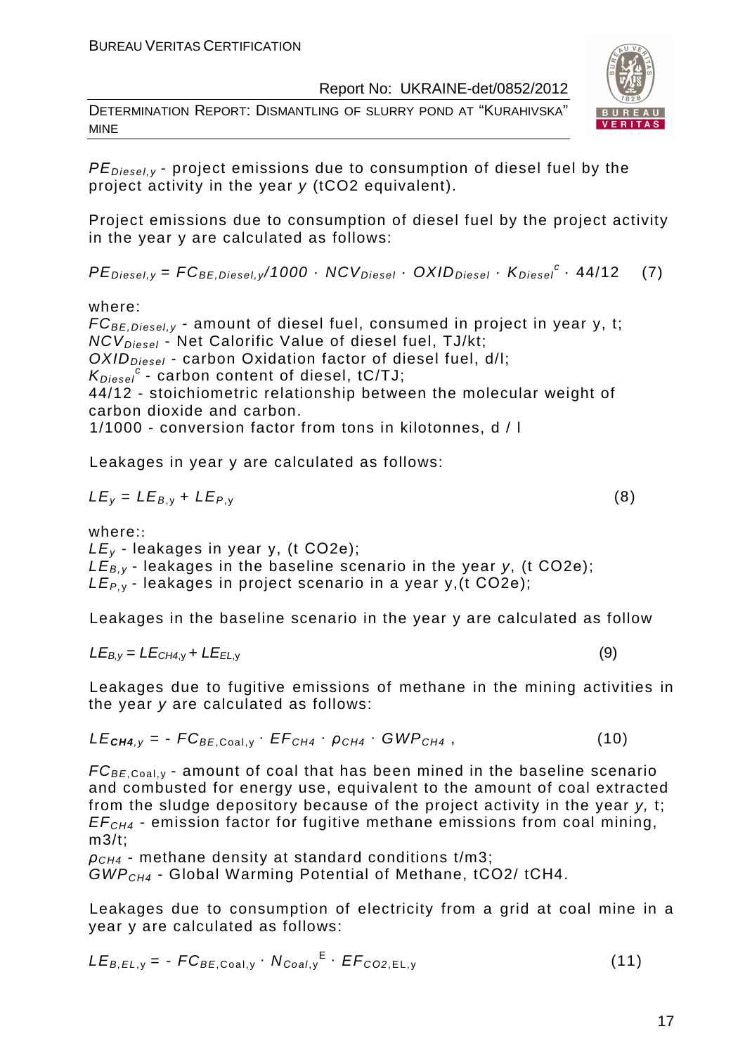$PE_{Diesel,y}$ - project emissions due to consumption of diesel fuel by the project activity in the year *y* (tCO2 equivalent).

Project emissions due to consumption of diesel fuel by the project activity in the year y are calculated as follows:

$$PE_{Diesel,y} = FC_{BE,Diesel,y}/1000 \cdot NCV_{Diesel} \cdot OXID_{Diesel} \cdot K_{Diesel}^{c} \cdot 44/12 \quad (7)$$

where:
$FC_{BE,Diesel,y}$ - amount of diesel fuel, consumed in project in year y, t;
$NCV_{Diesel}$ - Net Calorific Value of diesel fuel, TJ/kt;
$OXID_{Diesel}$ - carbon Oxidation factor of diesel fuel, d/l;
$K_{Diesel}^{c}$ - carbon content of diesel, tC/TJ;
44/12 - stoichiometric relationship between the molecular weight of carbon dioxide and carbon.
1/1000 - conversion factor from tons in kilotonnes, d / l

Leakages in year y are calculated as follows:

$$LE_{y} = LE_{B,y} + LE_{P,y} \quad (8)$$

where::
$LE_{y}$ - leakages in year y, (t CO2e);
$LE_{B,y}$ - leakages in the baseline scenario in the year *y*, (t CO2e);
$LE_{P,y}$ - leakages in project scenario in a year y,(t CO2e);

Leakages in the baseline scenario in the year y are calculated as follow

$$LE_{B,y} = LE_{CH4,y} + LE_{EL,y} \quad (9)$$

Leakages due to fugitive emissions of methane in the mining activities in the year *y* are calculated as follows:

$$LE_{CH4,y} = - FC_{BE,Coal,y} \cdot EF_{CH4} \cdot \rho_{CH4} \cdot GWP_{CH4} , \quad (10)$$

$FC_{BE,Coal,y}$ - amount of coal that has been mined in the baseline scenario and combusted for energy use, equivalent to the amount of coal extracted from the sludge depository because of the project activity in the year *y,* t;
$EF_{CH4}$ - emission factor for fugitive methane emissions from coal mining, m3/t;
$\rho_{CH4}$ - methane density at standard conditions t/m3;
$GWP_{CH4}$ - Global Warming Potential of Methane, tCO2/ tCH4.

Leakages due to consumption of electricity from a grid at coal mine in a year y are calculated as follows:

$$LE_{B,EL,y} = - FC_{BE,Coal,y} \cdot N_{Coal,y}^{E} \cdot EF_{CO2,EL,y} \quad (11)$$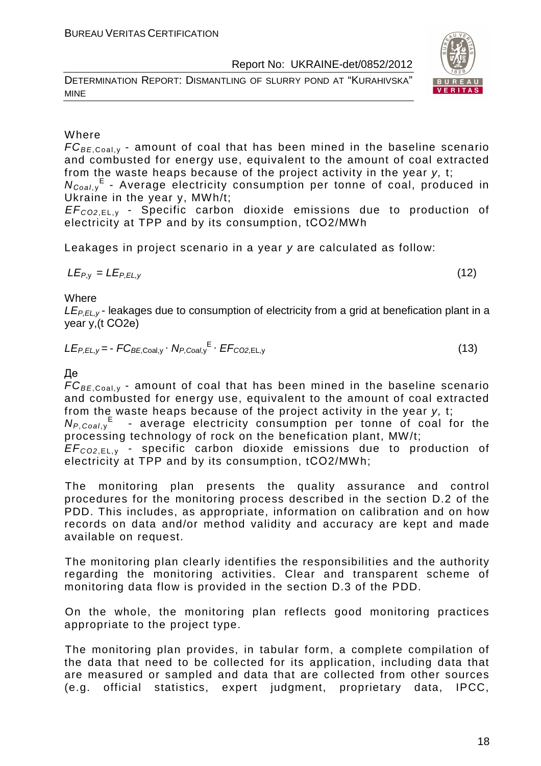Where

$FC_{BE,Coal,y}$ - amount of coal that has been mined in the baseline scenario and combusted for energy use, equivalent to the amount of coal extracted from the waste heaps because of the project activity in the year *y,* t;

$N_{Coal,y}^{E}$ - Average electricity consumption per tonne of coal, produced in Ukraine in the year y, MWh/t;

$EF_{CO2,EL,y}$ - Specific carbon dioxide emissions due to production of electricity at TPP and by its consumption, tCO2/MWh

Leakages in project scenario in a year *y* are calculated as follow:

$$LE_{P,y} = LE_{P,EL,y} \tag{12}$$

Where

$LE_{P,EL,y}$ - leakages due to consumption of electricity from a grid at benefication plant in a year y,(t CO2e)

$$LE_{P,EL,y} = - FC_{BE,Coal,y} \cdot N_{P,Coal,y}^{E} \cdot EF_{CO2,EL,y} \tag{13}$$

Де

$FC_{BE,Coal,y}$ - amount of coal that has been mined in the baseline scenario and combusted for energy use, equivalent to the amount of coal extracted from the waste heaps because of the project activity in the year *y,* t;

$N_{P,Coal,y}^{E}$ - average electricity consumption per tonne of coal for the processing technology of rock on the benefication plant, MW/t;

$EF_{CO2,EL,y}$ - specific carbon dioxide emissions due to production of electricity at TPP and by its consumption, tCO2/MWh;

The monitoring plan presents the quality assurance and control procedures for the monitoring process described in the section D.2 of the PDD. This includes, as appropriate, information on calibration and on how records on data and/or method validity and accuracy are kept and made available on request.

The monitoring plan clearly identifies the responsibilities and the authority regarding the monitoring activities. Clear and transparent scheme of monitoring data flow is provided in the section D.3 of the PDD.

On the whole, the monitoring plan reflects good monitoring practices appropriate to the project type.

The monitoring plan provides, in tabular form, a complete compilation of the data that need to be collected for its application, including data that are measured or sampled and data that are collected from other sources (e.g. official statistics, expert judgment, proprietary data, IPCC,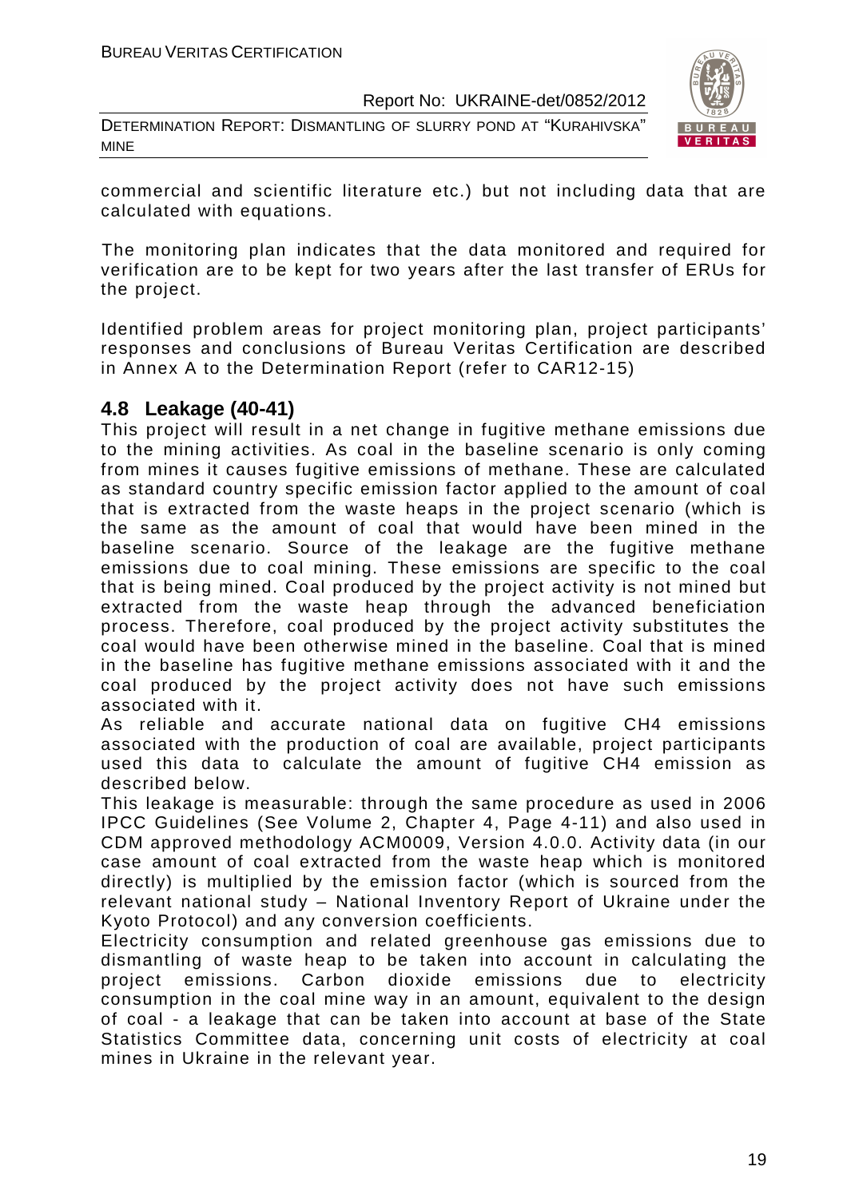commercial and scientific literature etc.) but not including data that are calculated with equations.

The monitoring plan indicates that the data monitored and required for verification are to be kept for two years after the last transfer of ERUs for the project.

Identified problem areas for project monitoring plan, project participants' responses and conclusions of Bureau Veritas Certification are described in Annex A to the Determination Report (refer to CAR12-15)

## 4.8 Leakage (40-41)

This project will result in a net change in fugitive methane emissions due to the mining activities. As coal in the baseline scenario is only coming from mines it causes fugitive emissions of methane. These are calculated as standard country specific emission factor applied to the amount of coal that is extracted from the waste heaps in the project scenario (which is the same as the amount of coal that would have been mined in the baseline scenario. Source of the leakage are the fugitive methane emissions due to coal mining. These emissions are specific to the coal that is being mined. Coal produced by the project activity is not mined but extracted from the waste heap through the advanced beneficiation process. Therefore, coal produced by the project activity substitutes the coal would have been otherwise mined in the baseline. Coal that is mined in the baseline has fugitive methane emissions associated with it and the coal produced by the project activity does not have such emissions associated with it.

As reliable and accurate national data on fugitive $CH_4$ emissions associated with the production of coal are available, project participants used this data to calculate the amount of fugitive $CH_4$ emission as described below.

This leakage is measurable: through the same procedure as used in 2006 IPCC Guidelines (See Volume 2, Chapter 4, Page 4-11) and also used in CDM approved methodology ACM0009, Version 4.0.0. Activity data (in our case amount of coal extracted from the waste heap which is monitored directly) is multiplied by the emission factor (which is sourced from the relevant national study – National Inventory Report of Ukraine under the Kyoto Protocol) and any conversion coefficients.

Electricity consumption and related greenhouse gas emissions due to dismantling of waste heap to be taken into account in calculating the project emissions. Carbon dioxide emissions due to electricity consumption in the coal mine way in an amount, equivalent to the design of coal - a leakage that can be taken into account at base of the State Statistics Committee data, concerning unit costs of electricity at coal mines in Ukraine in the relevant year.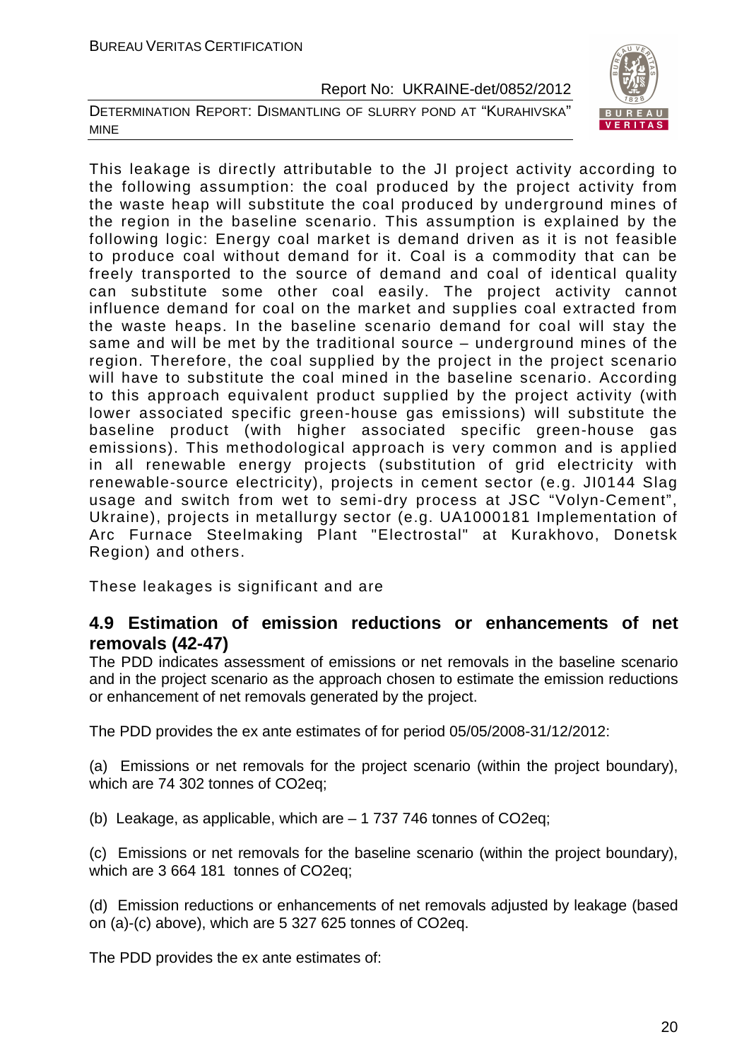This leakage is directly attributable to the JI project activity according to the following assumption: the coal produced by the project activity from the waste heap will substitute the coal produced by underground mines of the region in the baseline scenario. This assumption is explained by the following logic: Energy coal market is demand driven as it is not feasible to produce coal without demand for it. Coal is a commodity that can be freely transported to the source of demand and coal of identical quality can substitute some other coal easily. The project activity cannot influence demand for coal on the market and supplies coal extracted from the waste heaps. In the baseline scenario demand for coal will stay the same and will be met by the traditional source – underground mines of the region. Therefore, the coal supplied by the project in the project scenario will have to substitute the coal mined in the baseline scenario. According to this approach equivalent product supplied by the project activity (with lower associated specific green-house gas emissions) will substitute the baseline product (with higher associated specific green-house gas emissions). This methodological approach is very common and is applied in all renewable energy projects (substitution of grid electricity with renewable-source electricity), projects in cement sector (e.g. JI0144 Slag usage and switch from wet to semi-dry process at JSC "Volyn-Cement", Ukraine), projects in metallurgy sector (e.g. UA1000181 Implementation of Arc Furnace Steelmaking Plant "Electrostal" at Kurakhovo, Donetsk Region) and others.

These leakages is significant and are

## 4.9 Estimation of emission reductions or enhancements of net removals (42-47)

The PDD indicates assessment of emissions or net removals in the baseline scenario and in the project scenario as the approach chosen to estimate the emission reductions or enhancement of net removals generated by the project.

The PDD provides the ex ante estimates of for period 05/05/2008-31/12/2012:

(a) Emissions or net removals for the project scenario (within the project boundary), which are 74 302 tonnes of CO2eq;

(b) Leakage, as applicable, which are – 1 737 746 tonnes of CO2eq;

(c) Emissions or net removals for the baseline scenario (within the project boundary), which are 3 664 181 tonnes of CO2eq;

(d) Emission reductions or enhancements of net removals adjusted by leakage (based on (a)-(c) above), which are 5 327 625 tonnes of CO2eq.

The PDD provides the ex ante estimates of: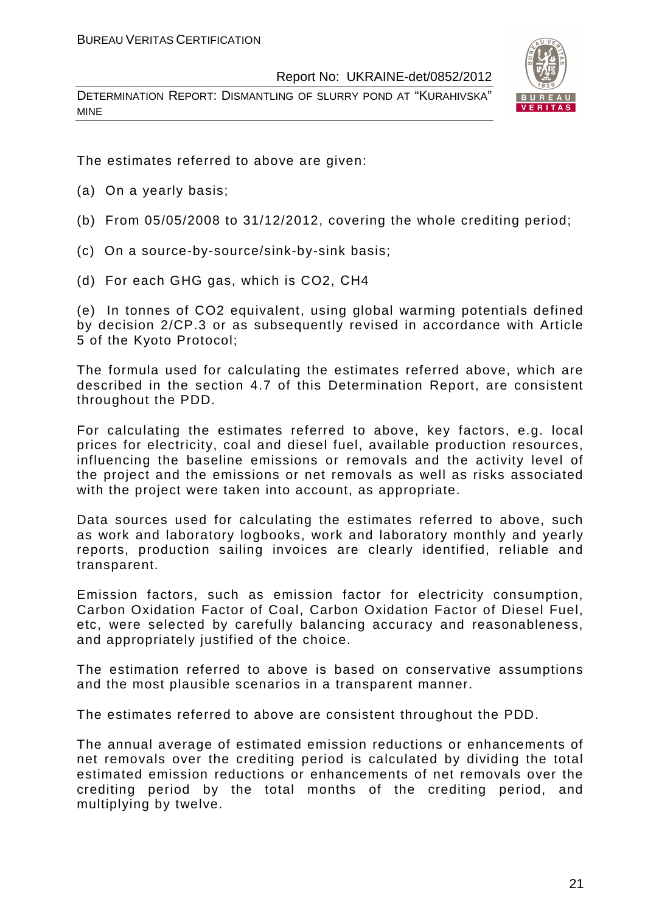The estimates referred to above are given:

(a) On a yearly basis;

(b) From 05/05/2008 to 31/12/2012, covering the whole crediting period;

(c) On a source-by-source/sink-by-sink basis;

(d) For each GHG gas, which is $CO_2$, $CH_4$

(e) In tonnes of $CO_2$ equivalent, using global warming potentials defined by decision 2/CP.3 or as subsequently revised in accordance with Article 5 of the Kyoto Protocol;

The formula used for calculating the estimates referred above, which are described in the section 4.7 of this Determination Report, are consistent throughout the PDD.

For calculating the estimates referred to above, key factors, e.g. local prices for electricity, coal and diesel fuel, available production resources, influencing the baseline emissions or removals and the activity level of the project and the emissions or net removals as well as risks associated with the project were taken into account, as appropriate.

Data sources used for calculating the estimates referred to above, such as work and laboratory logbooks, work and laboratory monthly and yearly reports, production sailing invoices are clearly identified, reliable and transparent.

Emission factors, such as emission factor for electricity consumption, Carbon Oxidation Factor of Coal, Carbon Oxidation Factor of Diesel Fuel, etc, were selected by carefully balancing accuracy and reasonableness, and appropriately justified of the choice.

The estimation referred to above is based on conservative assumptions and the most plausible scenarios in a transparent manner.

The estimates referred to above are consistent throughout the PDD.

The annual average of estimated emission reductions or enhancements of net removals over the crediting period is calculated by dividing the total estimated emission reductions or enhancements of net removals over the crediting period by the total months of the crediting period, and multiplying by twelve.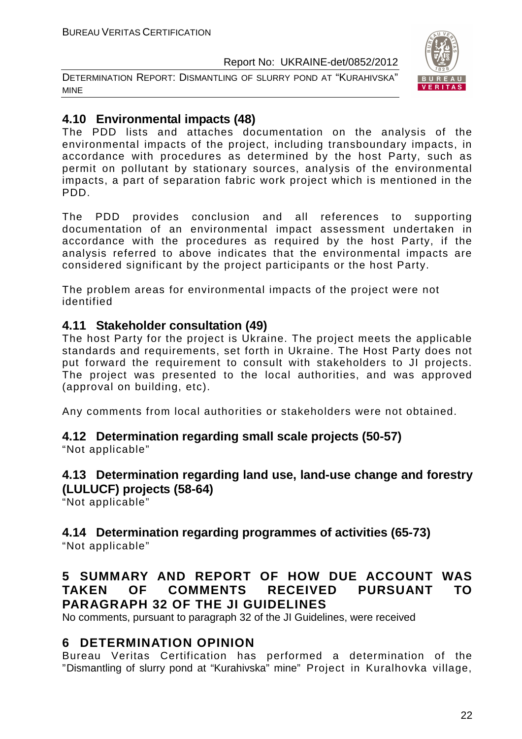## 4.10 Environmental impacts (48)

The PDD lists and attaches documentation on the analysis of the environmental impacts of the project, including transboundary impacts, in accordance with procedures as determined by the host Party, such as permit on pollutant by stationary sources, analysis of the environmental impacts, a part of separation fabric work project which is mentioned in the PDD.

The PDD provides conclusion and all references to supporting documentation of an environmental impact assessment undertaken in accordance with the procedures as required by the host Party, if the analysis referred to above indicates that the environmental impacts are considered significant by the project participants or the host Party.

The problem areas for environmental impacts of the project were not identified

## 4.11 Stakeholder consultation (49)

The host Party for the project is Ukraine. The project meets the applicable standards and requirements, set forth in Ukraine. The Host Party does not put forward the requirement to consult with stakeholders to JI projects. The project was presented to the local authorities, and was approved (approval on building, etc).

Any comments from local authorities or stakeholders were not obtained.

## 4.12 Determination regarding small scale projects (50-57)

"Not applicable"

## 4.13 Determination regarding land use, land-use change and forestry (LULUCF) projects (58-64)

"Not applicable"

## 4.14 Determination regarding programmes of activities (65-73)

"Not applicable"

# 5 SUMMARY AND REPORT OF HOW DUE ACCOUNT WAS TAKEN OF COMMENTS RECEIVED PURSUANT TO PARAGRAPH 32 OF THE JI GUIDELINES

No comments, pursuant to paragraph 32 of the JI Guidelines, were received

# 6 DETERMINATION OPINION

Bureau Veritas Certification has performed a determination of the "Dismantling of slurry pond at "Kurahivska" mine" Project in Kuralhovka village,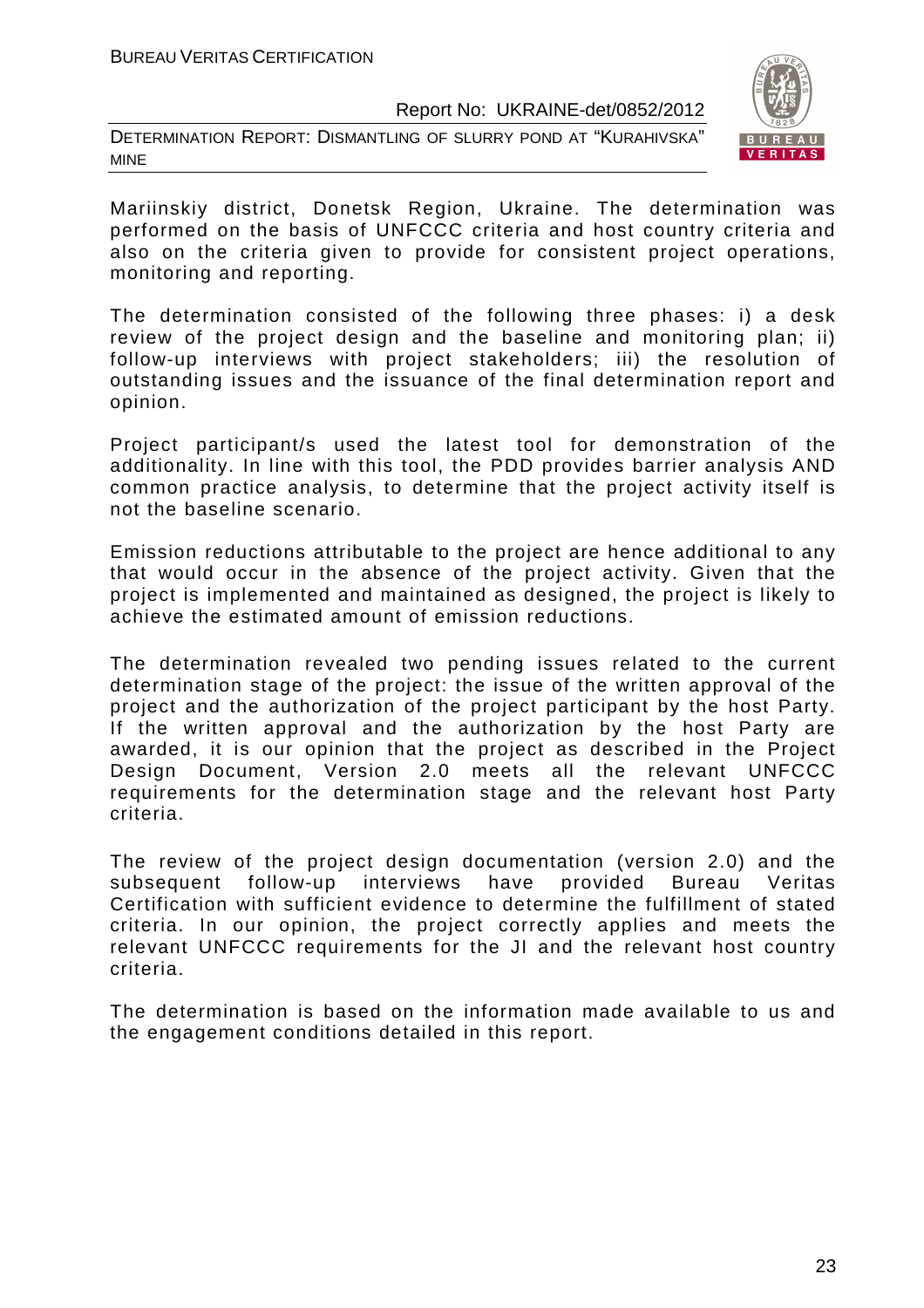Mariinskiy district, Donetsk Region, Ukraine. The determination was performed on the basis of UNFCCC criteria and host country criteria and also on the criteria given to provide for consistent project operations, monitoring and reporting.

The determination consisted of the following three phases: i) a desk review of the project design and the baseline and monitoring plan; ii) follow-up interviews with project stakeholders; iii) the resolution of outstanding issues and the issuance of the final determination report and opinion.

Project participant/s used the latest tool for demonstration of the additionality. In line with this tool, the PDD provides barrier analysis AND common practice analysis, to determine that the project activity itself is not the baseline scenario.

Emission reductions attributable to the project are hence additional to any that would occur in the absence of the project activity. Given that the project is implemented and maintained as designed, the project is likely to achieve the estimated amount of emission reductions.

The determination revealed two pending issues related to the current determination stage of the project: the issue of the written approval of the project and the authorization of the project participant by the host Party. If the written approval and the authorization by the host Party are awarded, it is our opinion that the project as described in the Project Design Document, Version 2.0 meets all the relevant UNFCCC requirements for the determination stage and the relevant host Party criteria.

The review of the project design documentation (version 2.0) and the subsequent follow-up interviews have provided Bureau Veritas Certification with sufficient evidence to determine the fulfillment of stated criteria. In our opinion, the project correctly applies and meets the relevant UNFCCC requirements for the JI and the relevant host country criteria.

The determination is based on the information made available to us and the engagement conditions detailed in this report.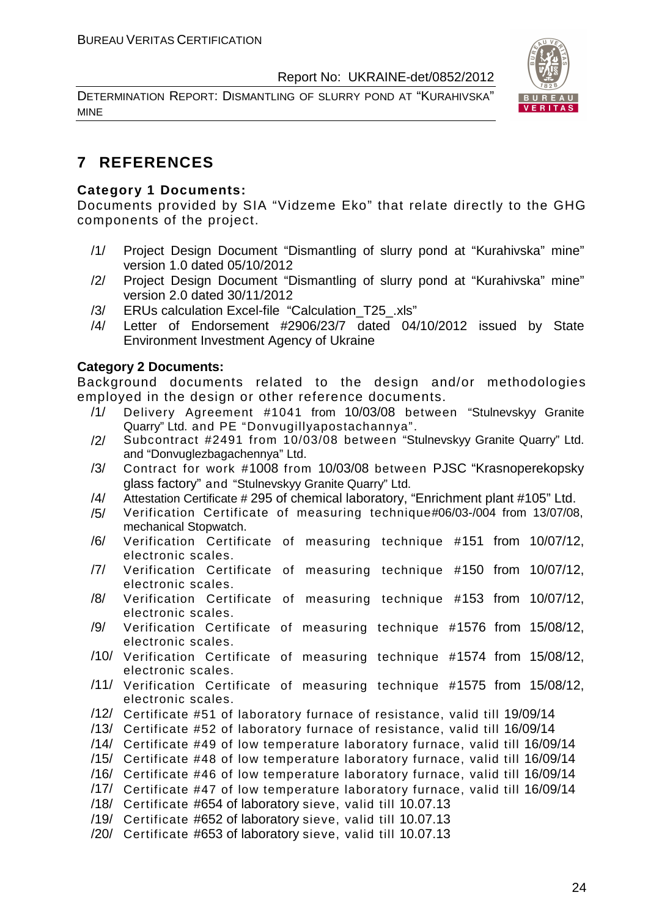# 7 REFERENCES

**Category 1 Documents:**

Documents provided by SIA "Vidzeme Eko" that relate directly to the GHG components of the project.

/1/ Project Design Document "Dismantling of slurry pond at "Kurahivska" mine" version 1.0 dated 05/10/2012

/2/ Project Design Document "Dismantling of slurry pond at "Kurahivska" mine" version 2.0 dated 30/11/2012

/3/ ERUs calculation Excel-file "Calculation_T25_.xls"

/4/ Letter of Endorsement #2906/23/7 dated 04/10/2012 issued by State Environment Investment Agency of Ukraine

**Category 2 Documents:**

Background documents related to the design and/or methodologies employed in the design or other reference documents.

/1/ Delivery Agreement #1041 from 10/03/08 between "Stulnevskyy Granite Quarry" Ltd. and PE "Donvugillyapostachannya".

/2/ Subcontract #2491 from 10/03/08 between "Stulnevskyy Granite Quarry" Ltd. and "Donvuglezbagachennya" Ltd.

/3/ Contract for work #1008 from 10/03/08 between PJSC "Krasnoperekopsky glass factory" and "Stulnevskyy Granite Quarry" Ltd.

/4/ Attestation Certificate # 295 of chemical laboratory, "Enrichment plant #105" Ltd.

/5/ Verification Certificate of measuring technique#06/03-/004 from 13/07/08, mechanical Stopwatch.

/6/ Verification Certificate of measuring technique #151 from 10/07/12, electronic scales.

/7/ Verification Certificate of measuring technique #150 from 10/07/12, electronic scales.

/8/ Verification Certificate of measuring technique #153 from 10/07/12, electronic scales.

/9/ Verification Certificate of measuring technique #1576 from 15/08/12, electronic scales.

/10/ Verification Certificate of measuring technique #1574 from 15/08/12, electronic scales.

/11/ Verification Certificate of measuring technique #1575 from 15/08/12, electronic scales.

/12/ Certificate #51 of laboratory furnace of resistance, valid till 19/09/14

/13/ Certificate #52 of laboratory furnace of resistance, valid till 16/09/14

/14/ Certificate #49 of low temperature laboratory furnace, valid till 16/09/14

/15/ Certificate #48 of low temperature laboratory furnace, valid till 16/09/14

/16/ Certificate #46 of low temperature laboratory furnace, valid till 16/09/14

/17/ Certificate #47 of low temperature laboratory furnace, valid till 16/09/14

/18/ Certificate #654 of laboratory sieve, valid till 10.07.13

/19/ Certificate #652 of laboratory sieve, valid till 10.07.13

/20/ Certificate #653 of laboratory sieve, valid till 10.07.13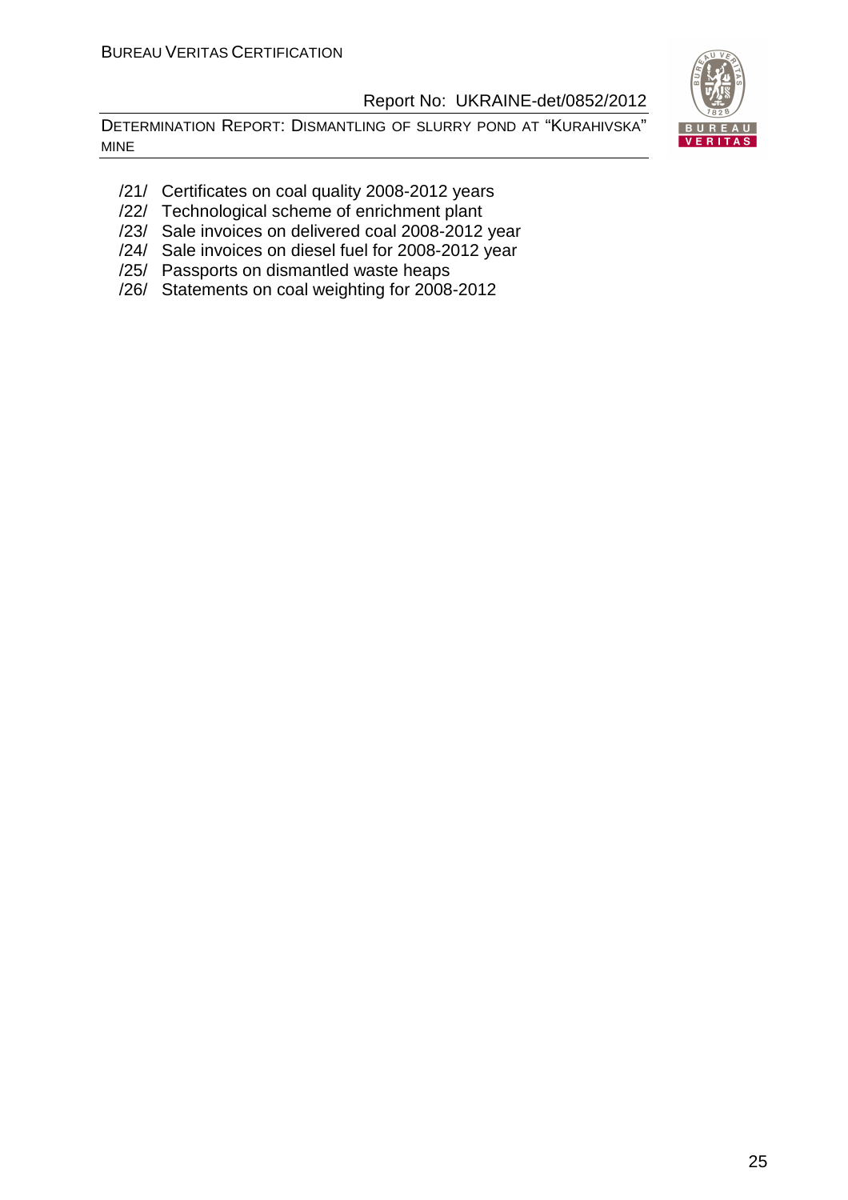/21/ Certificates on coal quality 2008-2012 years
/22/ Technological scheme of enrichment plant
/23/ Sale invoices on delivered coal 2008-2012 year
/24/ Sale invoices on diesel fuel for 2008-2012 year
/25/ Passports on dismantled waste heaps
/26/ Statements on coal weighting for 2008-2012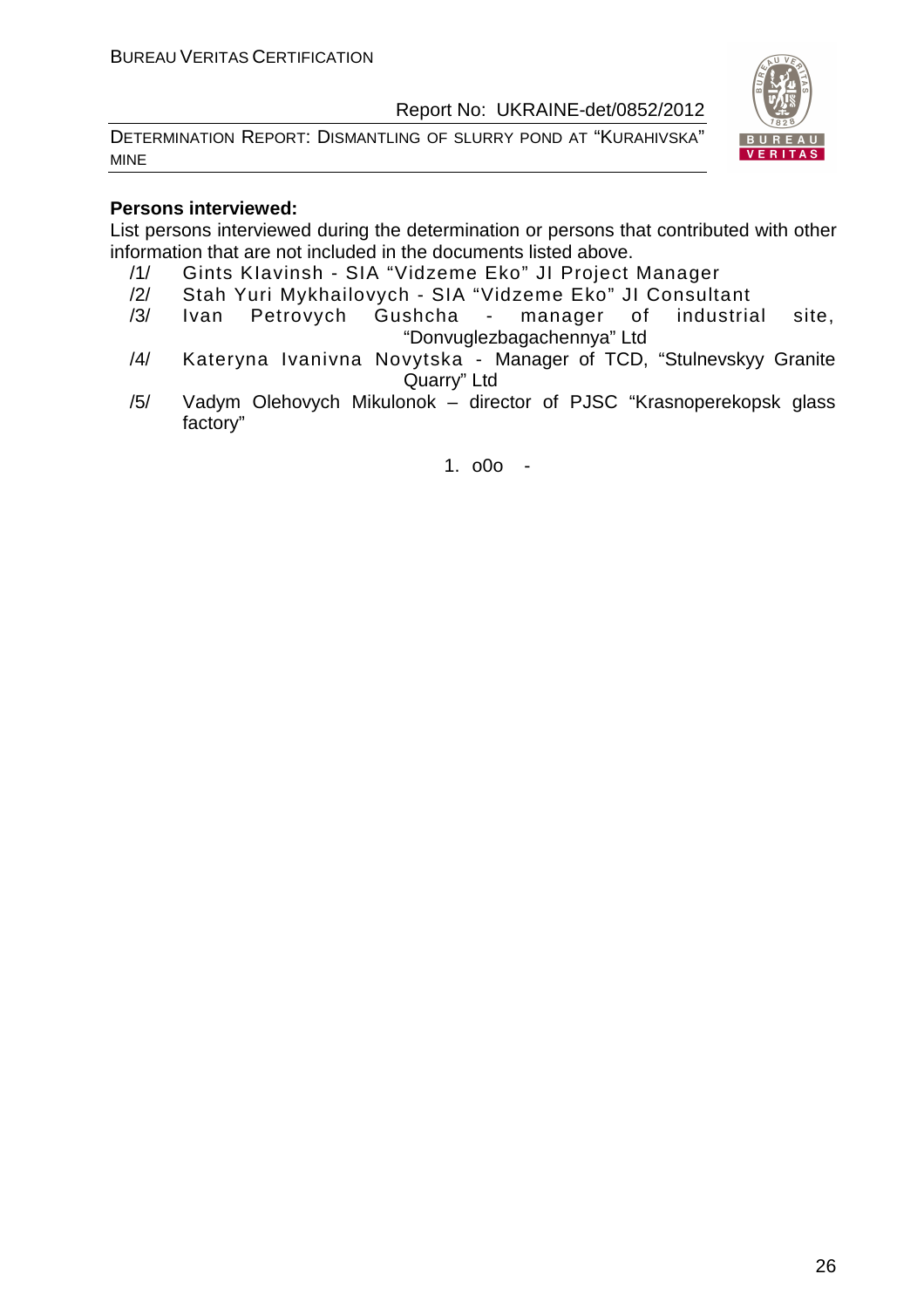**Persons interviewed:**

List persons interviewed during the determination or persons that contributed with other information that are not included in the documents listed above.

/1/ Gints Klavinsh - SIA "Vidzeme Eko" JI Project Manager

/2/ Stah Yuri Mykhailovych - SIA "Vidzeme Eko" JI Consultant

/3/ Ivan Petrovych Gushcha - manager of industrial site, "Donvuglezbagachennya" Ltd

/4/ Kateryna Ivanivna Novytska - Manager of TCD, "Stulnevskyy Granite Quarry" Ltd

/5/ Vadym Olehovych Mikulonok – director of PJSC "Krasnoperekopsk glass factory"

1. o0o -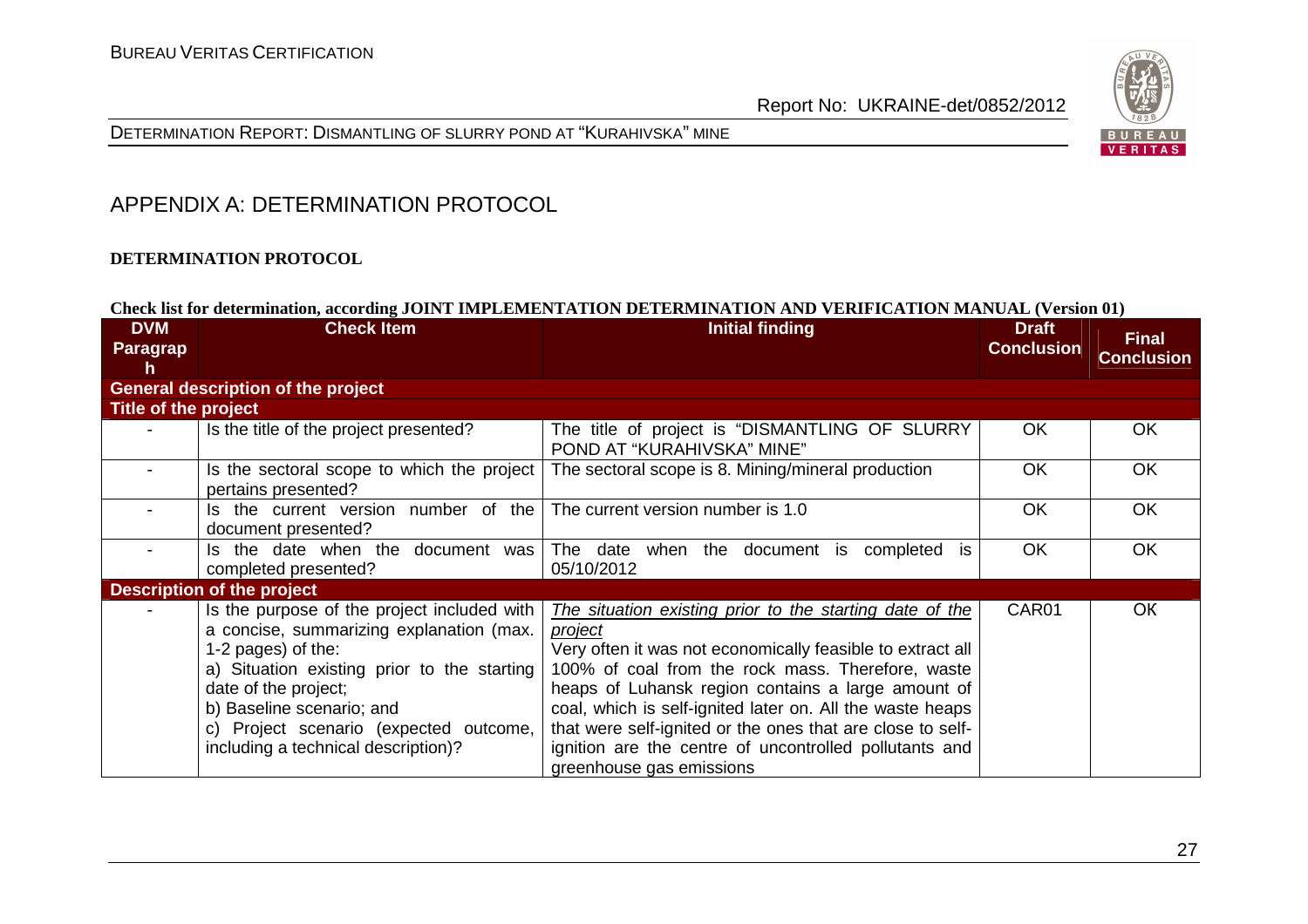## APPENDIX A: DETERMINATION PROTOCOL

**DETERMINATION PROTOCOL**

**Check list for determination, according JOINT IMPLEMENTATION DETERMINATION AND VERIFICATION MANUAL (Version 01)**

| DVM Paragraph | Check Item | Initial finding | Draft Conclusion | Final Conclusion |
|---|---|---|---|---|
| **General description of the project** | | | | |
| **Title of the project** | | | | |
| - | Is the title of the project presented? | The title of project is "DISMANTLING OF SLURRY POND AT "KURAHIVSKA" MINE" | OK | OK |
| - | Is the sectoral scope to which the project pertains presented? | The sectoral scope is 8. Mining/mineral production | OK | OK |
| - | Is the current version number of the document presented? | The current version number is 1.0 | OK | OK |
| - | Is the date when the document was completed presented? | The date when the document is completed is 05/10/2012 | OK | OK |
| **Description of the project** | | | | |
| - | Is the purpose of the project included with a concise, summarizing explanation (max. 1-2 pages) of the:<br>a) Situation existing prior to the starting date of the project;<br>b) Baseline scenario; and<br>c) Project scenario (expected outcome, including a technical description)? | *The situation existing prior to the starting date of the project*<br>Very often it was not economically feasible to extract all 100% of coal from the rock mass. Therefore, waste heaps of Luhansk region contains a large amount of coal, which is self-ignited later on. All the waste heaps that were self-ignited or the ones that are close to self-ignition are the centre of uncontrolled pollutants and greenhouse gas emissions | CAR01 | OK |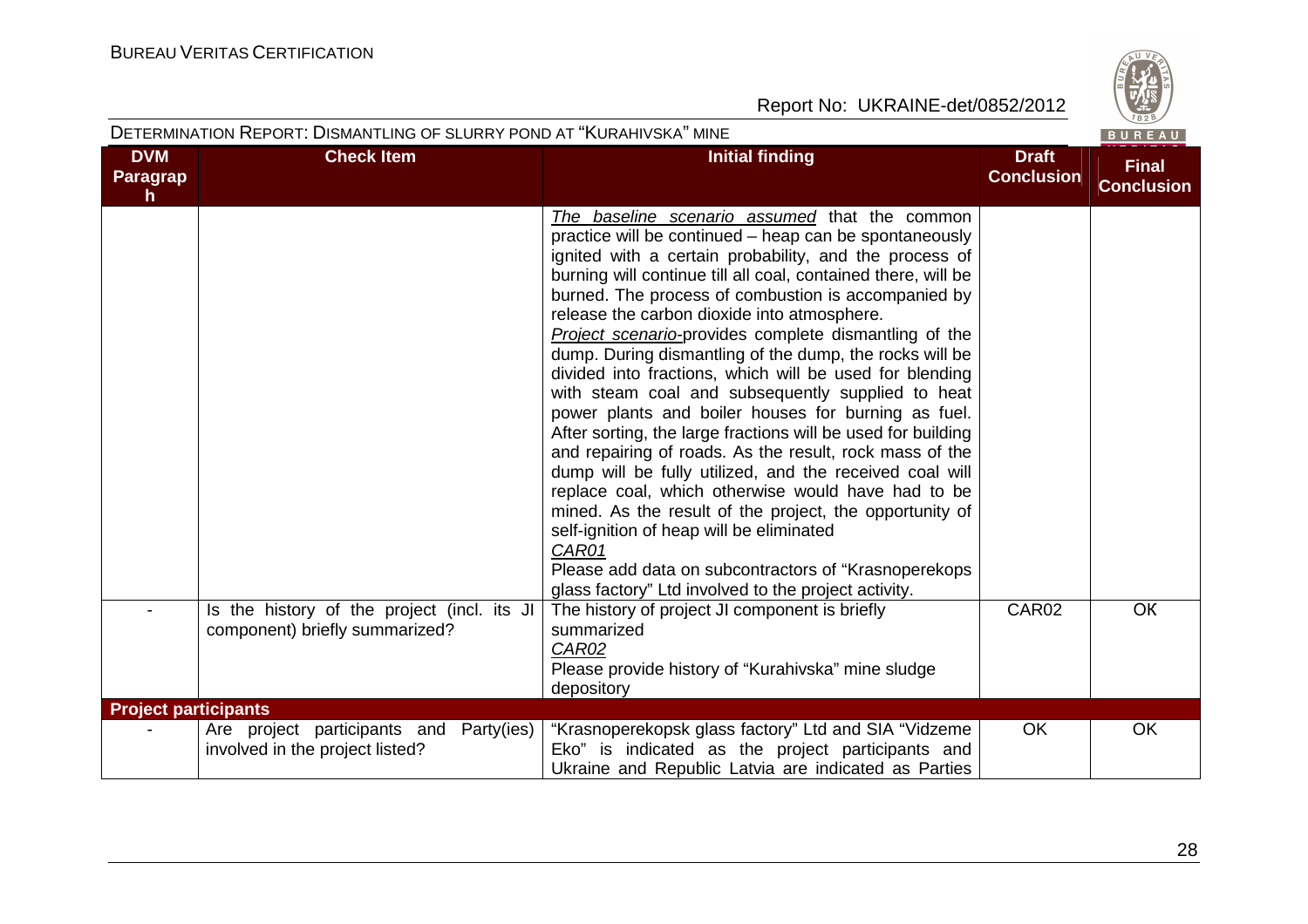| DVM Paragraph | Check Item | Initial finding | Draft Conclusion | Final Conclusion |
|---|---|---|---|---|
| | | *The baseline scenario assumed* that the common practice will be continued – heap can be spontaneously ignited with a certain probability, and the process of burning will continue till all coal, contained there, will be burned. The process of combustion is accompanied by release the carbon dioxide into atmosphere.<br>*Project scenario*-provides complete dismantling of the dump. During dismantling of the dump, the rocks will be divided into fractions, which will be used for blending with steam coal and subsequently supplied to heat power plants and boiler houses for burning as fuel. After sorting, the large fractions will be used for building and repairing of roads. As the result, rock mass of the dump will be fully utilized, and the received coal will replace coal, which otherwise would have had to be mined. As the result of the project, the opportunity of self-ignition of heap will be eliminated<br>*CAR01*<br>Please add data on subcontractors of "Krasnoperekops glass factory" Ltd involved to the project activity. | | |
| - | Is the history of the project (incl. its JI component) briefly summarized? | The history of project JI component is briefly summarized<br>*CAR02*<br>Please provide history of "Kurahivska" mine sludge depository | CAR02 | OK |
| **Project participants** | | | | |
| - | Are project participants and Party(ies) involved in the project listed? | "Krasnoperekopsk glass factory" Ltd and SIA "Vidzeme Eko" is indicated as the project participants and Ukraine and Republic Latvia are indicated as Parties | OK | OK |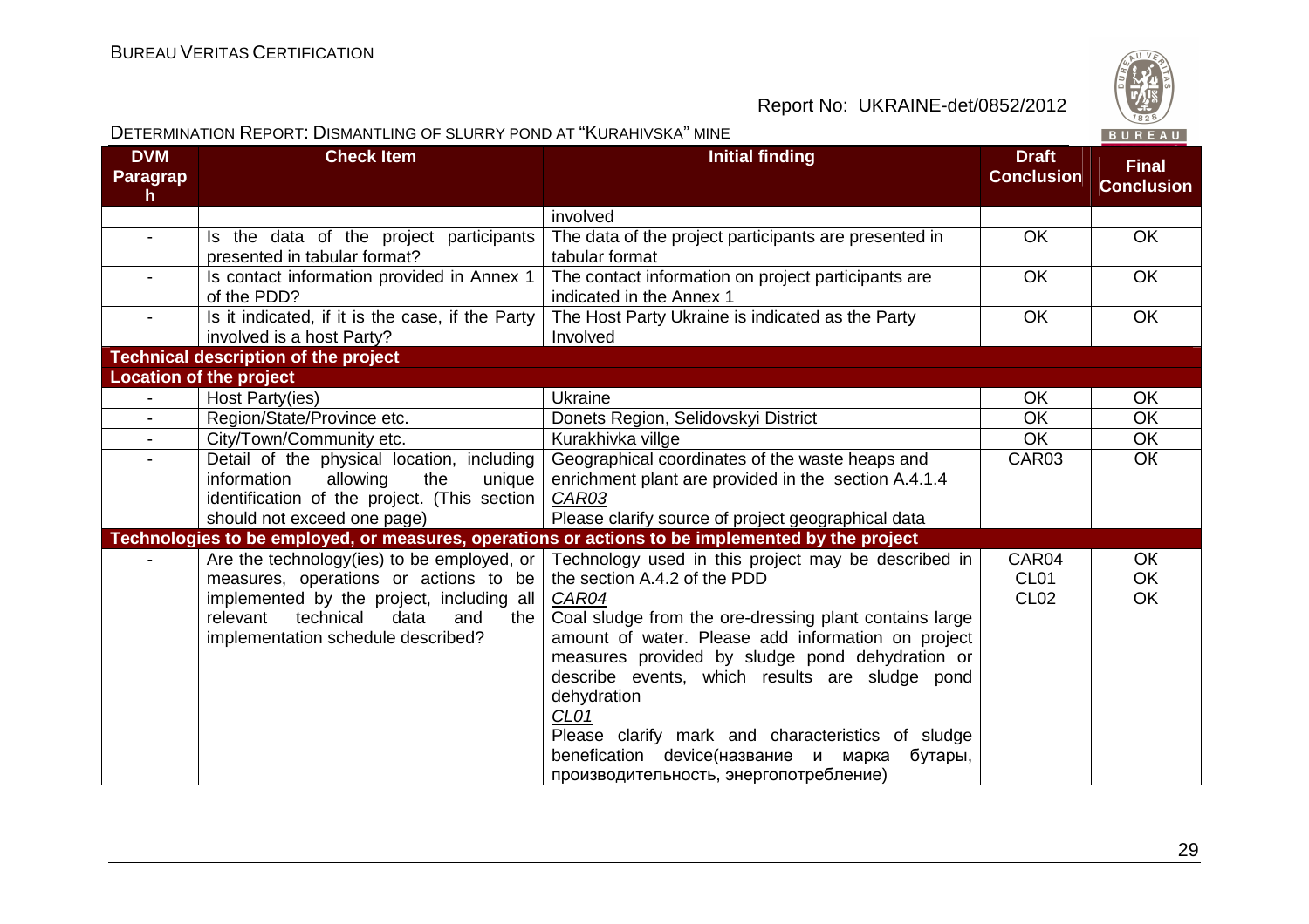| DVM Paragraph | Check Item | Initial finding | Draft Conclusion | Final Conclusion |
|---|---|---|---|---|
| | | involved | | |
| - | Is the data of the project participants presented in tabular format? | The data of the project participants are presented in tabular format | OK | OK |
| - | Is contact information provided in Annex 1 of the PDD? | The contact information on project participants are indicated in the Annex 1 | OK | OK |
| - | Is it indicated, if it is the case, if the Party involved is a host Party? | The Host Party Ukraine is indicated as the Party Involved | OK | OK |
| **Technical description of the project** | | | | |
| **Location of the project** | | | | |
| - | Host Party(ies) | Ukraine | OK | OK |
| - | Region/State/Province etc. | Donets Region, Selidovskyi District | OK | OK |
| - | City/Town/Community etc. | Kurakhivka villge | OK | OK |
| - | Detail of the physical location, including information allowing the unique identification of the project. (This section should not exceed one page) | Geographical coordinates of the waste heaps and enrichment plant are provided in the section A.4.1.4<br>*CAR03*<br>Please clarify source of project geographical data | CAR03 | OK |
| **Technologies to be employed, or measures, operations or actions to be implemented by the project** | | | | |
| - | Are the technology(ies) to be employed, or measures, operations or actions to be implemented by the project, including all relevant technical data and the implementation schedule described? | Technology used in this project may be described in the section A.4.2 of the PDD<br>*CAR04*<br>Coal sludge from the ore-dressing plant contains large amount of water. Please add information on project measures provided by sludge pond dehydration or describe events, which results are sludge pond dehydration<br>*CL01*<br>Please clarify mark and characteristics of sludge benefication device(название и марка бутары, производительность, энергопотребление) | CAR04<br>CL01<br>CL02 | OK<br>OK<br>OK |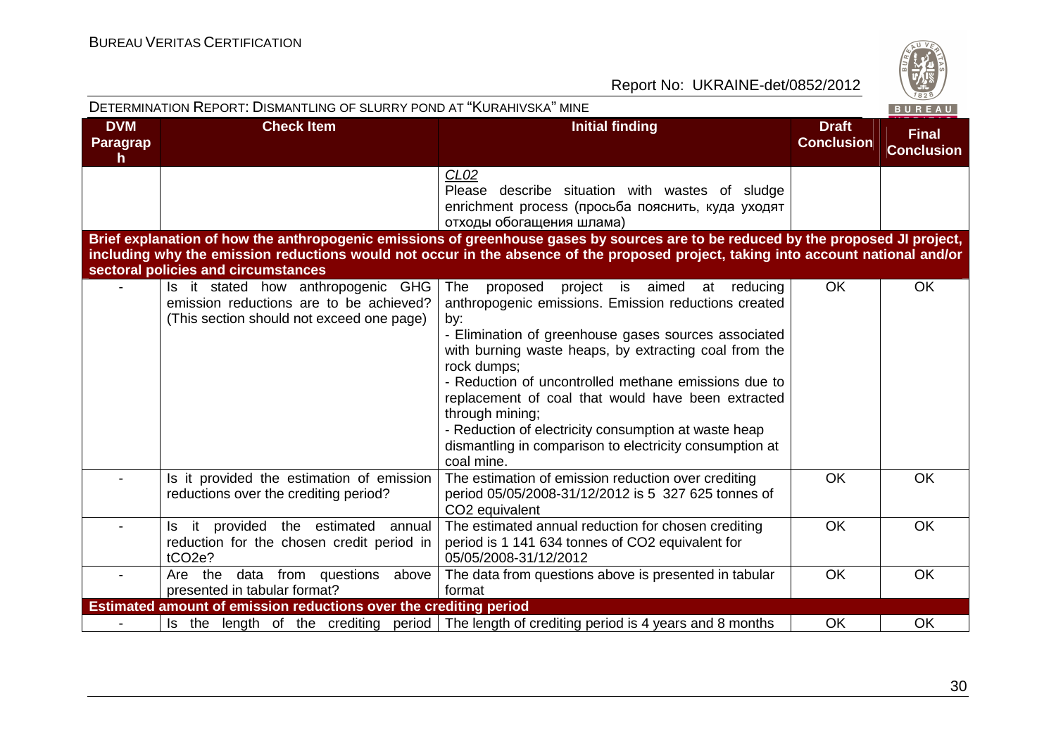| DVM Paragraph | Check Item | Initial finding | Draft Conclusion | Final Conclusion |
|---|---|---|---|---|
| | | *CL02* Please describe situation with wastes of sludge enrichment process (просьба пояснить, куда уходят отходы обогащения шлама) | | |
| **Brief explanation of how the anthropogenic emissions of greenhouse gases by sources are to be reduced by the proposed JI project, including why the emission reductions would not occur in the absence of the proposed project, taking into account national and/or sectoral policies and circumstances** | | | | |
| - | Is it stated how anthropogenic GHG emission reductions are to be achieved? (This section should not exceed one page) | The proposed project is aimed at reducing anthropogenic emissions. Emission reductions created by:<br>- Elimination of greenhouse gases sources associated with burning waste heaps, by extracting coal from the rock dumps;<br>- Reduction of uncontrolled methane emissions due to replacement of coal that would have been extracted through mining;<br>- Reduction of electricity consumption at waste heap dismantling in comparison to electricity consumption at coal mine. | OK | OK |
| - | Is it provided the estimation of emission reductions over the crediting period? | The estimation of emission reduction over crediting period 05/05/2008-31/12/2012 is 5 327 625 tonnes of $CO_2$ equivalent | OK | OK |
| - | Is it provided the estimated annual reduction for the chosen credit period in $tCO_2e$? | The estimated annual reduction for chosen crediting period is 1 141 634 tonnes of $CO_2$ equivalent for 05/05/2008-31/12/2012 | OK | OK |
| - | Are the data from questions above presented in tabular format? | The data from questions above is presented in tabular format | OK | OK |
| **Estimated amount of emission reductions over the crediting period** | | | | |
| - | Is the length of the crediting period | The length of crediting period is 4 years and 8 months | OK | OK |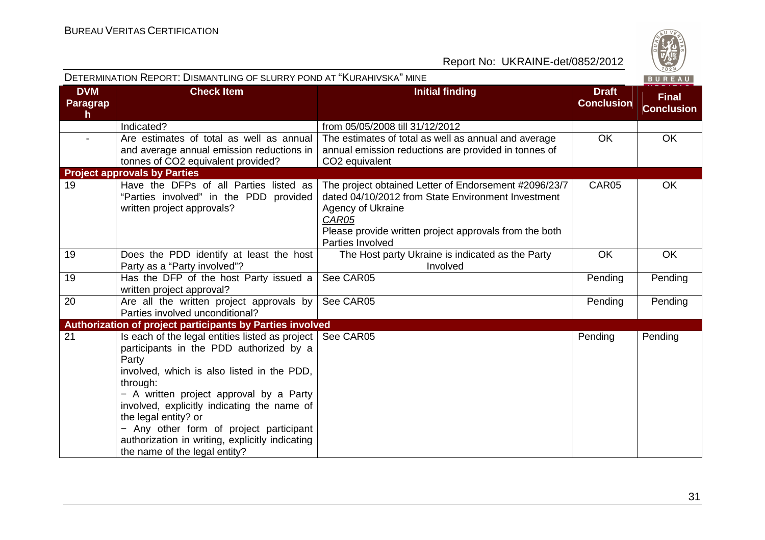| DVM Paragraph | Check Item | Initial finding | Draft Conclusion | Final Conclusion |
|---|---|---|---|---|
| | Indicated? | from 05/05/2008 till 31/12/2012 | | |
| - | Are estimates of total as well as annual and average annual emission reductions in tonnes of CO2 equivalent provided? | The estimates of total as well as annual and average annual emission reductions are provided in tonnes of CO2 equivalent | OK | OK |
| **Project approvals by Parties** | | | | |
| 19 | Have the DFPs of all Parties listed as "Parties involved" in the PDD provided written project approvals? | The project obtained Letter of Endorsement #2096/23/7 dated 04/10/2012 from State Environment Investment Agency of Ukraine<br>*CAR05*<br>Please provide written project approvals from the both Parties Involved | CAR05 | OK |
| 19 | Does the PDD identify at least the host Party as a "Party involved"? | The Host party Ukraine is indicated as the Party Involved | OK | OK |
| 19 | Has the DFP of the host Party issued a written project approval? | See CAR05 | Pending | Pending |
| 20 | Are all the written project approvals by Parties involved unconditional? | See CAR05 | Pending | Pending |
| **Authorization of project participants by Parties involved** | | | | |
| 21 | Is each of the legal entities listed as project participants in the PDD authorized by a Party involved, which is also listed in the PDD, through:<br>− A written project approval by a Party involved, explicitly indicating the name of the legal entity? or<br>− Any other form of project participant authorization in writing, explicitly indicating the name of the legal entity? | See CAR05 | Pending | Pending |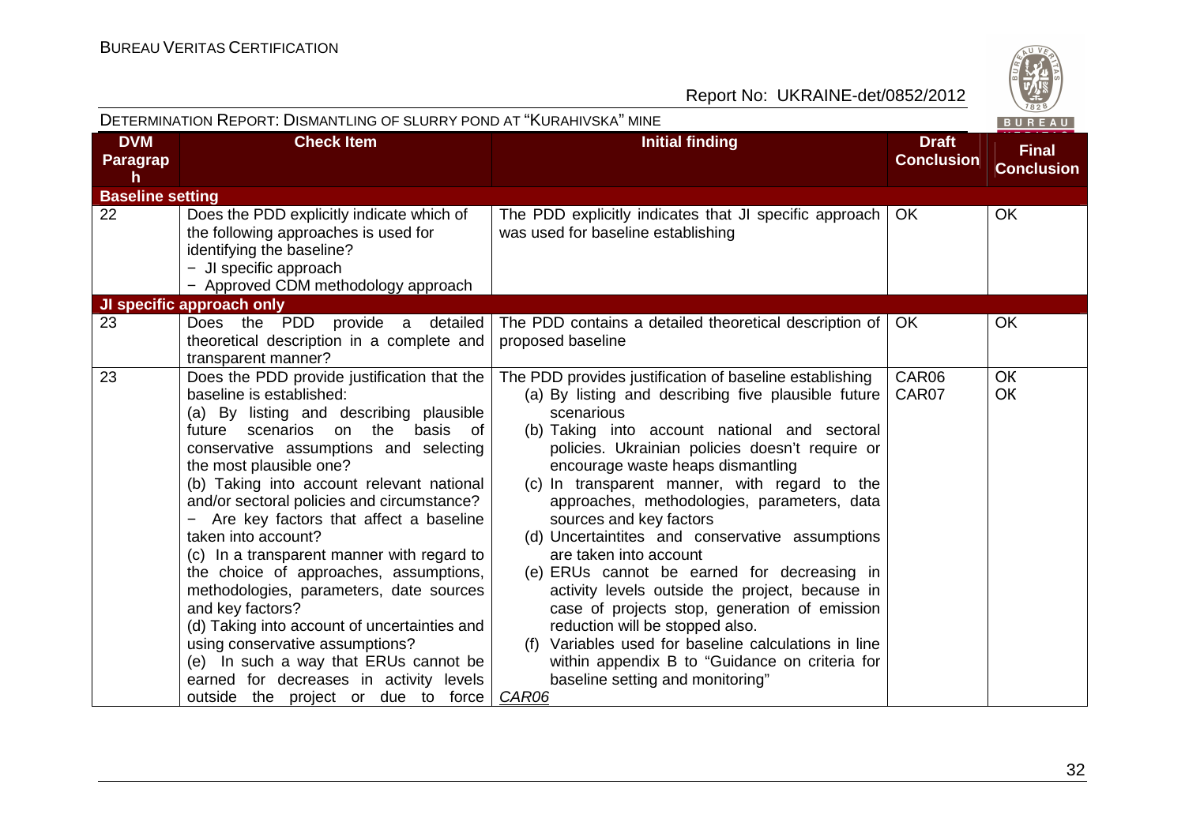| DVM Paragraph | Check Item | Initial finding | Draft Conclusion | Final Conclusion |
|---|---|---|---|---|
| **Baseline setting** | | | | |
| 22 | Does the PDD explicitly indicate which of the following approaches is used for identifying the baseline?<br>− JI specific approach<br>− Approved CDM methodology approach | The PDD explicitly indicates that JI specific approach was used for baseline establishing | OK | OK |
| **JI specific approach only** | | | | |
| 23 | Does the PDD provide a detailed theoretical description in a complete and transparent manner? | The PDD contains a detailed theoretical description of proposed baseline | OK | OK |
| 23 | Does the PDD provide justification that the baseline is established:<br>(a) By listing and describing plausible future scenarios on the basis of conservative assumptions and selecting the most plausible one?<br>(b) Taking into account relevant national and/or sectoral policies and circumstance?<br>− Are key factors that affect a baseline taken into account?<br>(c) In a transparent manner with regard to the choice of approaches, assumptions, methodologies, parameters, date sources and key factors?<br>(d) Taking into account of uncertainties and using conservative assumptions?<br>(e) In such a way that ERUs cannot be earned for decreases in activity levels outside the project or due to force | The PDD provides justification of baseline establishing<br>(a) By listing and describing five plausible future scenarious<br>(b) Taking into account national and sectoral policies. Ukrainian policies doesn't require or encourage waste heaps dismantling<br>(c) In transparent manner, with regard to the approaches, methodologies, parameters, data sources and key factors<br>(d) Uncertaintites and conservative assumptions are taken into account<br>(e) ERUs cannot be earned for decreasing in activity levels outside the project, because in case of projects stop, generation of emission reduction will be stopped also.<br>(f) Variables used for baseline calculations in line within appendix B to "Guidance on criteria for baseline setting and monitoring"<br>*CAR06* | CAR06<br>CAR07 | OK<br>OK |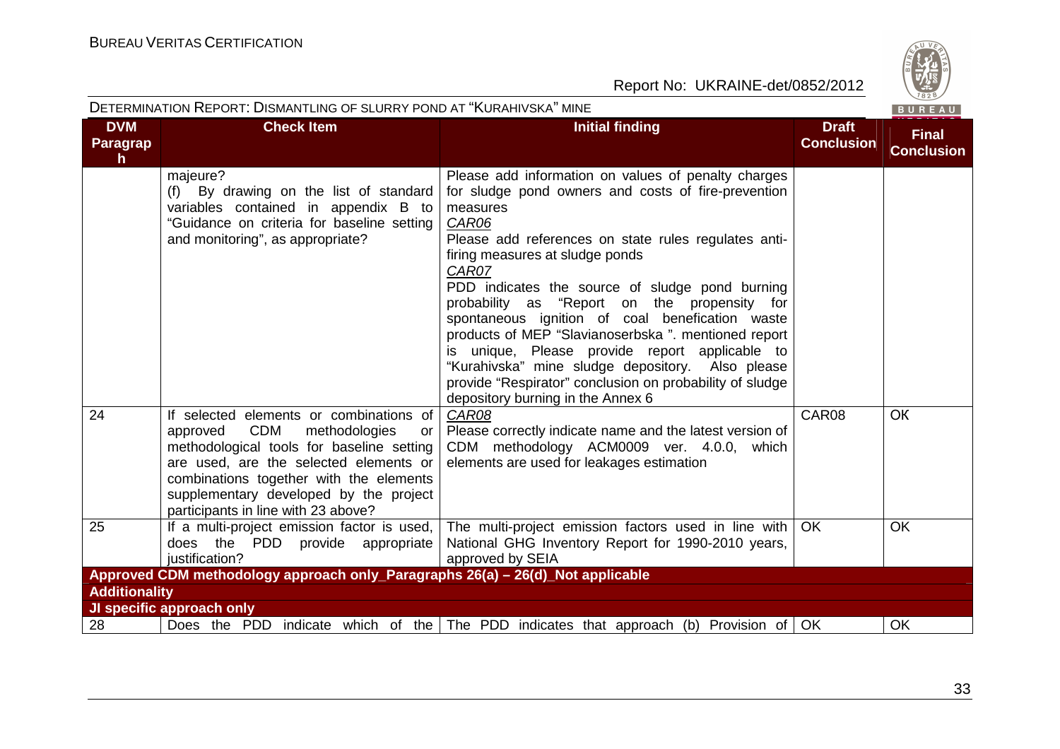DETERMINATION REPORT: DISMANTLING OF SLURRY POND AT "KURAHIVSKA" MINE

| DVM Paragraph | Check Item | Initial finding | Draft Conclusion | Final Conclusion |
|---|---|---|---|---|
| | majeure?<br>(f) By drawing on the list of standard variables contained in appendix B to "Guidance on criteria for baseline setting and monitoring", as appropriate? | Please add information on values of penalty charges for sludge pond owners and costs of fire-prevention measures<br>*CAR06*<br>Please add references on state rules regulates anti-firing measures at sludge ponds<br>*CAR07*<br>PDD indicates the source of sludge pond burning probability as "Report on the propensity for spontaneous ignition of coal benefication waste products of MEP "Slavianoserbska ". mentioned report is unique, Please provide report applicable to "Kurahivska" mine sludge depository. Also please provide "Respirator" conclusion on probability of sludge depository burning in the Annex 6 | | |
| 24 | If selected elements or combinations of approved CDM methodologies or methodological tools for baseline setting are used, are the selected elements or combinations together with the elements supplementary developed by the project participants in line with 23 above? | *CAR08*<br>Please correctly indicate name and the latest version of CDM methodology ACM0009 ver. 4.0.0, which elements are used for leakages estimation | CAR08 | OK |
| 25 | If a multi-project emission factor is used, does the PDD provide appropriate justification? | The multi-project emission factors used in line with National GHG Inventory Report for 1990-2010 years, approved by SEIA | OK | OK |
| **Approved CDM methodology approach only_Paragraphs 26(a) – 26(d)_Not applicable** | | | | |
| **Additionality** | | | | |
| **JI specific approach only** | | | | |
| 28 | Does the PDD indicate which of the | The PDD indicates that approach (b) Provision of | OK | OK |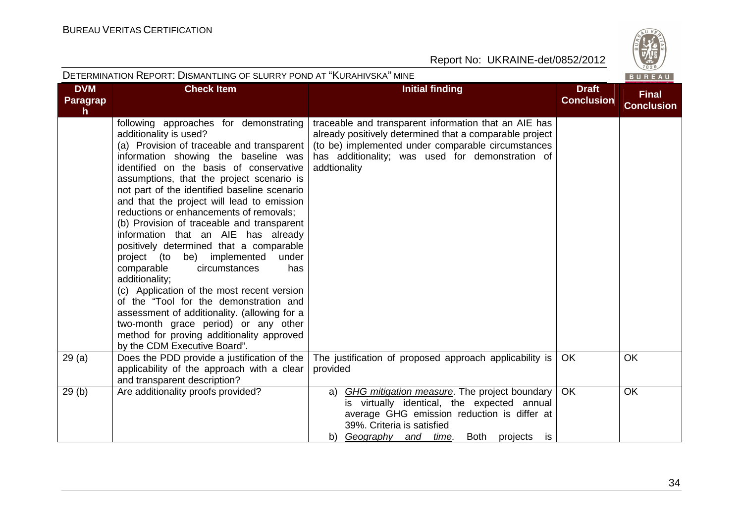| DVM Paragraph | Check Item | Initial finding | Draft Conclusion | Final Conclusion |
|---|---|---|---|---|
| | following approaches for demonstrating additionality is used?<br>(a) Provision of traceable and transparent information showing the baseline was identified on the basis of conservative assumptions, that the project scenario is not part of the identified baseline scenario and that the project will lead to emission reductions or enhancements of removals;<br>(b) Provision of traceable and transparent information that an AIE has already positively determined that a comparable project (to be) implemented under comparable circumstances has additionality;<br>(c) Application of the most recent version of the "Tool for the demonstration and assessment of additionality. (allowing for a two-month grace period) or any other method for proving additionality approved by the CDM Executive Board". | traceable and transparent information that an AIE has already positively determined that a comparable project (to be) implemented under comparable circumstances has additionality; was used for demonstration of addtionality | | |
| 29 (a) | Does the PDD provide a justification of the applicability of the approach with a clear and transparent description? | The justification of proposed approach applicability is provided | OK | OK |
| 29 (b) | Are additionality proofs provided? | a) *GHG mitigation measure*. The project boundary is virtually identical, the expected annual average GHG emission reduction is differ at 39%. Criteria is satisfied<br>b) *Geography and time*. Both projects is | OK | OK |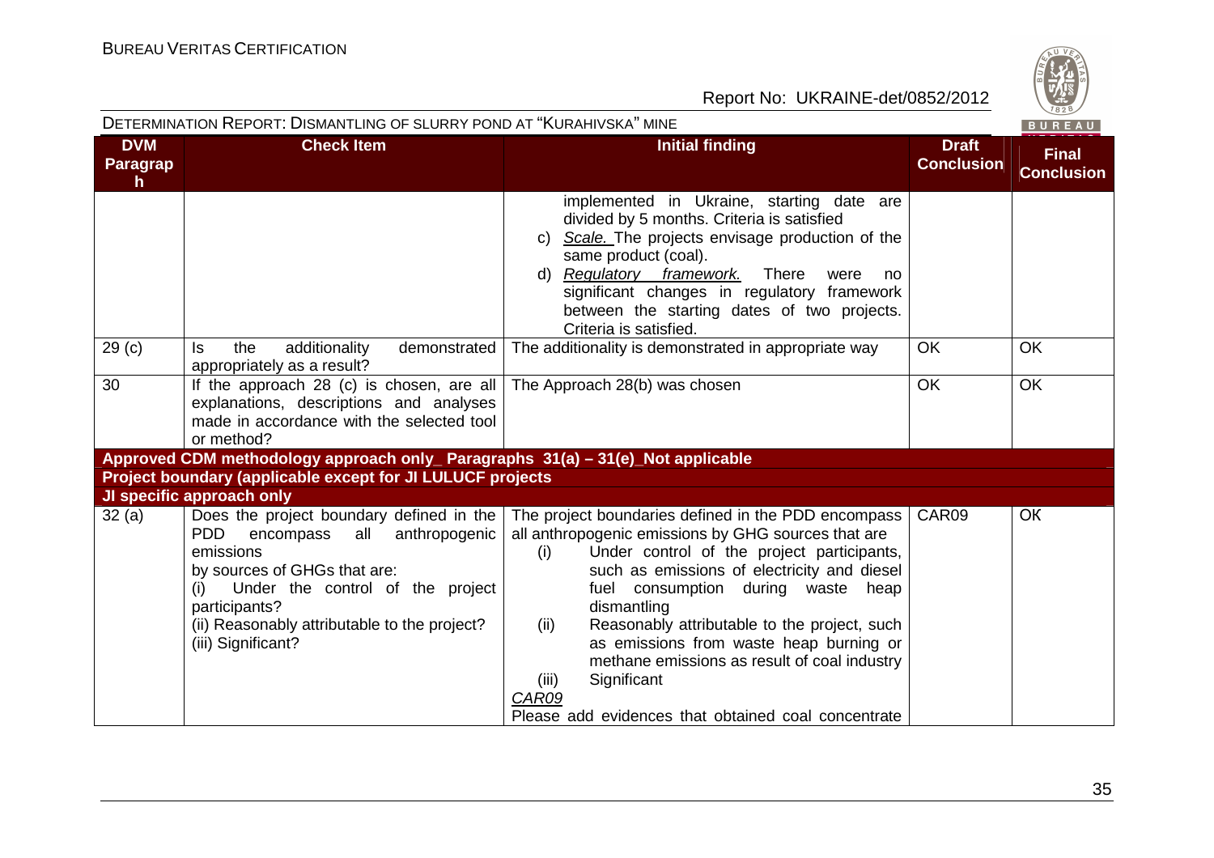| DVM Paragraph | Check Item | Initial finding | Draft Conclusion | Final Conclusion |
|---|---|---|---|---|
| | | implemented in Ukraine, starting date are divided by 5 months. Criteria is satisfied<br>c) *Scale.* The projects envisage production of the same product (coal).<br>d) *Regulatory framework.* There were no significant changes in regulatory framework between the starting dates of two projects. Criteria is satisfied. | | |
| 29 (c) | Is the additionality demonstrated appropriately as a result? | The additionality is demonstrated in appropriate way | OK | OK |
| 30 | If the approach 28 (c) is chosen, are all explanations, descriptions and analyses made in accordance with the selected tool or method? | The Approach 28(b) was chosen | OK | OK |
| **Approved CDM methodology approach only_ Paragraphs 31(a) – 31(e)_Not applicable** | | | | |
| **Project boundary (applicable except for JI LULUCF projects** | | | | |
| **JI specific approach only** | | | | |
| 32 (a) | Does the project boundary defined in the PDD encompass all anthropogenic emissions by sources of GHGs that are:<br>(i) Under the control of the project participants?<br>(ii) Reasonably attributable to the project?<br>(iii) Significant? | The project boundaries defined in the PDD encompass all anthropogenic emissions by GHG sources that are<br>(i) Under control of the project participants, such as emissions of electricity and diesel fuel consumption during waste heap dismantling<br>(ii) Reasonably attributable to the project, such as emissions from waste heap burning or methane emissions as result of coal industry<br>(iii) Significant<br>*CAR09*<br>Please add evidences that obtained coal concentrate | CAR09 | OK |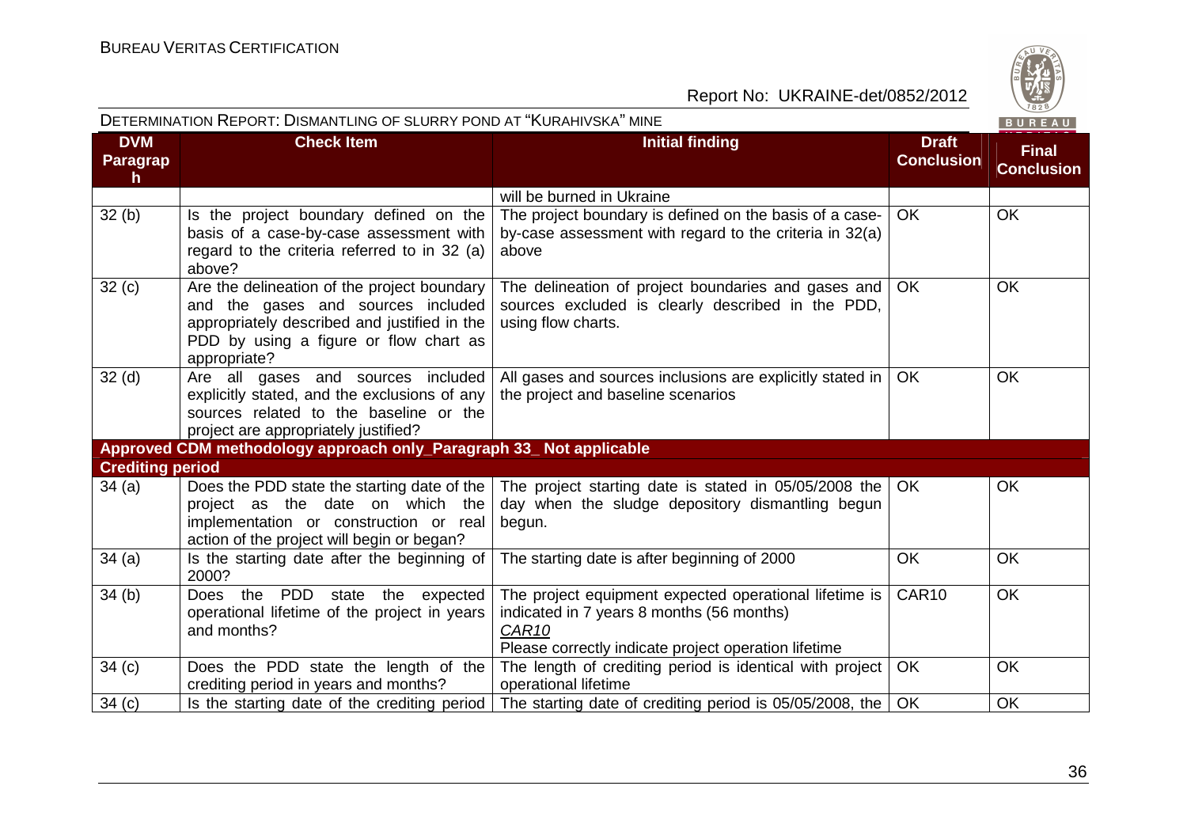| DVM Paragraph | Check Item | Initial finding | Draft Conclusion | Final Conclusion |
|---|---|---|---|---|
| | | will be burned in Ukraine | | |
| 32 (b) | Is the project boundary defined on the basis of a case-by-case assessment with regard to the criteria referred to in 32 (a) above? | The project boundary is defined on the basis of a case-by-case assessment with regard to the criteria in 32(a) above | OK | OK |
| 32 (c) | Are the delineation of the project boundary and the gases and sources included appropriately described and justified in the PDD by using a figure or flow chart as appropriate? | The delineation of project boundaries and gases and sources excluded is clearly described in the PDD, using flow charts. | OK | OK |
| 32 (d) | Are all gases and sources included explicitly stated, and the exclusions of any sources related to the baseline or the project are appropriately justified? | All gases and sources inclusions are explicitly stated in the project and baseline scenarios | OK | OK |
| **Approved CDM methodology approach only_Paragraph 33_ Not applicable** | | | | |
| **Crediting period** | | | | |
| 34 (a) | Does the PDD state the starting date of the project as the date on which the implementation or construction or real action of the project will begin or began? | The project starting date is stated in 05/05/2008 the day when the sludge depository dismantling begun begun. | OK | OK |
| 34 (a) | Is the starting date after the beginning of 2000? | The starting date is after beginning of 2000 | OK | OK |
| 34 (b) | Does the PDD state the expected operational lifetime of the project in years and months? | The project equipment expected operational lifetime is indicated in 7 years 8 months (56 months)<br>*CAR10*<br>Please correctly indicate project operation lifetime | CAR10 | OK |
| 34 (c) | Does the PDD state the length of the crediting period in years and months? | The length of crediting period is identical with project operational lifetime | OK | OK |
| 34 (c) | Is the starting date of the crediting period | The starting date of crediting period is 05/05/2008, the | OK | OK |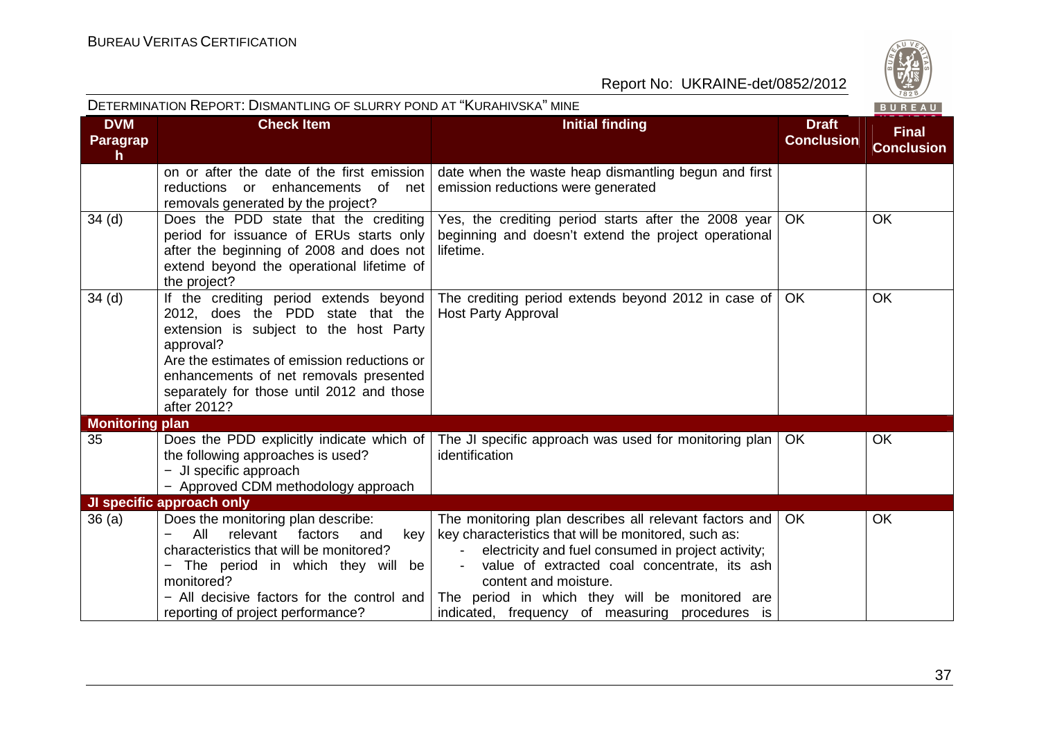| DVM Paragraph | Check Item | Initial finding | Draft Conclusion | Final Conclusion |
|---|---|---|---|---|
| | on or after the date of the first emission reductions or enhancements of net removals generated by the project? | date when the waste heap dismantling begun and first emission reductions were generated | | |
| 34 (d) | Does the PDD state that the crediting period for issuance of ERUs starts only after the beginning of 2008 and does not extend beyond the operational lifetime of the project? | Yes, the crediting period starts after the 2008 year beginning and doesn't extend the project operational lifetime. | OK | OK |
| 34 (d) | If the crediting period extends beyond 2012, does the PDD state that the extension is subject to the host Party approval?<br>Are the estimates of emission reductions or enhancements of net removals presented separately for those until 2012 and those after 2012? | The crediting period extends beyond 2012 in case of Host Party Approval | OK | OK |
| **Monitoring plan** | | | | |
| 35 | Does the PDD explicitly indicate which of the following approaches is used?<br>− JI specific approach<br>− Approved CDM methodology approach | The JI specific approach was used for monitoring plan identification | OK | OK |
| **JI specific approach only** | | | | |
| 36 (a) | Does the monitoring plan describe:<br>− All relevant factors and key characteristics that will be monitored?<br>− The period in which they will be monitored?<br>− All decisive factors for the control and reporting of project performance? | The monitoring plan describes all relevant factors and key characteristics that will be monitored, such as:<br>- electricity and fuel consumed in project activity;<br>- value of extracted coal concentrate, its ash content and moisture.<br>The period in which they will be monitored are indicated, frequency of measuring procedures is | OK | OK |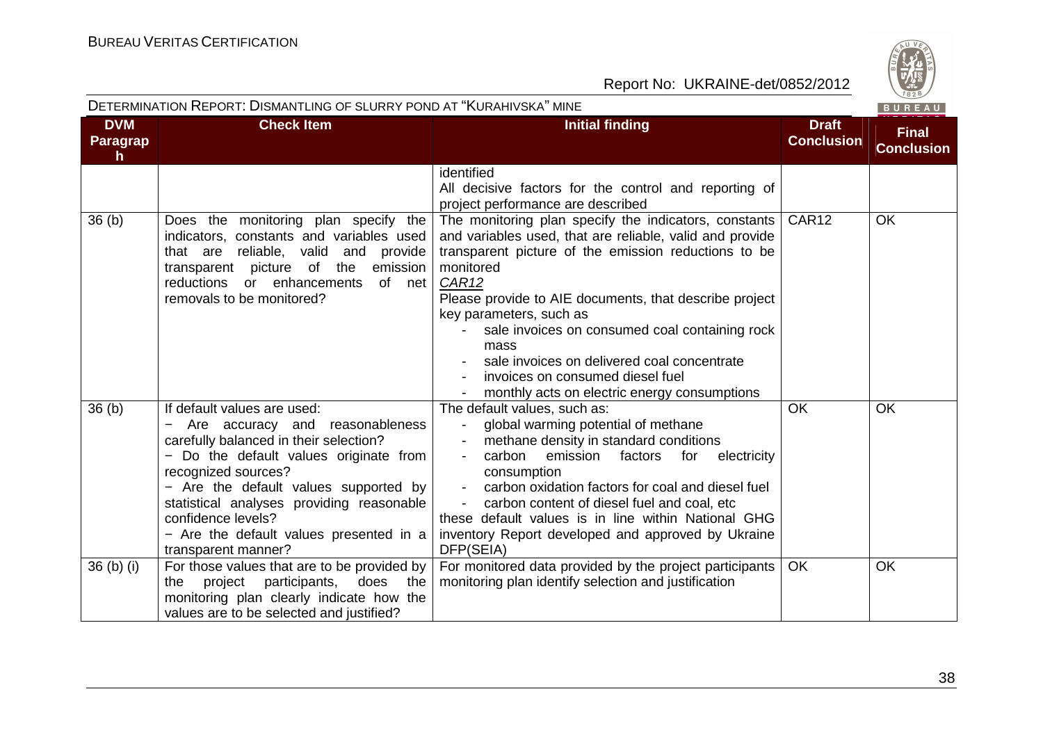| DVM Paragraph | Check Item | Initial finding | Draft Conclusion | Final Conclusion |
|---|---|---|---|---|
| | | identified<br>All decisive factors for the control and reporting of project performance are described | | |
| 36 (b) | Does the monitoring plan specify the indicators, constants and variables used that are reliable, valid and provide transparent picture of the emission reductions or enhancements of net removals to be monitored? | The monitoring plan specify the indicators, constants and variables used, that are reliable, valid and provide transparent picture of the emission reductions to be monitored<br>*CAR12*<br>Please provide to AIE documents, that describe project key parameters, such as<br>- sale invoices on consumed coal containing rock mass<br>- sale invoices on delivered coal concentrate<br>- invoices on consumed diesel fuel<br>- monthly acts on electric energy consumptions | CAR12 | OK |
| 36 (b) | If default values are used:<br>− Are accuracy and reasonableness carefully balanced in their selection?<br>− Do the default values originate from recognized sources?<br>− Are the default values supported by statistical analyses providing reasonable confidence levels?<br>− Are the default values presented in a transparent manner? | The default values, such as:<br>- global warming potential of methane<br>- methane density in standard conditions<br>- carbon emission factors for electricity consumption<br>- carbon oxidation factors for coal and diesel fuel<br>- carbon content of diesel fuel and coal, etc<br>these default values is in line within National GHG inventory Report developed and approved by Ukraine DFP(SEIA) | OK | OK |
| 36 (b) (i) | For those values that are to be provided by the project participants, does the monitoring plan clearly indicate how the values are to be selected and justified? | For monitored data provided by the project participants monitoring plan identify selection and justification | OK | OK |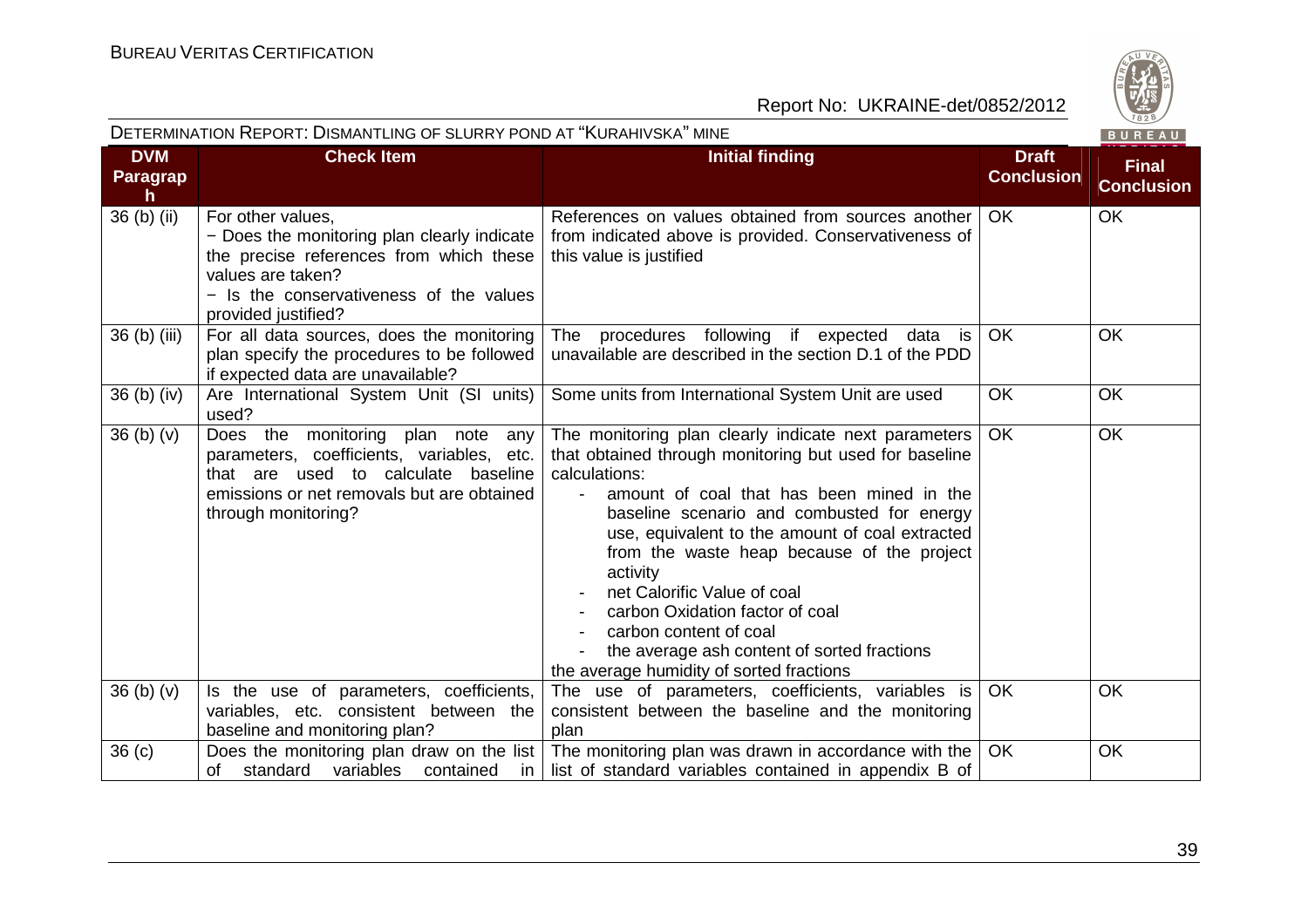| DVM Paragraph | Check Item | Initial finding | Draft Conclusion | Final Conclusion |
|---|---|---|---|---|
| 36 (b) (ii) | For other values,<br>− Does the monitoring plan clearly indicate the precise references from which these values are taken?<br>− Is the conservativeness of the values provided justified? | References on values obtained from sources another from indicated above is provided. Conservativeness of this value is justified | OK | OK |
| 36 (b) (iii) | For all data sources, does the monitoring plan specify the procedures to be followed if expected data are unavailable? | The procedures following if expected data is unavailable are described in the section D.1 of the PDD | OK | OK |
| 36 (b) (iv) | Are International System Unit (SI units) used? | Some units from International System Unit are used | OK | OK |
| 36 (b) (v) | Does the monitoring plan note any parameters, coefficients, variables, etc. that are used to calculate baseline emissions or net removals but are obtained through monitoring? | The monitoring plan clearly indicate next parameters that obtained through monitoring but used for baseline calculations:<br>- amount of coal that has been mined in the baseline scenario and combusted for energy use, equivalent to the amount of coal extracted from the waste heap because of the project activity<br>- net Calorific Value of coal<br>- carbon Oxidation factor of coal<br>- carbon content of coal<br>- the average ash content of sorted fractions<br>the average humidity of sorted fractions | OK | OK |
| 36 (b) (v) | Is the use of parameters, coefficients, variables, etc. consistent between the baseline and monitoring plan? | The use of parameters, coefficients, variables is consistent between the baseline and the monitoring plan | OK | OK |
| 36 (c) | Does the monitoring plan draw on the list of standard variables contained in | The monitoring plan was drawn in accordance with the list of standard variables contained in appendix B of | OK | OK |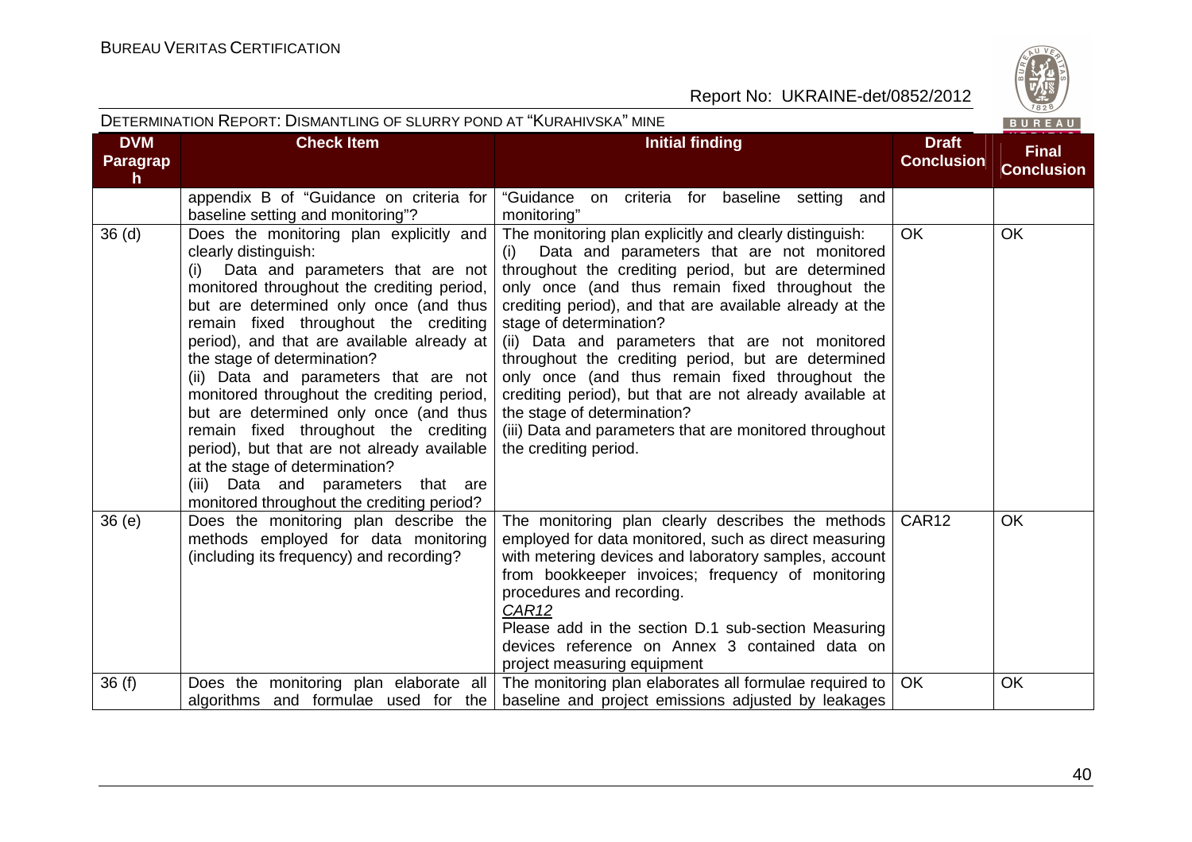| DVM Paragraph | Check Item | Initial finding | Draft Conclusion | Final Conclusion |
|---|---|---|---|---|
| | appendix B of "Guidance on criteria for baseline setting and monitoring"? | "Guidance on criteria for baseline setting and monitoring" | | |
| 36 (d) | Does the monitoring plan explicitly and clearly distinguish:<br>(i) Data and parameters that are not monitored throughout the crediting period, but are determined only once (and thus remain fixed throughout the crediting period), and that are available already at the stage of determination?<br>(ii) Data and parameters that are not monitored throughout the crediting period, but are determined only once (and thus remain fixed throughout the crediting period), but that are not already available at the stage of determination?<br>(iii) Data and parameters that are monitored throughout the crediting period? | The monitoring plan explicitly and clearly distinguish:<br>(i) Data and parameters that are not monitored throughout the crediting period, but are determined only once (and thus remain fixed throughout the crediting period), and that are available already at the stage of determination?<br>(ii) Data and parameters that are not monitored throughout the crediting period, but are determined only once (and thus remain fixed throughout the crediting period), but that are not already available at the stage of determination?<br>(iii) Data and parameters that are monitored throughout the crediting period. | OK | OK |
| 36 (e) | Does the monitoring plan describe the methods employed for data monitoring (including its frequency) and recording? | The monitoring plan clearly describes the methods employed for data monitored, such as direct measuring with metering devices and laboratory samples, account from bookkeeper invoices; frequency of monitoring procedures and recording.<br>*CAR12*<br>Please add in the section D.1 sub-section Measuring devices reference on Annex 3 contained data on project measuring equipment | CAR12 | OK |
| 36 (f) | Does the monitoring plan elaborate all algorithms and formulae used for the | The monitoring plan elaborates all formulae required to baseline and project emissions adjusted by leakages | OK | OK |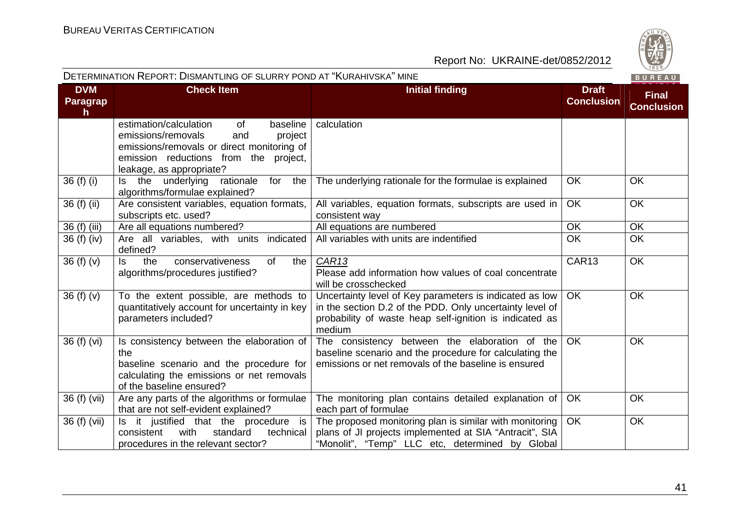| DVM Paragraph | Check Item | Initial finding | Draft Conclusion | Final Conclusion |
|---|---|---|---|---|
| | estimation/calculation of baseline emissions/removals and project emissions/removals or direct monitoring of emission reductions from the project, leakage, as appropriate? | calculation | | |
| 36 (f) (i) | Is the underlying rationale for the algorithms/formulae explained? | The underlying rationale for the formulae is explained | OK | OK |
| 36 (f) (ii) | Are consistent variables, equation formats, subscripts etc. used? | All variables, equation formats, subscripts are used in consistent way | OK | OK |
| 36 (f) (iii) | Are all equations numbered? | All equations are numbered | OK | OK |
| 36 (f) (iv) | Are all variables, with units indicated defined? | All variables with units are indentified | OK | OK |
| 36 (f) (v) | Is the conservativeness of the algorithms/procedures justified? | *CAR13* Please add information how values of coal concentrate will be crosschecked | CAR13 | OK |
| 36 (f) (v) | To the extent possible, are methods to quantitatively account for uncertainty in key parameters included? | Uncertainty level of Key parameters is indicated as low in the section D.2 of the PDD. Only uncertainty level of probability of waste heap self-ignition is indicated as medium | OK | OK |
| 36 (f) (vi) | Is consistency between the elaboration of the baseline scenario and the procedure for calculating the emissions or net removals of the baseline ensured? | The consistency between the elaboration of the baseline scenario and the procedure for calculating the emissions or net removals of the baseline is ensured | OK | OK |
| 36 (f) (vii) | Are any parts of the algorithms or formulae that are not self-evident explained? | The monitoring plan contains detailed explanation of each part of formulae | OK | OK |
| 36 (f) (vii) | Is it justified that the procedure is consistent with standard technical procedures in the relevant sector? | The proposed monitoring plan is similar with monitoring plans of JI projects implemented at SIA "Antracit", SIA "Monolit", "Temp" LLC etc, determined by Global | OK | OK |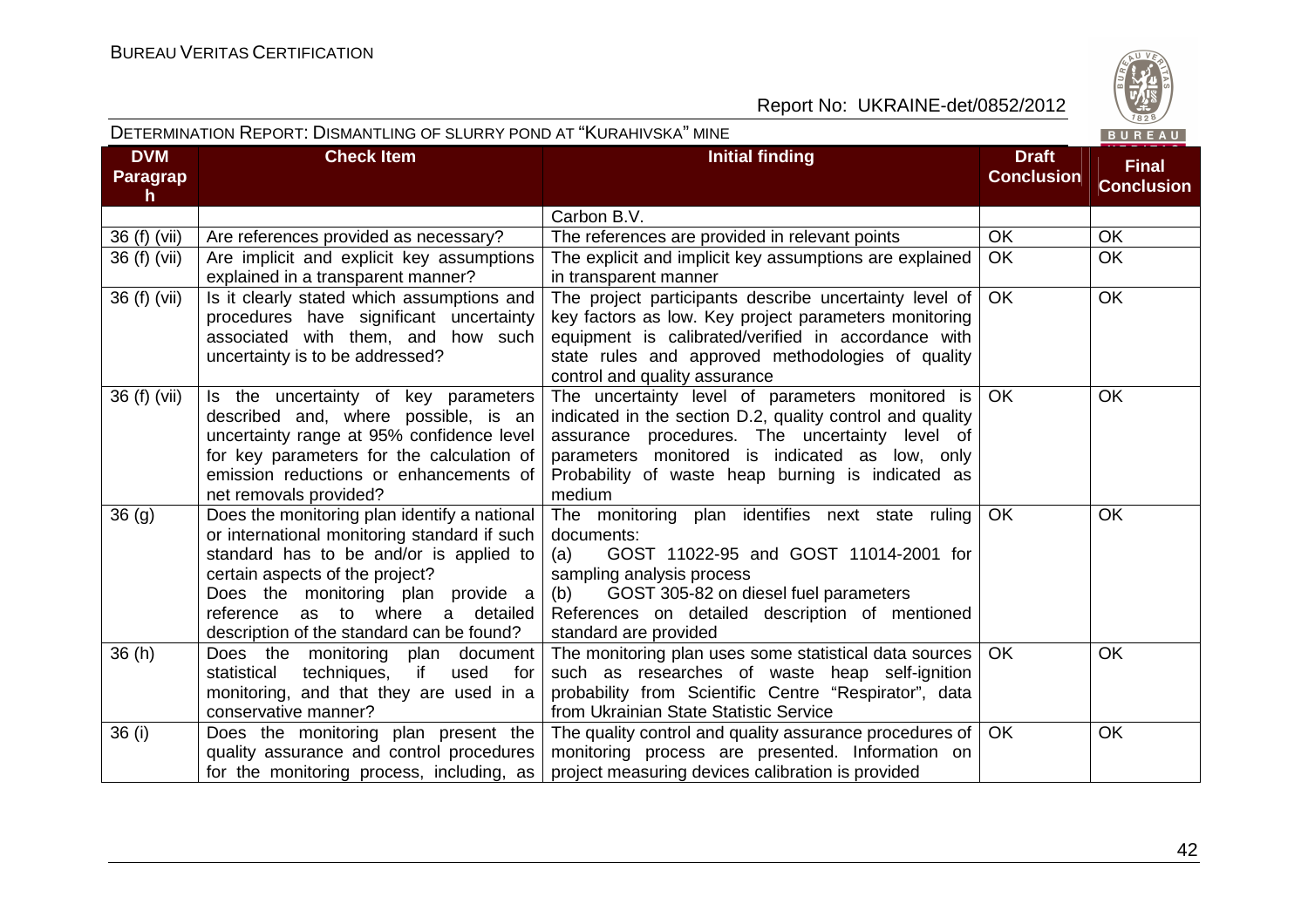| DVM Paragraph | Check Item | Initial finding | Draft Conclusion | Final Conclusion |
|---|---|---|---|---|
| | | Carbon B.V. | | |
| 36 (f) (vii) | Are references provided as necessary? | The references are provided in relevant points | OK | OK |
| 36 (f) (vii) | Are implicit and explicit key assumptions explained in a transparent manner? | The explicit and implicit key assumptions are explained in transparent manner | OK | OK |
| 36 (f) (vii) | Is it clearly stated which assumptions and procedures have significant uncertainty associated with them, and how such uncertainty is to be addressed? | The project participants describe uncertainty level of key factors as low. Key project parameters monitoring equipment is calibrated/verified in accordance with state rules and approved methodologies of quality control and quality assurance | OK | OK |
| 36 (f) (vii) | Is the uncertainty of key parameters described and, where possible, is an uncertainty range at 95% confidence level for key parameters for the calculation of emission reductions or enhancements of net removals provided? | The uncertainty level of parameters monitored is indicated in the section D.2, quality control and quality assurance procedures. The uncertainty level of parameters monitored is indicated as low, only Probability of waste heap burning is indicated as medium | OK | OK |
| 36 (g) | Does the monitoring plan identify a national or international monitoring standard if such standard has to be and/or is applied to certain aspects of the project? Does the monitoring plan provide a reference as to where a detailed description of the standard can be found? | The monitoring plan identifies next state ruling documents: (a) GOST 11022-95 and GOST 11014-2001 for sampling analysis process (b) GOST 305-82 on diesel fuel parameters References on detailed description of mentioned standard are provided | OK | OK |
| 36 (h) | Does the monitoring plan document statistical techniques, if used for monitoring, and that they are used in a conservative manner? | The monitoring plan uses some statistical data sources such as researches of waste heap self-ignition probability from Scientific Centre "Respirator", data from Ukrainian State Statistic Service | OK | OK |
| 36 (i) | Does the monitoring plan present the quality assurance and control procedures for the monitoring process, including, as | The quality control and quality assurance procedures of monitoring process are presented. Information on project measuring devices calibration is provided | OK | OK |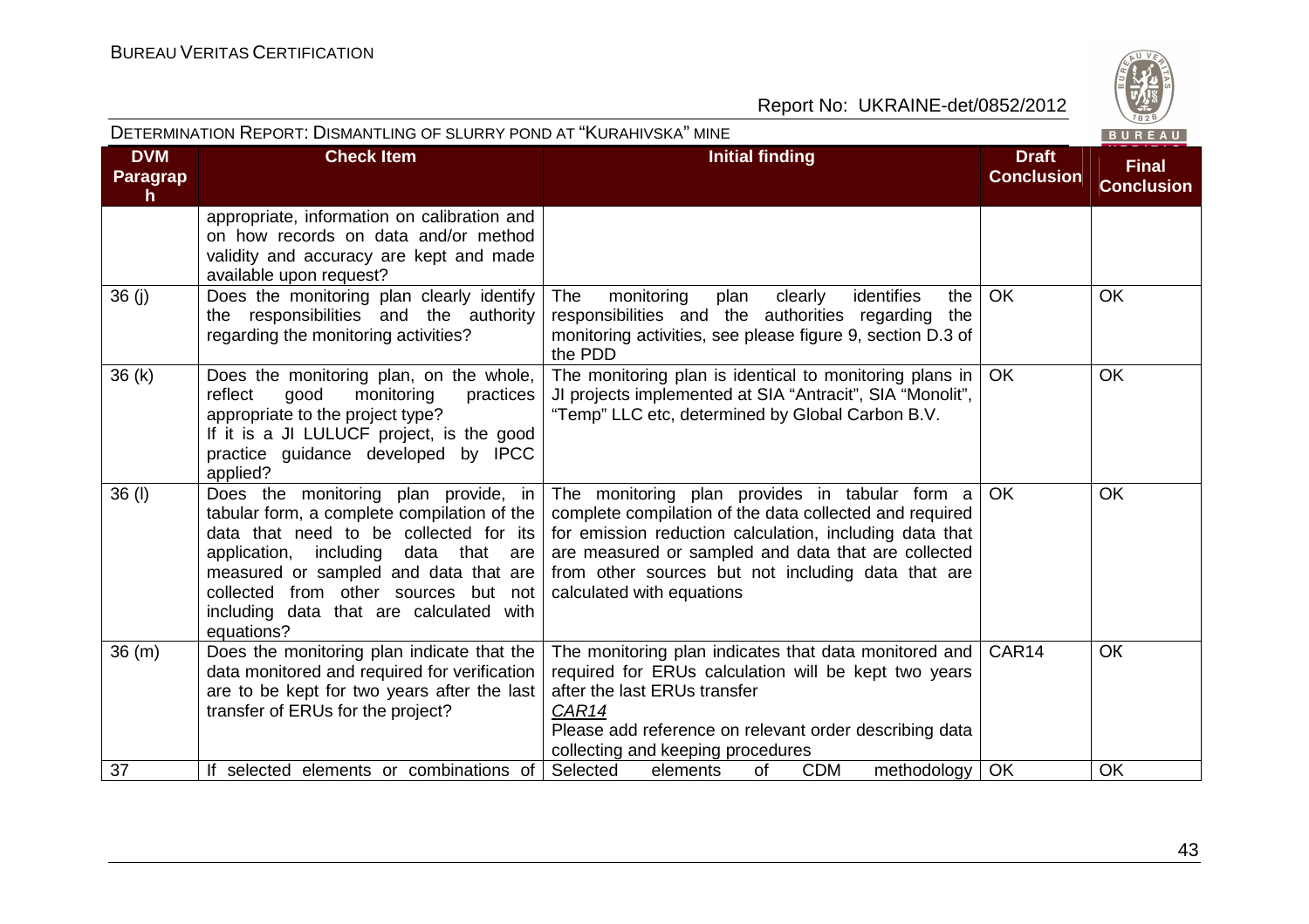DETERMINATION REPORT: DISMANTLING OF SLURRY POND AT "KURAHIVSKA" MINE

| DVM Paragraph | Check Item | Initial finding | Draft Conclusion | Final Conclusion |
|---|---|---|---|---|
| | appropriate, information on calibration and on how records on data and/or method validity and accuracy are kept and made available upon request? | | | |
| 36 (j) | Does the monitoring plan clearly identify the responsibilities and the authority regarding the monitoring activities? | The monitoring plan clearly identifies the responsibilities and the authorities regarding the monitoring activities, see please figure 9, section D.3 of the PDD | OK | OK |
| 36 (k) | Does the monitoring plan, on the whole, reflect good monitoring practices appropriate to the project type?<br>If it is a JI LULUCF project, is the good practice guidance developed by IPCC applied? | The monitoring plan is identical to monitoring plans in JI projects implemented at SIA "Antracit", SIA "Monolit", "Temp" LLC etc, determined by Global Carbon B.V. | OK | OK |
| 36 (l) | Does the monitoring plan provide, in tabular form, a complete compilation of the data that need to be collected for its application, including data that are measured or sampled and data that are collected from other sources but not including data that are calculated with equations? | The monitoring plan provides in tabular form a complete compilation of the data collected and required for emission reduction calculation, including data that are measured or sampled and data that are collected from other sources but not including data that are calculated with equations | OK | OK |
| 36 (m) | Does the monitoring plan indicate that the data monitored and required for verification are to be kept for two years after the last transfer of ERUs for the project? | The monitoring plan indicates that data monitored and required for ERUs calculation will be kept two years after the last ERUs transfer<br>_CAR14_<br>Please add reference on relevant order describing data collecting and keeping procedures | CAR14 | OK |
| 37 | If selected elements or combinations of | Selected elements of CDM methodology | OK | OK |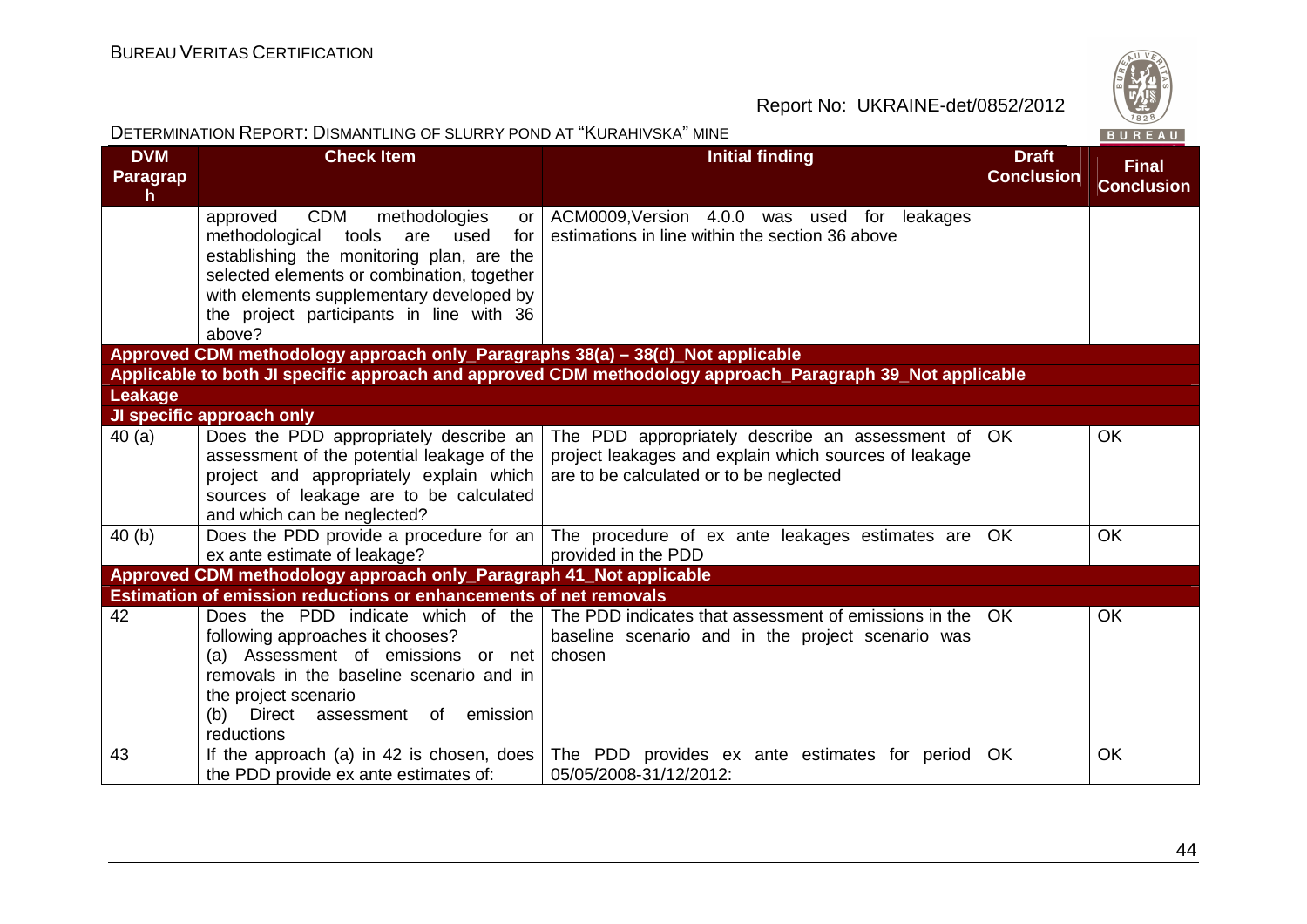| DVM Paragraph | Check Item | Initial finding | Draft Conclusion | Final Conclusion |
|---|---|---|---|---|
| | approved CDM methodologies or methodological tools are used for establishing the monitoring plan, are the selected elements or combination, together with elements supplementary developed by the project participants in line with 36 above? | ACM0009,Version 4.0.0 was used for leakages estimations in line within the section 36 above | | |
| **Approved CDM methodology approach only_Paragraphs 38(a) – 38(d)_Not applicable** | | | | |
| **Applicable to both JI specific approach and approved CDM methodology approach_Paragraph 39_Not applicable** | | | | |
| **Leakage** | | | | |
| **JI specific approach only** | | | | |
| 40 (a) | Does the PDD appropriately describe an assessment of the potential leakage of the project and appropriately explain which sources of leakage are to be calculated and which can be neglected? | The PDD appropriately describe an assessment of project leakages and explain which sources of leakage are to be calculated or to be neglected | OK | OK |
| 40 (b) | Does the PDD provide a procedure for an ex ante estimate of leakage? | The procedure of ex ante leakages estimates are provided in the PDD | OK | OK |
| **Approved CDM methodology approach only_Paragraph 41_Not applicable** | | | | |
| **Estimation of emission reductions or enhancements of net removals** | | | | |
| 42 | Does the PDD indicate which of the following approaches it chooses?<br>(a) Assessment of emissions or net removals in the baseline scenario and in the project scenario<br>(b) Direct assessment of emission reductions | The PDD indicates that assessment of emissions in the baseline scenario and in the project scenario was chosen | OK | OK |
| 43 | If the approach (a) in 42 is chosen, does the PDD provide ex ante estimates of: | The PDD provides ex ante estimates for period 05/05/2008-31/12/2012: | OK | OK |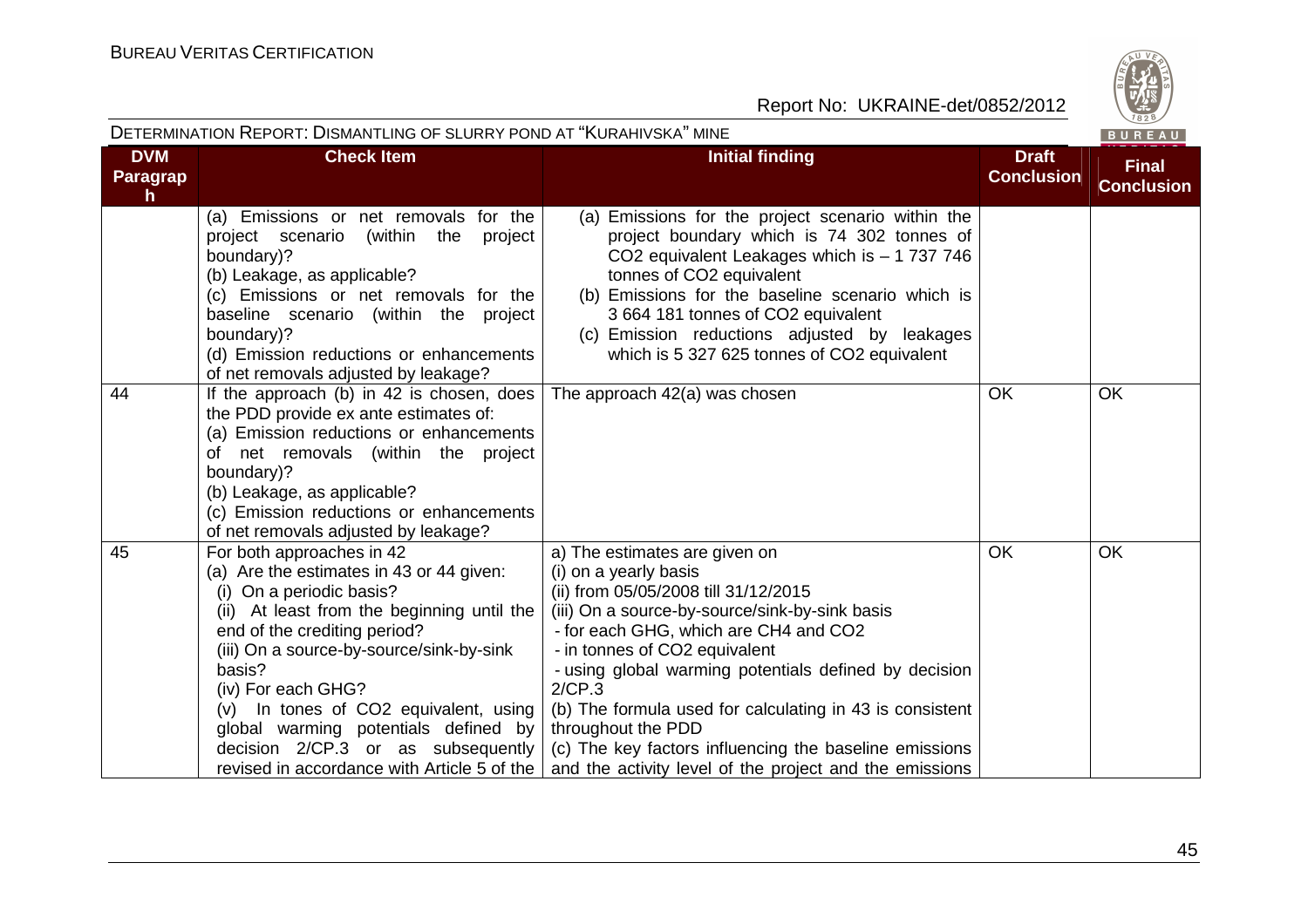| DVM Paragraph | Check Item | Initial finding | Draft Conclusion | Final Conclusion |
|---|---|---|---|---|
| | (a) Emissions or net removals for the project scenario (within the project boundary)?<br>(b) Leakage, as applicable?<br>(c) Emissions or net removals for the baseline scenario (within the project boundary)?<br>(d) Emission reductions or enhancements of net removals adjusted by leakage? | (a) Emissions for the project scenario within the project boundary which is 74 302 tonnes of $CO_2$ equivalent Leakages which is – 1 737 746 tonnes of $CO_2$ equivalent<br>(b) Emissions for the baseline scenario which is 3 664 181 tonnes of $CO_2$ equivalent<br>(c) Emission reductions adjusted by leakages which is 5 327 625 tonnes of $CO_2$ equivalent | | |
| 44 | If the approach (b) in 42 is chosen, does the PDD provide ex ante estimates of:<br>(a) Emission reductions or enhancements of net removals (within the project boundary)?<br>(b) Leakage, as applicable?<br>(c) Emission reductions or enhancements of net removals adjusted by leakage? | The approach 42(a) was chosen | OK | OK |
| 45 | For both approaches in 42<br>(a) Are the estimates in 43 or 44 given:<br>(i) On a periodic basis?<br>(ii) At least from the beginning until the end of the crediting period?<br>(iii) On a source-by-source/sink-by-sink basis?<br>(iv) For each GHG?<br>(v) In tones of $CO_2$ equivalent, using global warming potentials defined by decision 2/CP.3 or as subsequently revised in accordance with Article 5 of the | a) The estimates are given on<br>(i) on a yearly basis<br>(ii) from 05/05/2008 till 31/12/2015<br>(iii) On a source-by-source/sink-by-sink basis<br>- for each GHG, which are $CH_4$ and $CO_2$<br>- in tonnes of $CO_2$ equivalent<br>- using global warming potentials defined by decision 2/CP.3<br>(b) The formula used for calculating in 43 is consistent throughout the PDD<br>(c) The key factors influencing the baseline emissions and the activity level of the project and the emissions | OK | OK |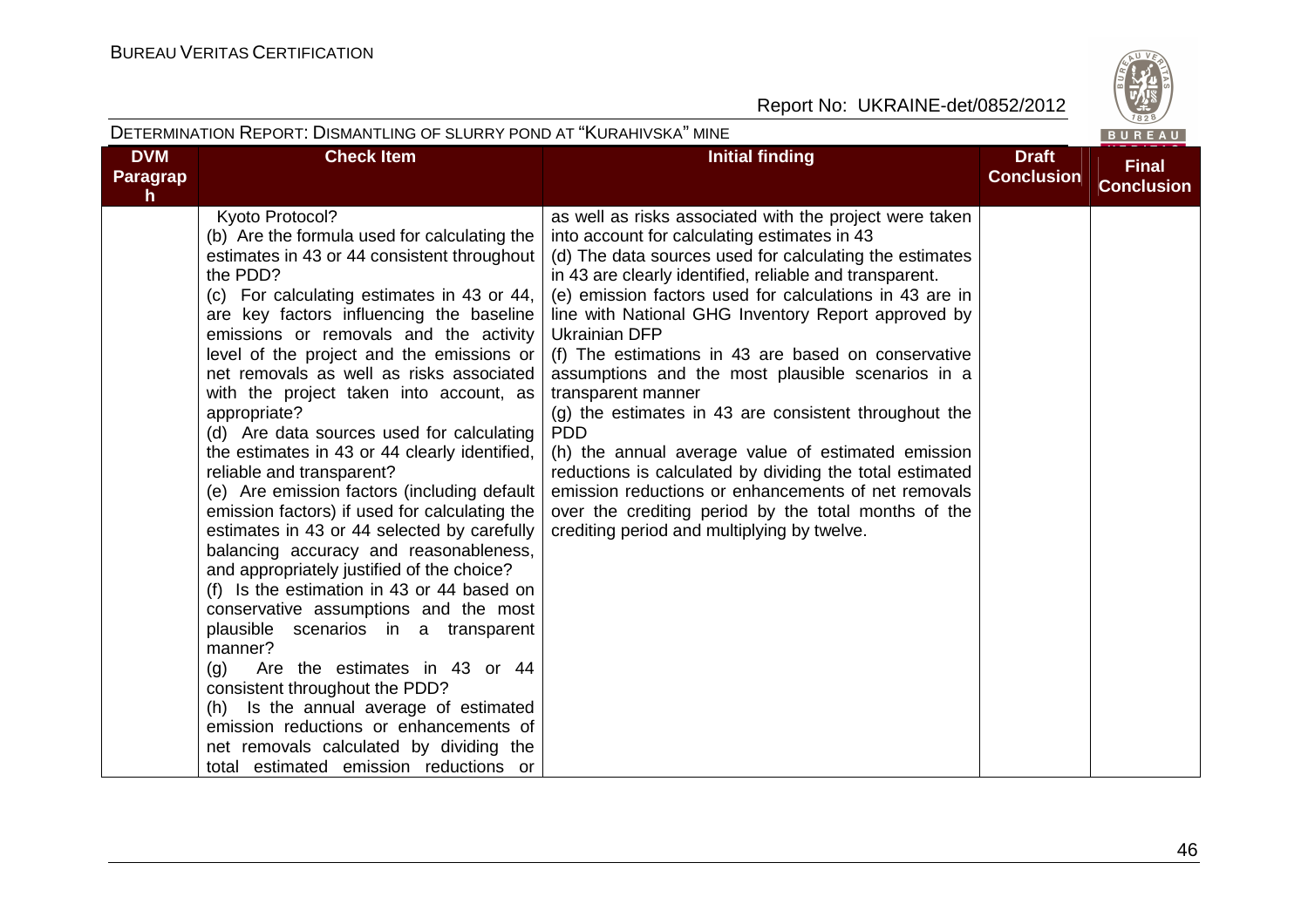| DVM Paragraph | Check Item | Initial finding | Draft Conclusion | Final Conclusion |
|---|---|---|---|---|
| | Kyoto Protocol?<br>(b) Are the formula used for calculating the estimates in 43 or 44 consistent throughout the PDD?<br>(c) For calculating estimates in 43 or 44, are key factors influencing the baseline emissions or removals and the activity level of the project and the emissions or net removals as well as risks associated with the project taken into account, as appropriate?<br>(d) Are data sources used for calculating the estimates in 43 or 44 clearly identified, reliable and transparent?<br>(e) Are emission factors (including default emission factors) if used for calculating the estimates in 43 or 44 selected by carefully balancing accuracy and reasonableness, and appropriately justified of the choice?<br>(f) Is the estimation in 43 or 44 based on conservative assumptions and the most plausible scenarios in a transparent manner?<br>(g) Are the estimates in 43 or 44 consistent throughout the PDD?<br>(h) Is the annual average of estimated emission reductions or enhancements of net removals calculated by dividing the total estimated emission reductions or | as well as risks associated with the project were taken into account for calculating estimates in 43<br>(d) The data sources used for calculating the estimates in 43 are clearly identified, reliable and transparent.<br>(e) emission factors used for calculations in 43 are in line with National GHG Inventory Report approved by Ukrainian DFP<br>(f) The estimations in 43 are based on conservative assumptions and the most plausible scenarios in a transparent manner<br>(g) the estimates in 43 are consistent throughout the PDD<br>(h) the annual average value of estimated emission reductions is calculated by dividing the total estimated emission reductions or enhancements of net removals over the crediting period by the total months of the crediting period and multiplying by twelve. | | |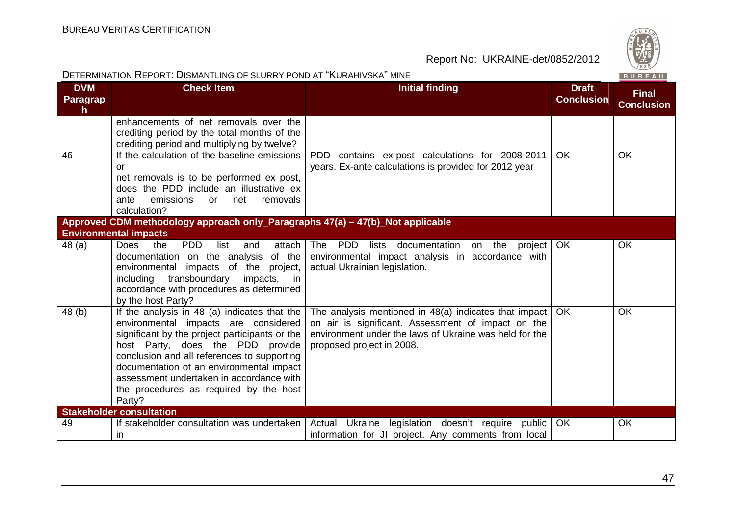DETERMINATION REPORT: DISMANTLING OF SLURRY POND AT "KURAHIVSKA" MINE

| DVM Paragraph | Check Item | Initial finding | Draft Conclusion | Final Conclusion |
|---|---|---|---|---|
| | enhancements of net removals over the crediting period by the total months of the crediting period and multiplying by twelve? | | | |
| 46 | If the calculation of the baseline emissions or net removals is to be performed ex post, does the PDD include an illustrative ex ante emissions or net removals calculation? | PDD contains ex-post calculations for 2008-2011 years. Ex-ante calculations is provided for 2012 year | OK | OK |
| **Approved CDM methodology approach only_Paragraphs 47(a) – 47(b)_Not applicable** | | | | |
| **Environmental impacts** | | | | |
| 48 (a) | Does the PDD list and attach documentation on the analysis of the environmental impacts of the project, including transboundary impacts, in accordance with procedures as determined by the host Party? | The PDD lists documentation on the project environmental impact analysis in accordance with actual Ukrainian legislation. | OK | OK |
| 48 (b) | If the analysis in 48 (a) indicates that the environmental impacts are considered significant by the project participants or the host Party, does the PDD provide conclusion and all references to supporting documentation of an environmental impact assessment undertaken in accordance with the procedures as required by the host Party? | The analysis mentioned in 48(a) indicates that impact on air is significant. Assessment of impact on the environment under the laws of Ukraine was held for the proposed project in 2008. | OK | OK |
| **Stakeholder consultation** | | | | |
| 49 | If stakeholder consultation was undertaken in | Actual Ukraine legislation doesn't require public information for JI project. Any comments from local | OK | OK |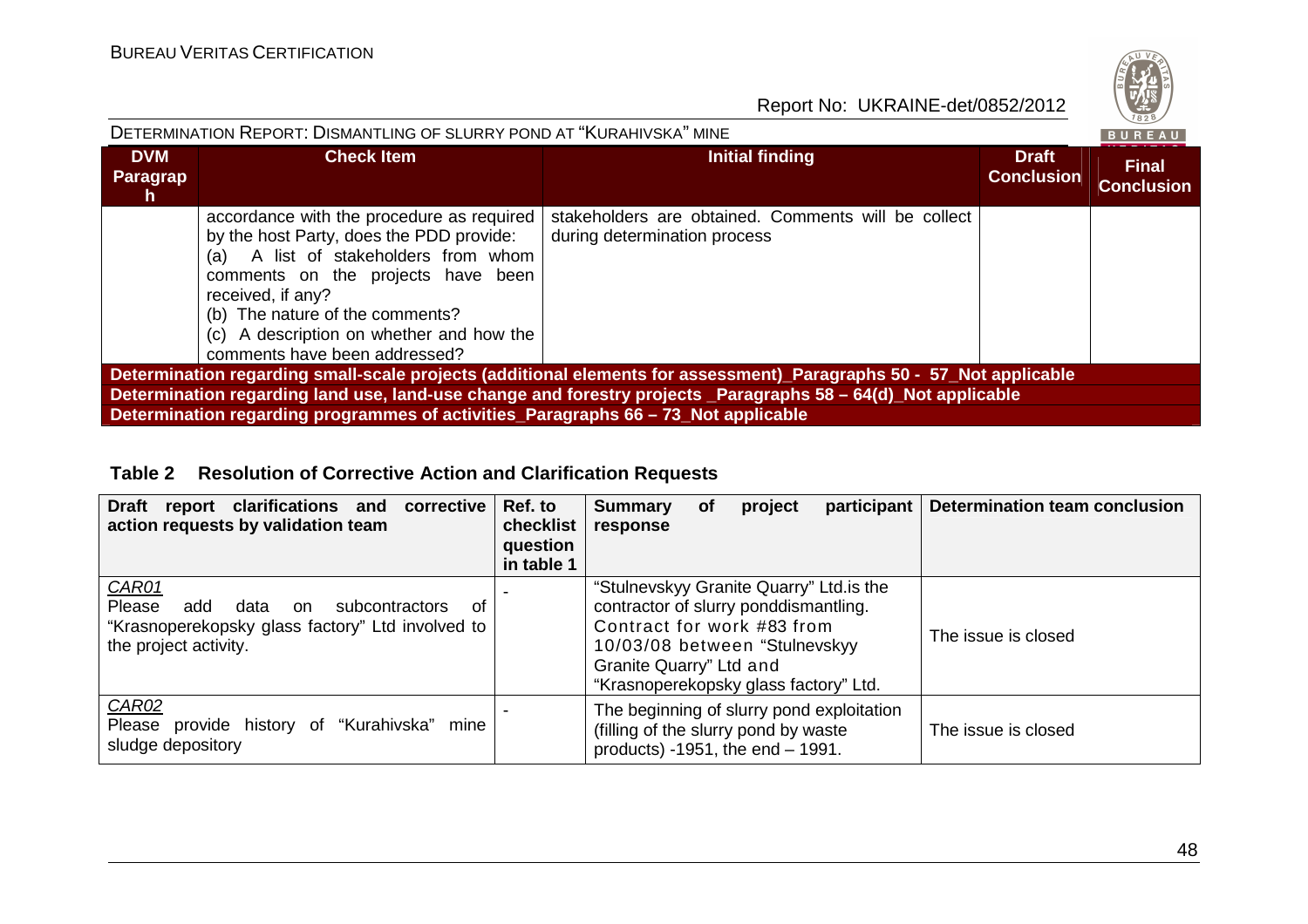| DVM Paragraph | Check Item | Initial finding | Draft Conclusion | Final Conclusion |
|---|---|---|---|---|
| | accordance with the procedure as required by the host Party, does the PDD provide: (a) A list of stakeholders from whom comments on the projects have been received, if any? (b) The nature of the comments? (c) A description on whether and how the comments have been addressed? | stakeholders are obtained. Comments will be collect during determination process | | |
| **Determination regarding small-scale projects (additional elements for assessment)_Paragraphs 50 - 57_Not applicable** | | | | |
| **Determination regarding land use, land-use change and forestry projects _Paragraphs 58 – 64(d)_Not applicable** | | | | |
| **Determination regarding programmes of activities_Paragraphs 66 – 73_Not applicable** | | | | |

### Table 2 Resolution of Corrective Action and Clarification Requests

| Draft report clarifications and corrective action requests by validation team | Ref. to checklist question in table 1 | Summary of project participant response | Determination team conclusion |
|---|---|---|---|
| *CAR01* Please add data on subcontractors of "Krasnoperekopsky glass factory" Ltd involved to the project activity. | - | "Stulnevskyy Granite Quarry" Ltd.is the contractor of slurry ponddismantling. Contract for work #83 from 10/03/08 between "Stulnevskyy Granite Quarry" Ltd and "Krasnoperekopsky glass factory" Ltd. | The issue is closed |
| *CAR02* Please provide history of "Kurahivska" mine sludge depository | - | The beginning of slurry pond exploitation (filling of the slurry pond by waste products) -1951, the end – 1991. | The issue is closed |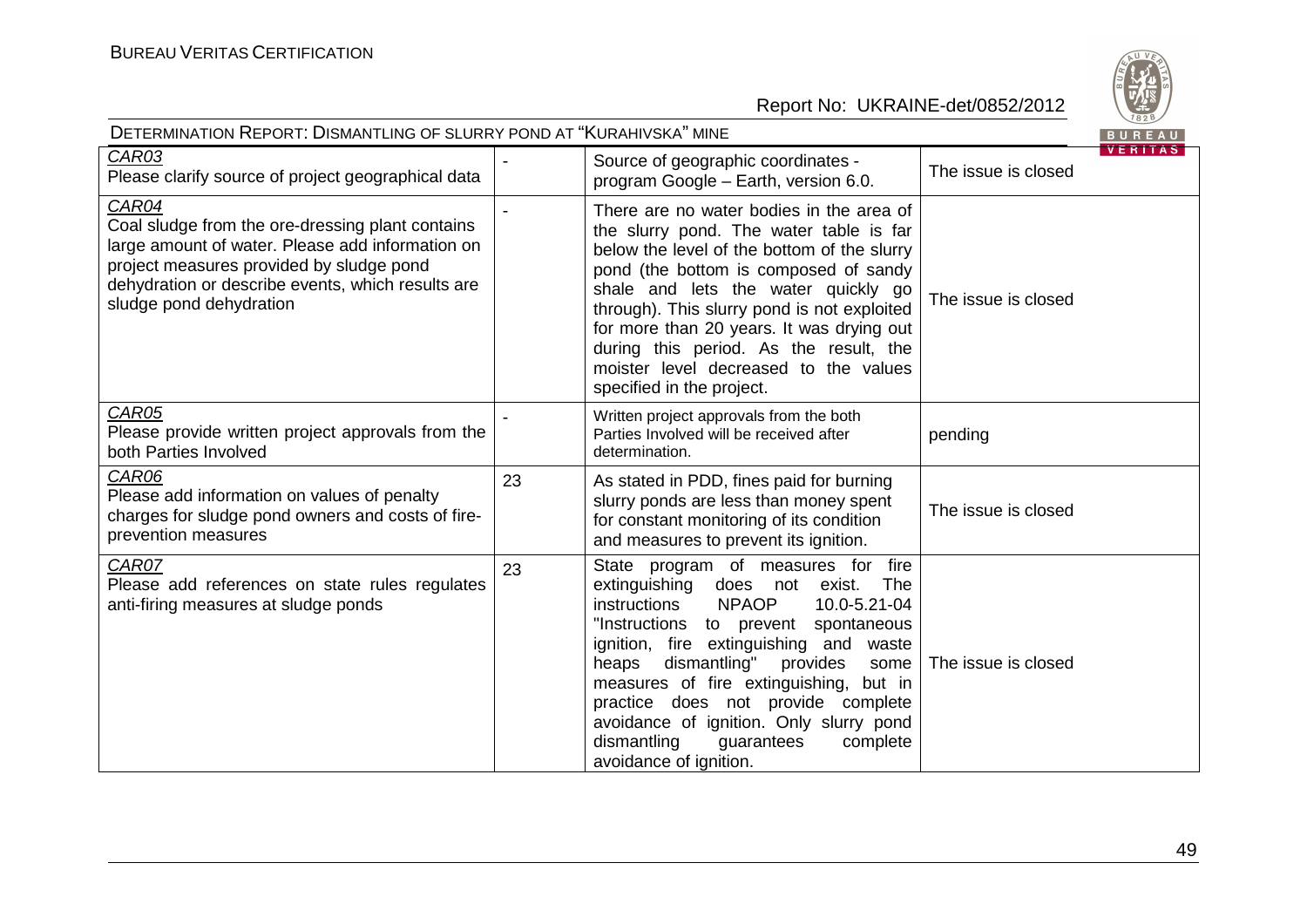| | | | |
|---|---|---|---|
| CAR03<br>Please clarify source of project geographical data | - | Source of geographic coordinates - program Google – Earth, version 6.0. | The issue is closed |
| CAR04<br>Coal sludge from the ore-dressing plant contains large amount of water. Please add information on project measures provided by sludge pond dehydration or describe events, which results are sludge pond dehydration | - | There are no water bodies in the area of the slurry pond. The water table is far below the level of the bottom of the slurry pond (the bottom is composed of sandy shale and lets the water quickly go through). This slurry pond is not exploited for more than 20 years. It was drying out during this period. As the result, the moister level decreased to the values specified in the project. | The issue is closed |
| CAR05<br>Please provide written project approvals from the both Parties Involved | - | Written project approvals from the both Parties Involved will be received after determination. | pending |
| CAR06<br>Please add information on values of penalty charges for sludge pond owners and costs of fire-prevention measures | 23 | As stated in PDD, fines paid for burning slurry ponds are less than money spent for constant monitoring of its condition and measures to prevent its ignition. | The issue is closed |
| CAR07<br>Please add references on state rules regulates anti-firing measures at sludge ponds | 23 | State program of measures for fire extinguishing does not exist. The instructions NPAOP 10.0-5.21-04 "Instructions to prevent spontaneous ignition, fire extinguishing and waste heaps dismantling" provides some measures of fire extinguishing, but in practice does not provide complete avoidance of ignition. Only slurry pond dismantling guarantees complete avoidance of ignition. | The issue is closed |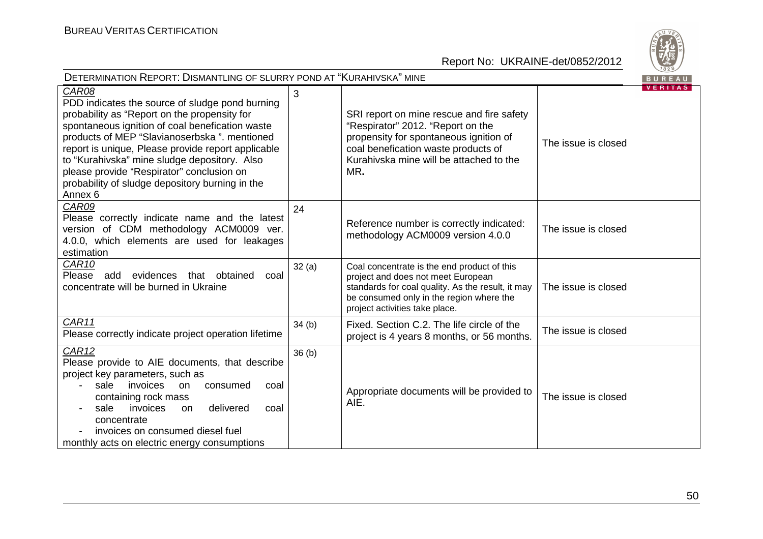| | | | |
|---|---|---|---|
| CAR08<br>PDD indicates the source of sludge pond burning probability as "Report on the propensity for spontaneous ignition of coal benefication waste products of MEP "Slavianoserbska ". mentioned report is unique, Please provide report applicable to "Kurahivska" mine sludge depository. Also please provide "Respirator" conclusion on probability of sludge depository burning in the Annex 6 | 3 | SRI report on mine rescue and fire safety "Respirator" 2012. "Report on the propensity for spontaneous ignition of coal benefication waste products of Kurahivska mine will be attached to the MR**.** | The issue is closed |
| CAR09<br>Please correctly indicate name and the latest version of CDM methodology ACM0009 ver. 4.0.0, which elements are used for leakages estimation | 24 | Reference number is correctly indicated: methodology ACM0009 version 4.0.0 | The issue is closed |
| CAR10<br>Please add evidences that obtained coal concentrate will be burned in Ukraine | 32 (a) | Coal concentrate is the end product of this project and does not meet European standards for coal quality. As the result, it may be consumed only in the region where the project activities take place. | The issue is closed |
| CAR11<br>Please correctly indicate project operation lifetime | 34 (b) | Fixed. Section C.2. The life circle of the project is 4 years 8 months, or 56 months. | The issue is closed |
| CAR12<br>Please provide to AIE documents, that describe project key parameters, such as<br>- sale invoices on consumed coal containing rock mass<br>- sale invoices on delivered coal concentrate<br>- invoices on consumed diesel fuel<br>monthly acts on electric energy consumptions | 36 (b) | Appropriate documents will be provided to AIE. | The issue is closed |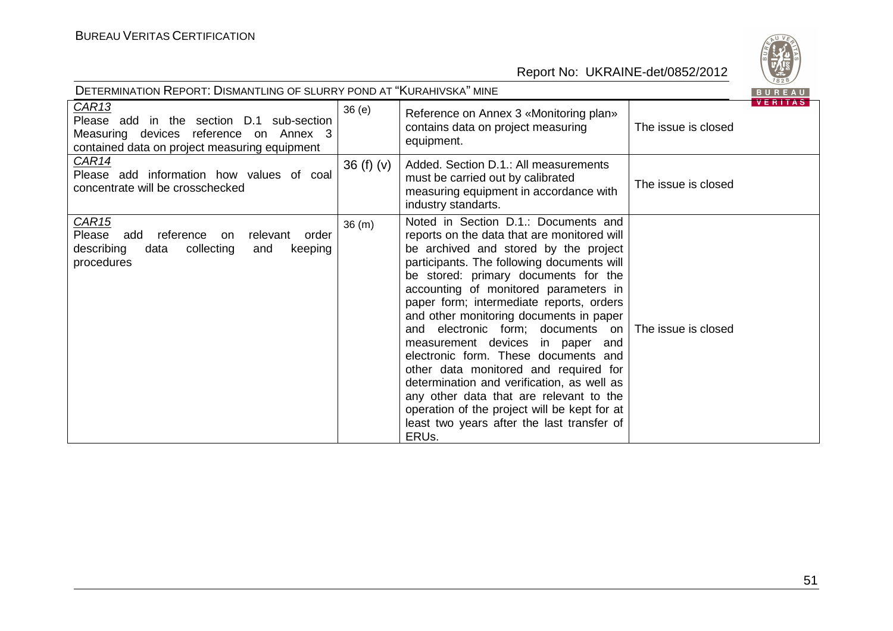| | | | |
|---|---|---|---|
| CAR13<br>Please add in the section D.1 sub-section Measuring devices reference on Annex 3 contained data on project measuring equipment | 36 (e) | Reference on Annex 3 «Monitoring plan» contains data on project measuring equipment. | The issue is closed |
| CAR14<br>Please add information how values of coal concentrate will be crosschecked | 36 (f) (v) | Added. Section D.1.: All measurements must be carried out by calibrated measuring equipment in accordance with industry standarts. | The issue is closed |
| CAR15<br>Please add reference on relevant order describing data collecting and keeping procedures | 36 (m) | Noted in Section D.1.: Documents and reports on the data that are monitored will be archived and stored by the project participants. The following documents will be stored: primary documents for the accounting of monitored parameters in paper form; intermediate reports, orders and other monitoring documents in paper and electronic form; documents on measurement devices in paper and electronic form. These documents and other data monitored and required for determination and verification, as well as any other data that are relevant to the operation of the project will be kept for at least two years after the last transfer of ERUs. | The issue is closed |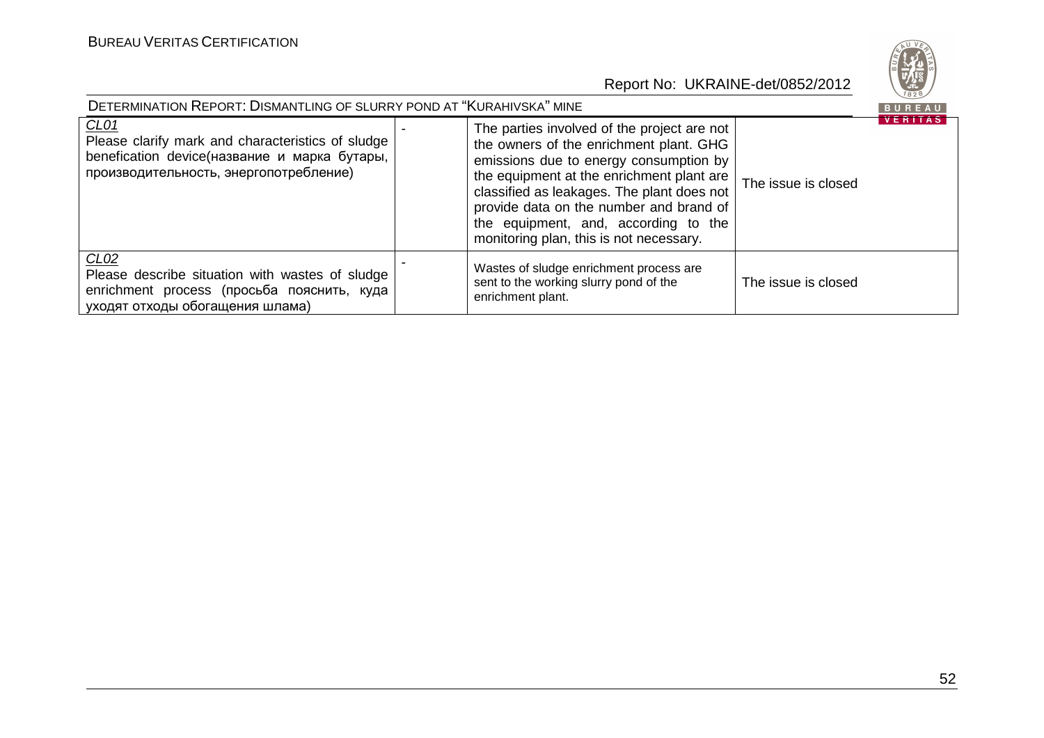| | | | |
|---|---|---|---|
| *CL01*<br>Please clarify mark and characteristics of sludge benefication device(название и марка бутары, производительность, энергопотребление) | - | The parties involved of the project are not the owners of the enrichment plant. GHG emissions due to energy consumption by the equipment at the enrichment plant are classified as leakages. The plant does not provide data on the number and brand of the equipment, and, according to the monitoring plan, this is not necessary. | The issue is closed |
| *CL02*<br>Please describe situation with wastes of sludge enrichment process (просьба пояснить, куда уходят отходы обогащения шлама) | - | Wastes of sludge enrichment process are sent to the working slurry pond of the enrichment plant. | The issue is closed |